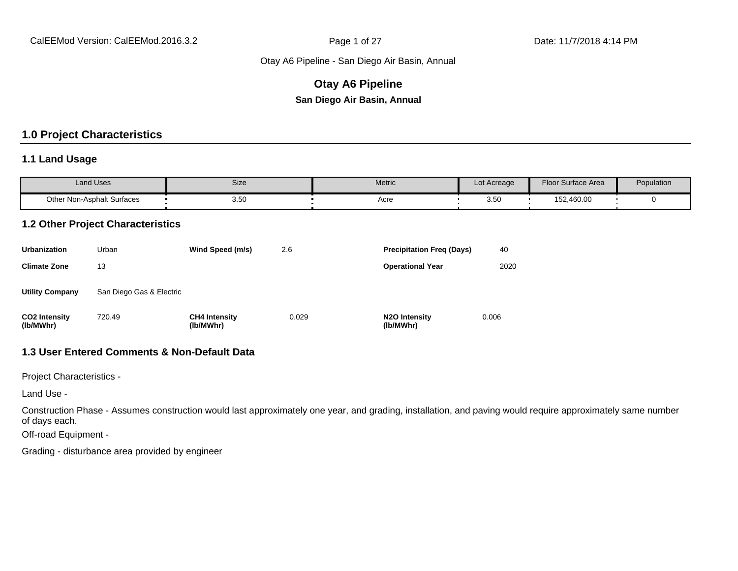# Otay A6 Pipeline

**San Diego Air Basin, Annual**

## 1.0 Project Characteristics

### 1.1 Land Usage

| Land Uses | Size | Metric | Lot Acreage | Floor Surface Area | Population |
|---|---|---|---|---|---|
| Other Non-Asphalt Surfaces | 3.50 | Acre | 3.50 | 152,460.00 | 0 |

### 1.2 Other Project Characteristics

| | | | | | |
|---|---|---|---|---|---|
| **Urbanization** | Urban | **Wind Speed (m/s)** | 2.6 | **Precipitation Freq (Days)** | 40 |
| **Climate Zone** | 13 | | | **Operational Year** | 2020 |
| **Utility Company** | San Diego Gas & Electric | | | | |
| **CO2 Intensity (lb/MWhr)** | 720.49 | **CH4 Intensity (lb/MWhr)** | 0.029 | **N2O Intensity (lb/MWhr)** | 0.006 |

### 1.3 User Entered Comments & Non-Default Data

Project Characteristics -

Land Use -

Construction Phase - Assumes construction would last approximately one year, and grading, installation, and paving would require approximately same number of days each.

Off-road Equipment -

Grading - disturbance area provided by engineer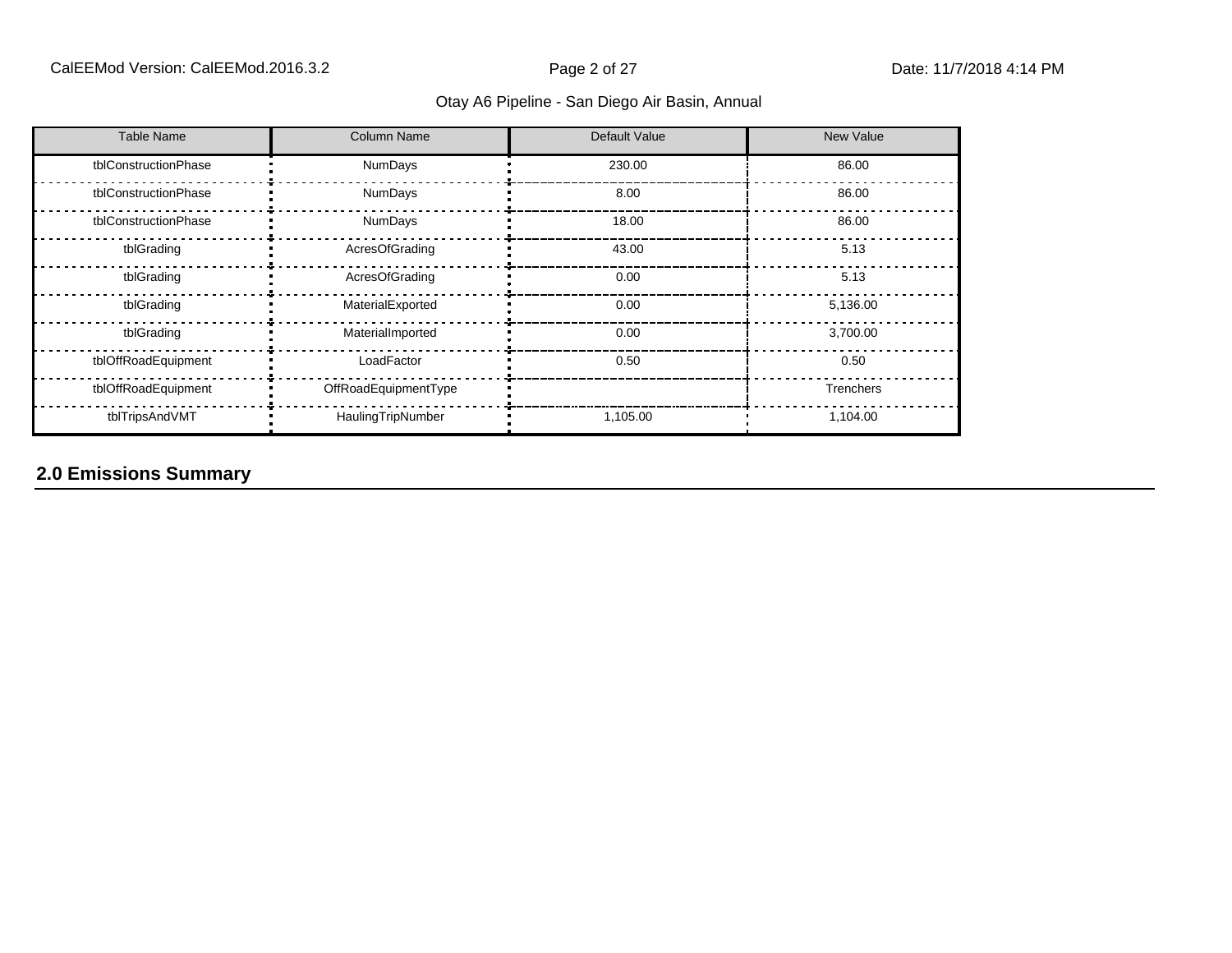| Table Name | Column Name | Default Value | New Value |
|---|---|---|---|
| tblConstructionPhase | NumDays | 230.00 | 86.00 |
| tblConstructionPhase | NumDays | 8.00 | 86.00 |
| tblConstructionPhase | NumDays | 18.00 | 86.00 |
| tblGrading | AcresOfGrading | 43.00 | 5.13 |
| tblGrading | AcresOfGrading | 0.00 | 5.13 |
| tblGrading | MaterialExported | 0.00 | 5,136.00 |
| tblGrading | MaterialImported | 0.00 | 3,700.00 |
| tblOffRoadEquipment | LoadFactor | 0.50 | 0.50 |
| tblOffRoadEquipment | OffRoadEquipmentType | | Trenchers |
| tblTripsAndVMT | HaulingTripNumber | 1,105.00 | 1,104.00 |

## 2.0 Emissions Summary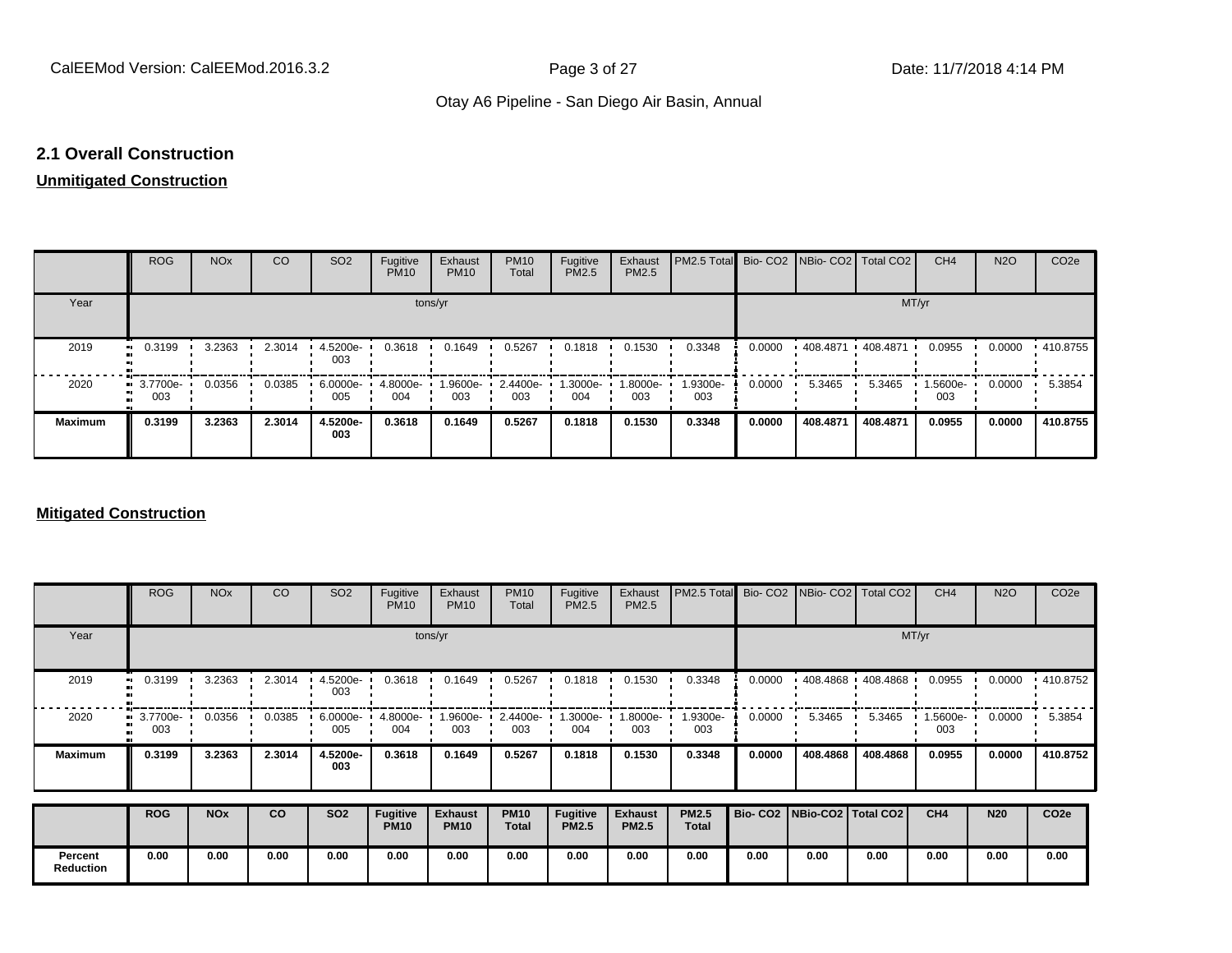## 2.1 Overall Construction

**Unmitigated Construction**

| | ROG | NOx | CO | SO2 | Fugitive PM10 | Exhaust PM10 | PM10 Total | Fugitive PM2.5 | Exhaust PM2.5 | PM2.5 Total | Bio- CO2 | NBio- CO2 | Total CO2 | CH4 | N2O | CO2e |
|---|---|---|---|---|---|---|---|---|---|---|---|---|---|---|---|---|
| Year | tons/yr | | | | | | | | | | MT/yr | | | | | |
| 2019 | 0.3199 | 3.2363 | 2.3014 | 4.5200e-003 | 0.3618 | 0.1649 | 0.5267 | 0.1818 | 0.1530 | 0.3348 | 0.0000 | 408.4871 | 408.4871 | 0.0955 | 0.0000 | 410.8755 |
| 2020 | 3.7700e-003 | 0.0356 | 0.0385 | 6.0000e-005 | 4.8000e-004 | 1.9600e-003 | 2.4400e-003 | 1.3000e-004 | 1.8000e-003 | 1.9300e-003 | 0.0000 | 5.3465 | 5.3465 | 1.5600e-003 | 0.0000 | 5.3854 |
| **Maximum** | **0.3199** | **3.2363** | **2.3014** | **4.5200e-003** | **0.3618** | **0.1649** | **0.5267** | **0.1818** | **0.1530** | **0.3348** | **0.0000** | **408.4871** | **408.4871** | **0.0955** | **0.0000** | **410.8755** |

**Mitigated Construction**

| | ROG | NOx | CO | SO2 | Fugitive PM10 | Exhaust PM10 | PM10 Total | Fugitive PM2.5 | Exhaust PM2.5 | PM2.5 Total | Bio- CO2 | NBio- CO2 | Total CO2 | CH4 | N2O | CO2e |
|---|---|---|---|---|---|---|---|---|---|---|---|---|---|---|---|---|
| Year | tons/yr | | | | | | | | | | MT/yr | | | | | |
| 2019 | 0.3199 | 3.2363 | 2.3014 | 4.5200e-003 | 0.3618 | 0.1649 | 0.5267 | 0.1818 | 0.1530 | 0.3348 | 0.0000 | 408.4868 | 408.4868 | 0.0955 | 0.0000 | 410.8752 |
| 2020 | 3.7700e-003 | 0.0356 | 0.0385 | 6.0000e-005 | 4.8000e-004 | 1.9600e-003 | 2.4400e-003 | 1.3000e-004 | 1.8000e-003 | 1.9300e-003 | 0.0000 | 5.3465 | 5.3465 | 1.5600e-003 | 0.0000 | 5.3854 |
| **Maximum** | **0.3199** | **3.2363** | **2.3014** | **4.5200e-003** | **0.3618** | **0.1649** | **0.5267** | **0.1818** | **0.1530** | **0.3348** | **0.0000** | **408.4868** | **408.4868** | **0.0955** | **0.0000** | **410.8752** |

| | **ROG** | **NOx** | **CO** | **SO2** | **Fugitive PM10** | **Exhaust PM10** | **PM10 Total** | **Fugitive PM2.5** | **Exhaust PM2.5** | **PM2.5 Total** | **Bio- CO2** | **NBio-CO2** | **Total CO2** | **CH4** | **N20** | **CO2e** |
|---|---|---|---|---|---|---|---|---|---|---|---|---|---|---|---|---|
| **Percent Reduction** | **0.00** | **0.00** | **0.00** | **0.00** | **0.00** | **0.00** | **0.00** | **0.00** | **0.00** | **0.00** | **0.00** | **0.00** | **0.00** | **0.00** | **0.00** | **0.00** |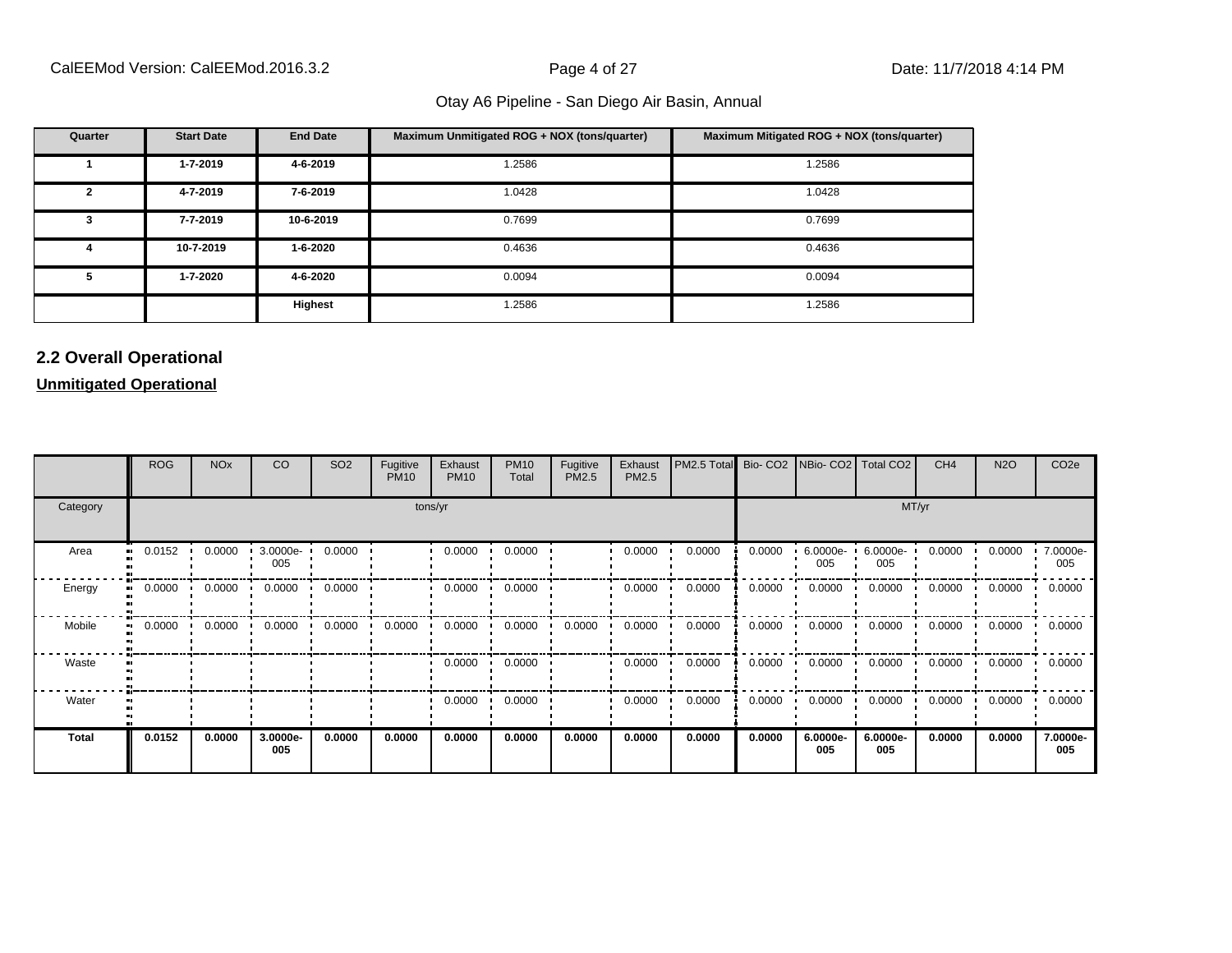Otay A6 Pipeline - San Diego Air Basin, Annual

| Quarter | Start Date | End Date | Maximum Unmitigated ROG + NOX (tons/quarter) | Maximum Mitigated ROG + NOX (tons/quarter) |
|---|---|---|---|---|
| 1 | 1-7-2019 | 4-6-2019 | 1.2586 | 1.2586 |
| 2 | 4-7-2019 | 7-6-2019 | 1.0428 | 1.0428 |
| 3 | 7-7-2019 | 10-6-2019 | 0.7699 | 0.7699 |
| 4 | 10-7-2019 | 1-6-2020 | 0.4636 | 0.4636 |
| 5 | 1-7-2020 | 4-6-2020 | 0.0094 | 0.0094 |
| | | **Highest** | 1.2586 | 1.2586 |

## 2.2 Overall Operational

**Unmitigated Operational**

| | ROG | NOx | CO | SO2 | Fugitive PM10 | Exhaust PM10 | PM10 Total | Fugitive PM2.5 | Exhaust PM2.5 | PM2.5 Total | Bio- CO2 | NBio- CO2 | Total CO2 | CH4 | N2O | CO2e |
|---|---|---|---|---|---|---|---|---|---|---|---|---|---|---|---|---|
| Category | tons/yr | | | | | | | | | | MT/yr | | | | | |
| Area | 0.0152 | 0.0000 | 3.0000e-005 | 0.0000 | | 0.0000 | 0.0000 | | 0.0000 | 0.0000 | 0.0000 | 6.0000e-005 | 6.0000e-005 | 0.0000 | 0.0000 | 7.0000e-005 |
| Energy | 0.0000 | 0.0000 | 0.0000 | 0.0000 | | 0.0000 | 0.0000 | | 0.0000 | 0.0000 | 0.0000 | 0.0000 | 0.0000 | 0.0000 | 0.0000 | 0.0000 |
| Mobile | 0.0000 | 0.0000 | 0.0000 | 0.0000 | 0.0000 | 0.0000 | 0.0000 | 0.0000 | 0.0000 | 0.0000 | 0.0000 | 0.0000 | 0.0000 | 0.0000 | 0.0000 | 0.0000 |
| Waste | | | | | | 0.0000 | 0.0000 | | 0.0000 | 0.0000 | 0.0000 | 0.0000 | 0.0000 | 0.0000 | 0.0000 | 0.0000 |
| Water | | | | | | 0.0000 | 0.0000 | | 0.0000 | 0.0000 | 0.0000 | 0.0000 | 0.0000 | 0.0000 | 0.0000 | 0.0000 |
| **Total** | **0.0152** | **0.0000** | **3.0000e-005** | **0.0000** | **0.0000** | **0.0000** | **0.0000** | **0.0000** | **0.0000** | **0.0000** | **0.0000** | **6.0000e-005** | **6.0000e-005** | **0.0000** | **0.0000** | **7.0000e-005** |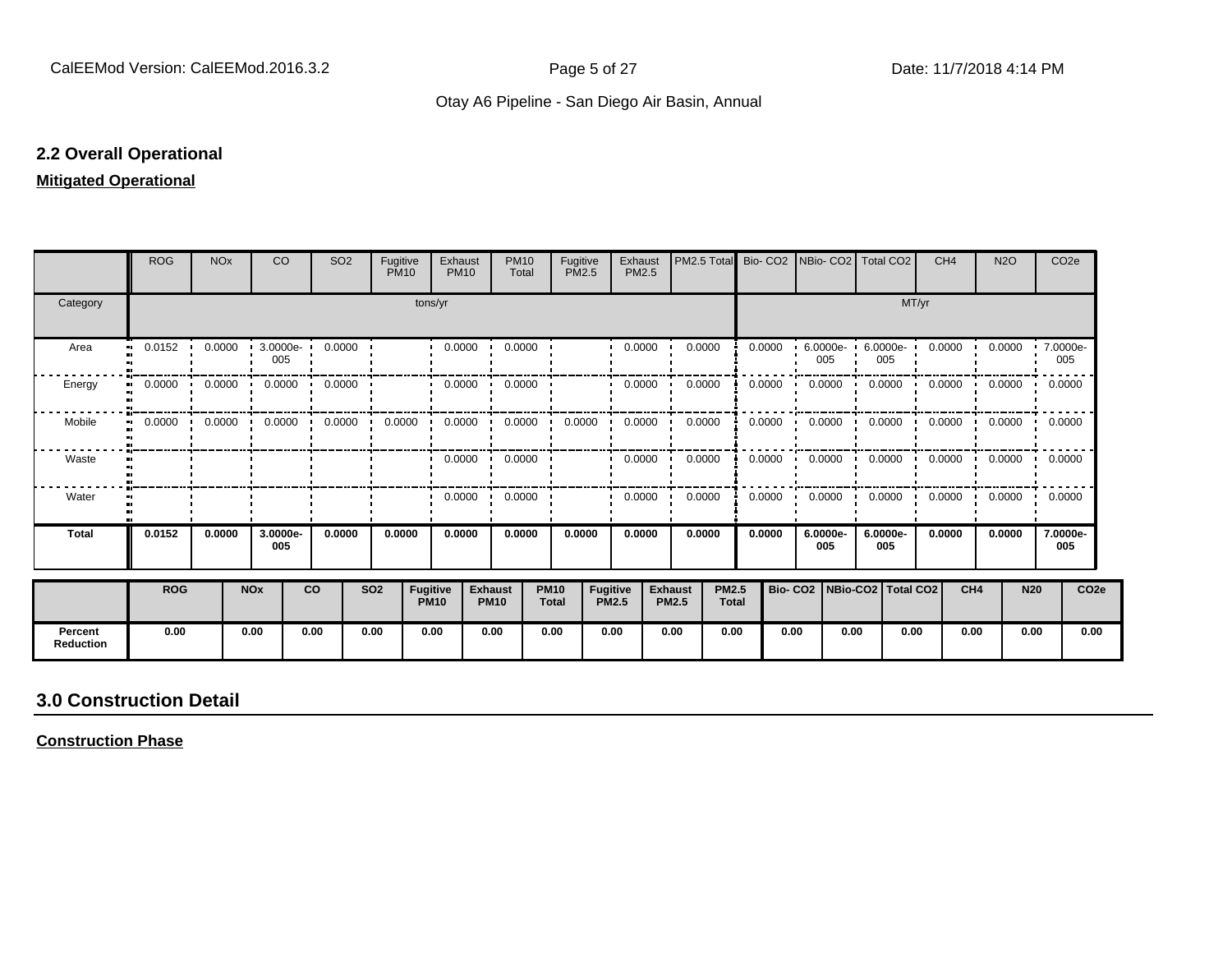## 2.2 Overall Operational

**Mitigated Operational**

| | ROG | NOx | CO | SO2 | Fugitive PM10 | Exhaust PM10 | PM10 Total | Fugitive PM2.5 | Exhaust PM2.5 | PM2.5 Total | Bio- CO2 | NBio- CO2 | Total CO2 | CH4 | N2O | CO2e |
|---|---|---|---|---|---|---|---|---|---|---|---|---|---|---|---|---|
| Category | tons/yr | | | | | | | | | | MT/yr | | | | | |
| Area | 0.0152 | 0.0000 | 3.0000e-005 | 0.0000 | | 0.0000 | 0.0000 | | 0.0000 | 0.0000 | 0.0000 | 6.0000e-005 | 6.0000e-005 | 0.0000 | 0.0000 | 7.0000e-005 |
| Energy | 0.0000 | 0.0000 | 0.0000 | 0.0000 | | 0.0000 | 0.0000 | | 0.0000 | 0.0000 | 0.0000 | 0.0000 | 0.0000 | 0.0000 | 0.0000 | 0.0000 |
| Mobile | 0.0000 | 0.0000 | 0.0000 | 0.0000 | 0.0000 | 0.0000 | 0.0000 | 0.0000 | 0.0000 | 0.0000 | 0.0000 | 0.0000 | 0.0000 | 0.0000 | 0.0000 | 0.0000 |
| Waste | | | | | | 0.0000 | 0.0000 | | 0.0000 | 0.0000 | 0.0000 | 0.0000 | 0.0000 | 0.0000 | 0.0000 | 0.0000 |
| Water | | | | | | 0.0000 | 0.0000 | | 0.0000 | 0.0000 | 0.0000 | 0.0000 | 0.0000 | 0.0000 | 0.0000 | 0.0000 |
| **Total** | **0.0152** | **0.0000** | **3.0000e-005** | **0.0000** | **0.0000** | **0.0000** | **0.0000** | **0.0000** | **0.0000** | **0.0000** | **0.0000** | **6.0000e-005** | **6.0000e-005** | **0.0000** | **0.0000** | **7.0000e-005** |

| | ROG | NOx | CO | SO2 | Fugitive PM10 | Exhaust PM10 | PM10 Total | Fugitive PM2.5 | Exhaust PM2.5 | PM2.5 Total | Bio- CO2 | NBio-CO2 | Total CO2 | CH4 | N20 | CO2e |
|---|---|---|---|---|---|---|---|---|---|---|---|---|---|---|---|---|
| **Percent Reduction** | **0.00** | **0.00** | **0.00** | **0.00** | **0.00** | **0.00** | **0.00** | **0.00** | **0.00** | **0.00** | **0.00** | **0.00** | **0.00** | **0.00** | **0.00** | **0.00** |

# 3.0 Construction Detail

**Construction Phase**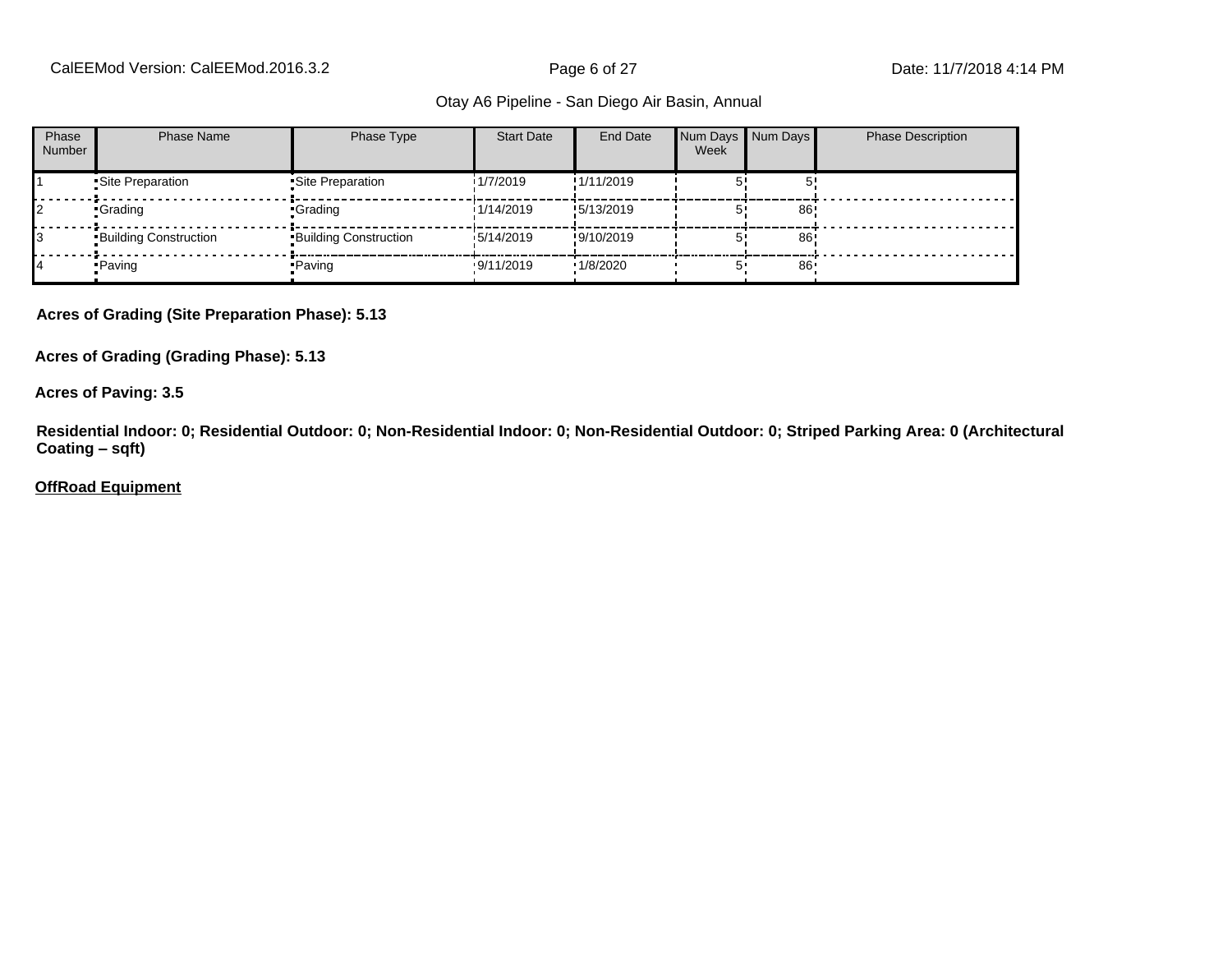Otay A6 Pipeline - San Diego Air Basin, Annual

| Phase Number | Phase Name | Phase Type | Start Date | End Date | Num Days Week | Num Days | Phase Description |
| --- | --- | --- | --- | --- | --- | --- | --- |
| 1 | Site Preparation | Site Preparation | 1/7/2019 | 1/11/2019 | 5 | 5 | |
| 2 | Grading | Grading | 1/14/2019 | 5/13/2019 | 5 | 86 | |
| 3 | Building Construction | Building Construction | 5/14/2019 | 9/10/2019 | 5 | 86 | |
| 4 | Paving | Paving | 9/11/2019 | 1/8/2020 | 5 | 86 | |

**Acres of Grading (Site Preparation Phase): 5.13**

**Acres of Grading (Grading Phase): 5.13**

**Acres of Paving: 3.5**

**Residential Indoor: 0; Residential Outdoor: 0; Non-Residential Indoor: 0; Non-Residential Outdoor: 0; Striped Parking Area: 0 (Architectural Coating – sqft)**

**OffRoad Equipment**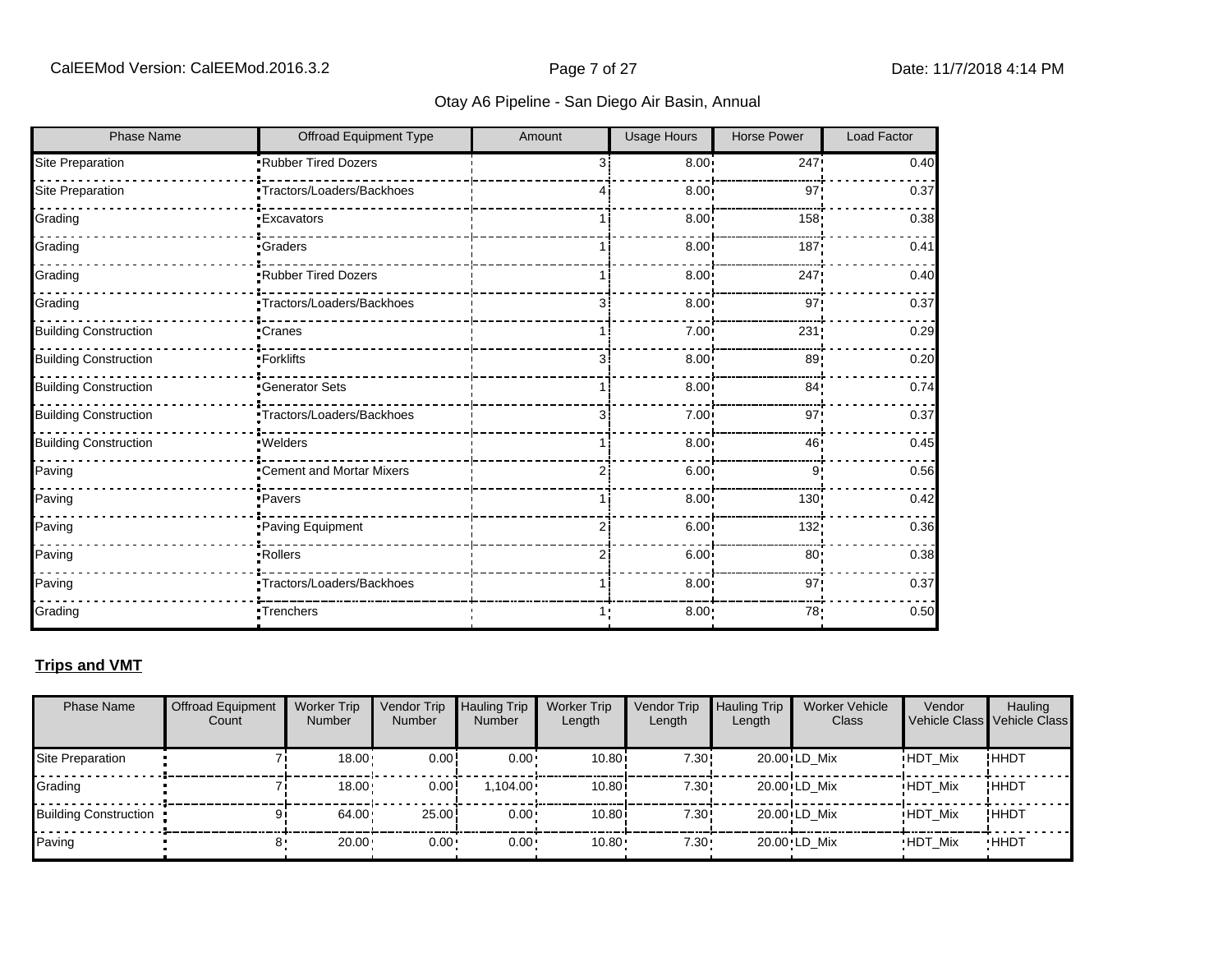| Phase Name | Offroad Equipment Type | Amount | Usage Hours | Horse Power | Load Factor |
|---|---|---|---|---|---|
| Site Preparation | Rubber Tired Dozers | 3 | 8.00 | 247 | 0.40 |
| Site Preparation | Tractors/Loaders/Backhoes | 4 | 8.00 | 97 | 0.37 |
| Grading | Excavators | 1 | 8.00 | 158 | 0.38 |
| Grading | Graders | 1 | 8.00 | 187 | 0.41 |
| Grading | Rubber Tired Dozers | 1 | 8.00 | 247 | 0.40 |
| Grading | Tractors/Loaders/Backhoes | 3 | 8.00 | 97 | 0.37 |
| Building Construction | Cranes | 1 | 7.00 | 231 | 0.29 |
| Building Construction | Forklifts | 3 | 8.00 | 89 | 0.20 |
| Building Construction | Generator Sets | 1 | 8.00 | 84 | 0.74 |
| Building Construction | Tractors/Loaders/Backhoes | 3 | 7.00 | 97 | 0.37 |
| Building Construction | Welders | 1 | 8.00 | 46 | 0.45 |
| Paving | Cement and Mortar Mixers | 2 | 6.00 | 9 | 0.56 |
| Paving | Pavers | 1 | 8.00 | 130 | 0.42 |
| Paving | Paving Equipment | 2 | 6.00 | 132 | 0.36 |
| Paving | Rollers | 2 | 6.00 | 80 | 0.38 |
| Paving | Tractors/Loaders/Backhoes | 1 | 8.00 | 97 | 0.37 |
| Grading | Trenchers | 1 | 8.00 | 78 | 0.50 |

**Trips and VMT**

| Phase Name | Offroad Equipment Count | Worker Trip Number | Vendor Trip Number | Hauling Trip Number | Worker Trip Length | Vendor Trip Length | Hauling Trip Length | Worker Vehicle Class | Vendor Vehicle Class | Hauling Vehicle Class |
|---|---|---|---|---|---|---|---|---|---|---|
| Site Preparation | 7 | 18.00 | 0.00 | 0.00 | 10.80 | 7.30 | 20.00 | LD_Mix | HDT_Mix | HHDT |
| Grading | 7 | 18.00 | 0.00 | 1,104.00 | 10.80 | 7.30 | 20.00 | LD_Mix | HDT_Mix | HHDT |
| Building Construction | 9 | 64.00 | 25.00 | 0.00 | 10.80 | 7.30 | 20.00 | LD_Mix | HDT_Mix | HHDT |
| Paving | 8 | 20.00 | 0.00 | 0.00 | 10.80 | 7.30 | 20.00 | LD_Mix | HDT_Mix | HHDT |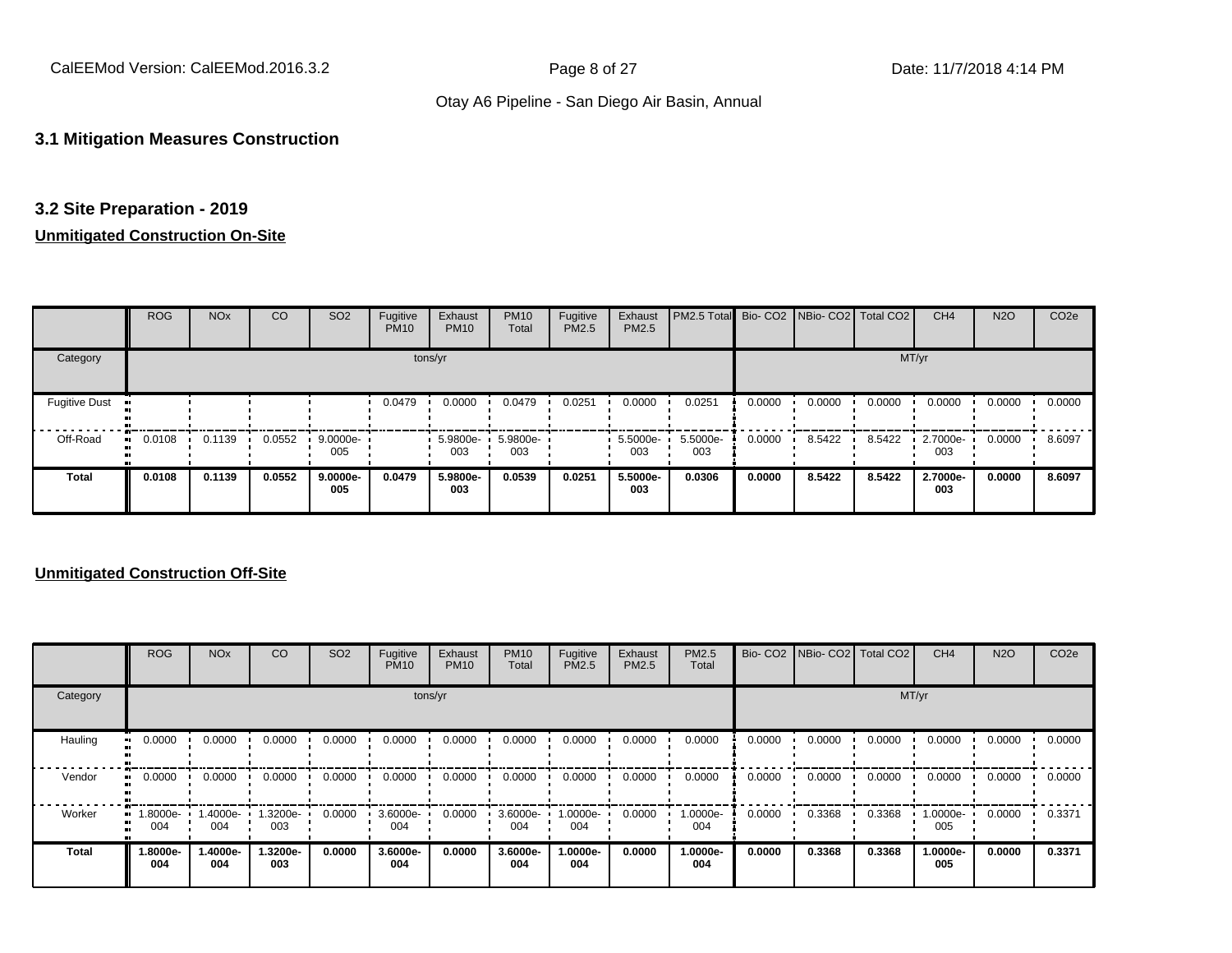### 3.1 Mitigation Measures Construction

### 3.2 Site Preparation - 2019

**Unmitigated Construction On-Site**

| | ROG | NOx | CO | SO2 | Fugitive PM10 | Exhaust PM10 | PM10 Total | Fugitive PM2.5 | Exhaust PM2.5 | PM2.5 Total | Bio- CO2 | NBio- CO2 | Total CO2 | CH4 | N2O | CO2e |
|---|---|---|---|---|---|---|---|---|---|---|---|---|---|---|---|---|
| Category | tons/yr | | | | | | | | | | MT/yr | | | | | |
| Fugitive Dust | | | | | 0.0479 | 0.0000 | 0.0479 | 0.0251 | 0.0000 | 0.0251 | 0.0000 | 0.0000 | 0.0000 | 0.0000 | 0.0000 | 0.0000 |
| Off-Road | 0.0108 | 0.1139 | 0.0552 | 9.0000e-005 | | 5.9800e-003 | 5.9800e-003 | | 5.5000e-003 | 5.5000e-003 | 0.0000 | 8.5422 | 8.5422 | 2.7000e-003 | 0.0000 | 8.6097 |
| **Total** | **0.0108** | **0.1139** | **0.0552** | **9.0000e-005** | **0.0479** | **5.9800e-003** | **0.0539** | **0.0251** | **5.5000e-003** | **0.0306** | **0.0000** | **8.5422** | **8.5422** | **2.7000e-003** | **0.0000** | **8.6097** |

**Unmitigated Construction Off-Site**

| | ROG | NOx | CO | SO2 | Fugitive PM10 | Exhaust PM10 | PM10 Total | Fugitive PM2.5 | Exhaust PM2.5 | PM2.5 Total | Bio- CO2 | NBio- CO2 | Total CO2 | CH4 | N2O | CO2e |
|---|---|---|---|---|---|---|---|---|---|---|---|---|---|---|---|---|
| Category | tons/yr | | | | | | | | | | MT/yr | | | | | |
| Hauling | 0.0000 | 0.0000 | 0.0000 | 0.0000 | 0.0000 | 0.0000 | 0.0000 | 0.0000 | 0.0000 | 0.0000 | 0.0000 | 0.0000 | 0.0000 | 0.0000 | 0.0000 | 0.0000 |
| Vendor | 0.0000 | 0.0000 | 0.0000 | 0.0000 | 0.0000 | 0.0000 | 0.0000 | 0.0000 | 0.0000 | 0.0000 | 0.0000 | 0.0000 | 0.0000 | 0.0000 | 0.0000 | 0.0000 |
| Worker | 1.8000e-004 | 1.4000e-004 | 1.3200e-003 | 0.0000 | 3.6000e-004 | 0.0000 | 3.6000e-004 | 1.0000e-004 | 0.0000 | 1.0000e-004 | 0.0000 | 0.3368 | 0.3368 | 1.0000e-005 | 0.0000 | 0.3371 |
| **Total** | **1.8000e-004** | **1.4000e-004** | **1.3200e-003** | **0.0000** | **3.6000e-004** | **0.0000** | **3.6000e-004** | **1.0000e-004** | **0.0000** | **1.0000e-004** | **0.0000** | **0.3368** | **0.3368** | **1.0000e-005** | **0.0000** | **0.3371** |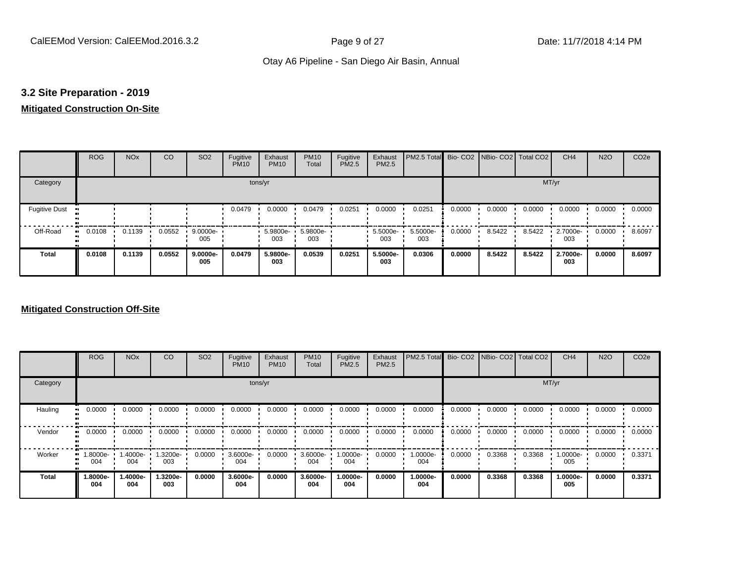### 3.2 Site Preparation - 2019

**Mitigated Construction On-Site**

| | ROG | NOx | CO | SO2 | Fugitive PM10 | Exhaust PM10 | PM10 Total | Fugitive PM2.5 | Exhaust PM2.5 | PM2.5 Total | Bio- CO2 | NBio- CO2 | Total CO2 | CH4 | N2O | CO2e |
|---|---|---|---|---|---|---|---|---|---|---|---|---|---|---|---|---|
| Category | tons/yr | | | | | | | | | | MT/yr | | | | | |
| Fugitive Dust | | | | | 0.0479 | 0.0000 | 0.0479 | 0.0251 | 0.0000 | 0.0251 | 0.0000 | 0.0000 | 0.0000 | 0.0000 | 0.0000 | 0.0000 |
| Off-Road | 0.0108 | 0.1139 | 0.0552 | 9.0000e-005 | | 5.9800e-003 | 5.9800e-003 | | 5.5000e-003 | 5.5000e-003 | 0.0000 | 8.5422 | 8.5422 | 2.7000e-003 | 0.0000 | 8.6097 |
| **Total** | **0.0108** | **0.1139** | **0.0552** | **9.0000e-005** | **0.0479** | **5.9800e-003** | **0.0539** | **0.0251** | **5.5000e-003** | **0.0306** | **0.0000** | **8.5422** | **8.5422** | **2.7000e-003** | **0.0000** | **8.6097** |

**Mitigated Construction Off-Site**

| | ROG | NOx | CO | SO2 | Fugitive PM10 | Exhaust PM10 | PM10 Total | Fugitive PM2.5 | Exhaust PM2.5 | PM2.5 Total | Bio- CO2 | NBio- CO2 | Total CO2 | CH4 | N2O | CO2e |
|---|---|---|---|---|---|---|---|---|---|---|---|---|---|---|---|---|
| Category | tons/yr | | | | | | | | | | MT/yr | | | | | |
| Hauling | 0.0000 | 0.0000 | 0.0000 | 0.0000 | 0.0000 | 0.0000 | 0.0000 | 0.0000 | 0.0000 | 0.0000 | 0.0000 | 0.0000 | 0.0000 | 0.0000 | 0.0000 | 0.0000 |
| Vendor | 0.0000 | 0.0000 | 0.0000 | 0.0000 | 0.0000 | 0.0000 | 0.0000 | 0.0000 | 0.0000 | 0.0000 | 0.0000 | 0.0000 | 0.0000 | 0.0000 | 0.0000 | 0.0000 |
| Worker | 1.8000e-004 | 1.4000e-004 | 1.3200e-003 | 0.0000 | 3.6000e-004 | 0.0000 | 3.6000e-004 | 1.0000e-004 | 0.0000 | 1.0000e-004 | 0.0000 | 0.3368 | 0.3368 | 1.0000e-005 | 0.0000 | 0.3371 |
| **Total** | **1.8000e-004** | **1.4000e-004** | **1.3200e-003** | **0.0000** | **3.6000e-004** | **0.0000** | **3.6000e-004** | **1.0000e-004** | **0.0000** | **1.0000e-004** | **0.0000** | **0.3368** | **0.3368** | **1.0000e-005** | **0.0000** | **0.3371** |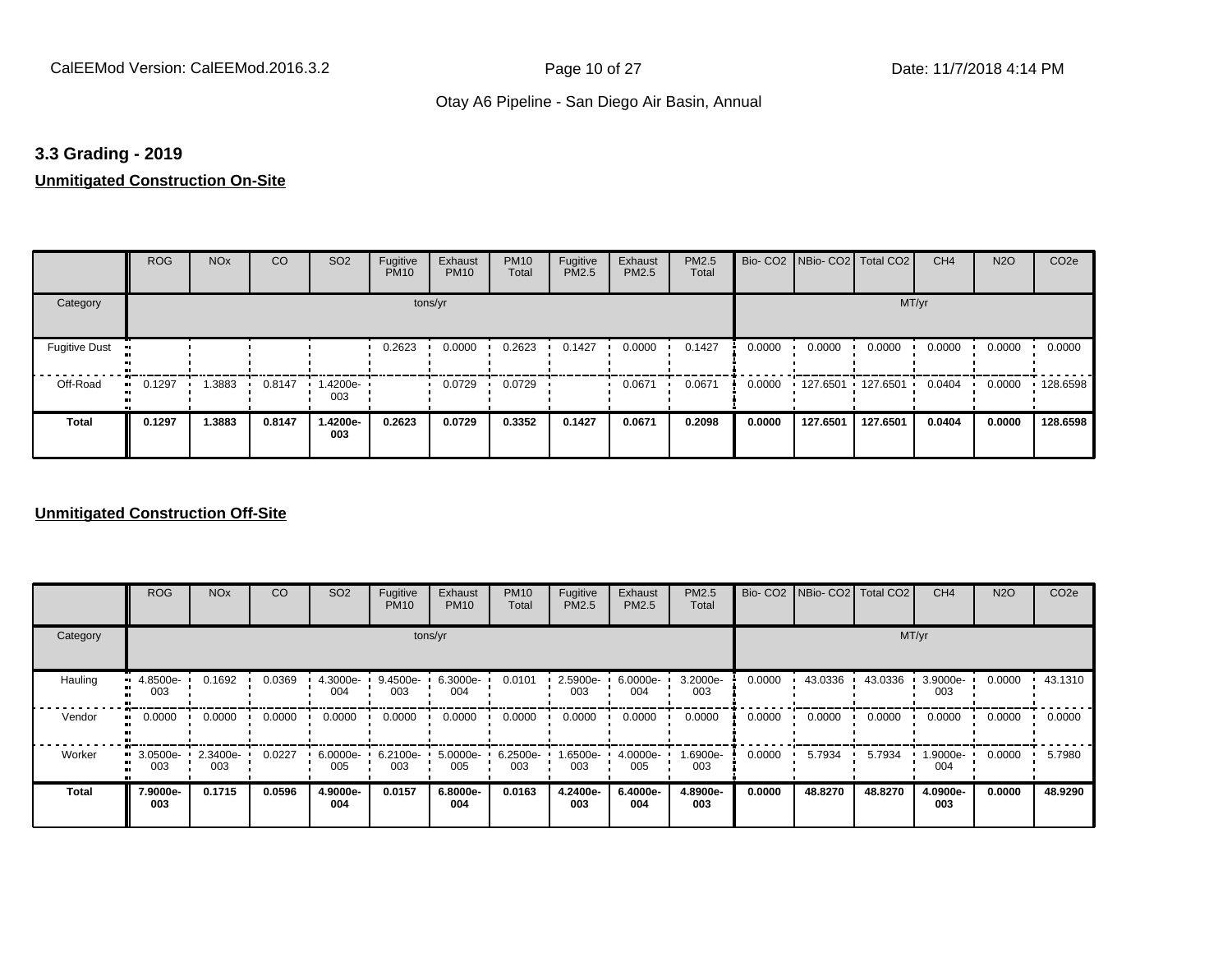## 3.3 Grading - 2019

**Unmitigated Construction On-Site**

| | ROG | NOx | CO | SO2 | Fugitive PM10 | Exhaust PM10 | PM10 Total | Fugitive PM2.5 | Exhaust PM2.5 | PM2.5 Total | Bio- CO2 | NBio- CO2 | Total CO2 | CH4 | N2O | CO2e |
|---|---|---|---|---|---|---|---|---|---|---|---|---|---|---|---|---|
| Category | tons/yr | | | | | | | | | | MT/yr | | | | | |
| Fugitive Dust | | | | | 0.2623 | 0.0000 | 0.2623 | 0.1427 | 0.0000 | 0.1427 | 0.0000 | 0.0000 | 0.0000 | 0.0000 | 0.0000 | 0.0000 |
| Off-Road | 0.1297 | 1.3883 | 0.8147 | 1.4200e-003 | | 0.0729 | 0.0729 | | 0.0671 | 0.0671 | 0.0000 | 127.6501 | 127.6501 | 0.0404 | 0.0000 | 128.6598 |
| **Total** | **0.1297** | **1.3883** | **0.8147** | **1.4200e-003** | **0.2623** | **0.0729** | **0.3352** | **0.1427** | **0.0671** | **0.2098** | **0.0000** | **127.6501** | **127.6501** | **0.0404** | **0.0000** | **128.6598** |

**Unmitigated Construction Off-Site**

| | ROG | NOx | CO | SO2 | Fugitive PM10 | Exhaust PM10 | PM10 Total | Fugitive PM2.5 | Exhaust PM2.5 | PM2.5 Total | Bio- CO2 | NBio- CO2 | Total CO2 | CH4 | N2O | CO2e |
|---|---|---|---|---|---|---|---|---|---|---|---|---|---|---|---|---|
| Category | tons/yr | | | | | | | | | | MT/yr | | | | | |
| Hauling | 4.8500e-003 | 0.1692 | 0.0369 | 4.3000e-004 | 9.4500e-003 | 6.3000e-004 | 0.0101 | 2.5900e-003 | 6.0000e-004 | 3.2000e-003 | 0.0000 | 43.0336 | 43.0336 | 3.9000e-003 | 0.0000 | 43.1310 |
| Vendor | 0.0000 | 0.0000 | 0.0000 | 0.0000 | 0.0000 | 0.0000 | 0.0000 | 0.0000 | 0.0000 | 0.0000 | 0.0000 | 0.0000 | 0.0000 | 0.0000 | 0.0000 | 0.0000 |
| Worker | 3.0500e-003 | 2.3400e-003 | 0.0227 | 6.0000e-005 | 6.2100e-003 | 5.0000e-005 | 6.2500e-003 | 1.6500e-003 | 4.0000e-005 | 1.6900e-003 | 0.0000 | 5.7934 | 5.7934 | 1.9000e-004 | 0.0000 | 5.7980 |
| **Total** | **7.9000e-003** | **0.1715** | **0.0596** | **4.9000e-004** | **0.0157** | **6.8000e-004** | **0.0163** | **4.2400e-003** | **6.4000e-004** | **4.8900e-003** | **0.0000** | **48.8270** | **48.8270** | **4.0900e-003** | **0.0000** | **48.9290** |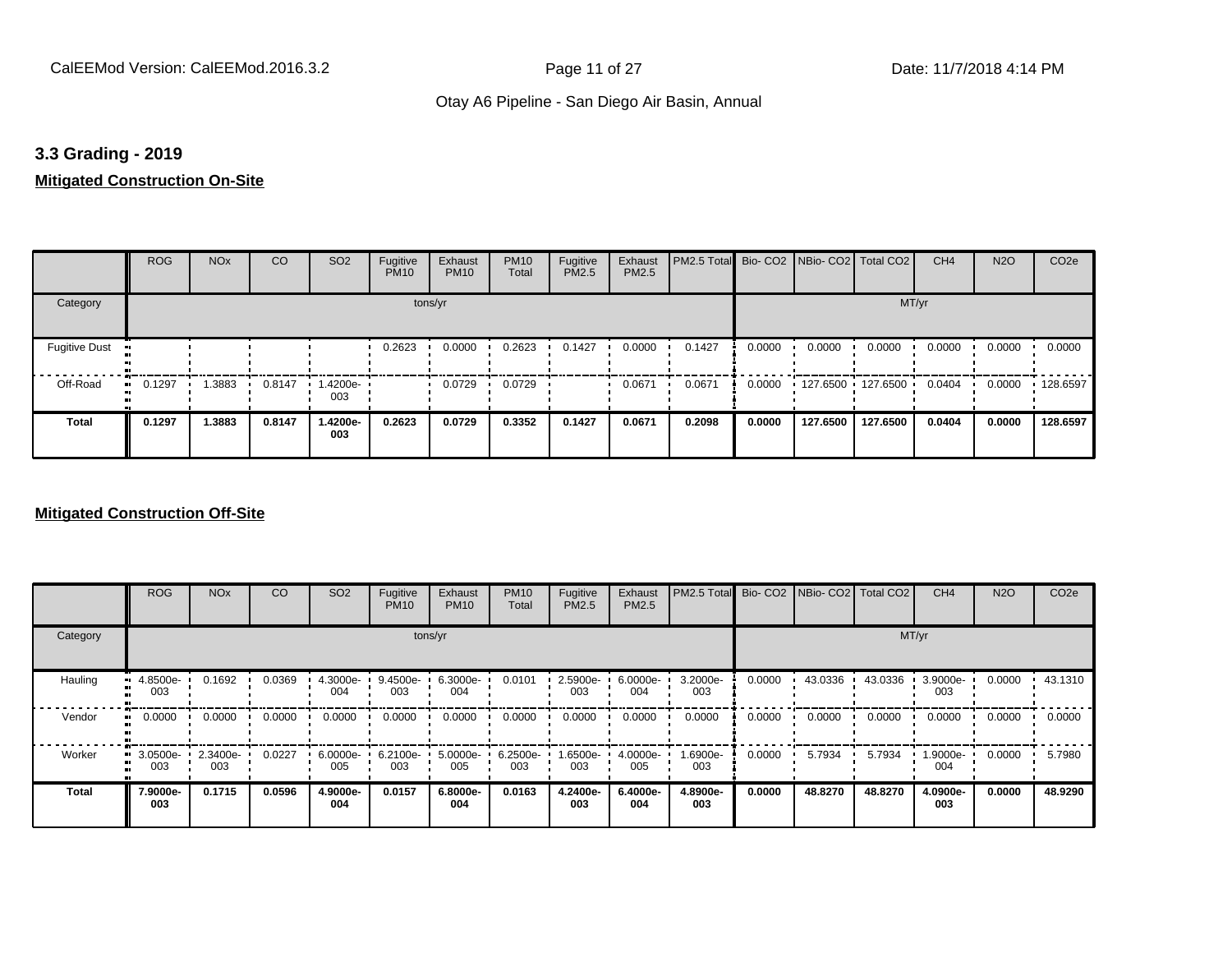## 3.3 Grading - 2019

**Mitigated Construction On-Site**

| | ROG | NOx | CO | SO2 | Fugitive PM10 | Exhaust PM10 | PM10 Total | Fugitive PM2.5 | Exhaust PM2.5 | PM2.5 Total | Bio- CO2 | NBio- CO2 | Total CO2 | CH4 | N2O | CO2e |
|---|---|---|---|---|---|---|---|---|---|---|---|---|---|---|---|---|
| Category | tons/yr | | | | | | | | | | MT/yr | | | | | |
| Fugitive Dust | | | | | 0.2623 | 0.0000 | 0.2623 | 0.1427 | 0.0000 | 0.1427 | 0.0000 | 0.0000 | 0.0000 | 0.0000 | 0.0000 | 0.0000 |
| Off-Road | 0.1297 | 1.3883 | 0.8147 | 1.4200e-003 | | 0.0729 | 0.0729 | | 0.0671 | 0.0671 | 0.0000 | 127.6500 | 127.6500 | 0.0404 | 0.0000 | 128.6597 |
| **Total** | **0.1297** | **1.3883** | **0.8147** | **1.4200e-003** | **0.2623** | **0.0729** | **0.3352** | **0.1427** | **0.0671** | **0.2098** | **0.0000** | **127.6500** | **127.6500** | **0.0404** | **0.0000** | **128.6597** |

**Mitigated Construction Off-Site**

| | ROG | NOx | CO | SO2 | Fugitive PM10 | Exhaust PM10 | PM10 Total | Fugitive PM2.5 | Exhaust PM2.5 | PM2.5 Total | Bio- CO2 | NBio- CO2 | Total CO2 | CH4 | N2O | CO2e |
|---|---|---|---|---|---|---|---|---|---|---|---|---|---|---|---|---|
| Category | tons/yr | | | | | | | | | | MT/yr | | | | | |
| Hauling | 4.8500e-003 | 0.1692 | 0.0369 | 4.3000e-004 | 9.4500e-003 | 6.3000e-004 | 0.0101 | 2.5900e-003 | 6.0000e-004 | 3.2000e-003 | 0.0000 | 43.0336 | 43.0336 | 3.9000e-003 | 0.0000 | 43.1310 |
| Vendor | 0.0000 | 0.0000 | 0.0000 | 0.0000 | 0.0000 | 0.0000 | 0.0000 | 0.0000 | 0.0000 | 0.0000 | 0.0000 | 0.0000 | 0.0000 | 0.0000 | 0.0000 | 0.0000 |
| Worker | 3.0500e-003 | 2.3400e-003 | 0.0227 | 6.0000e-005 | 6.2100e-003 | 5.0000e-005 | 6.2500e-003 | 1.6500e-003 | 4.0000e-005 | 1.6900e-003 | 0.0000 | 5.7934 | 5.7934 | 1.9000e-004 | 0.0000 | 5.7980 |
| **Total** | **7.9000e-003** | **0.1715** | **0.0596** | **4.9000e-004** | **0.0157** | **6.8000e-004** | **0.0163** | **4.2400e-003** | **6.4000e-004** | **4.8900e-003** | **0.0000** | **48.8270** | **48.8270** | **4.0900e-003** | **0.0000** | **48.9290** |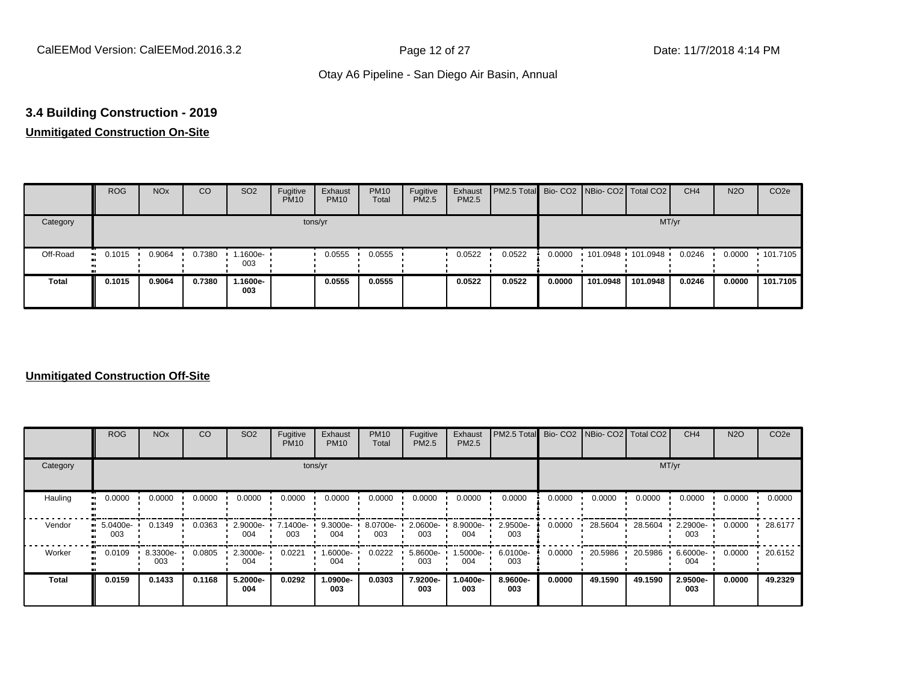Otay A6 Pipeline - San Diego Air Basin, Annual

### 3.4 Building Construction - 2019

**Unmitigated Construction On-Site**

| | ROG | NOx | CO | SO2 | Fugitive PM10 | Exhaust PM10 | PM10 Total | Fugitive PM2.5 | Exhaust PM2.5 | PM2.5 Total | Bio- CO2 | NBio- CO2 | Total CO2 | CH4 | N2O | CO2e |
|---|---|---|---|---|---|---|---|---|---|---|---|---|---|---|---|---|
| Category | tons/yr | | | | | | | | | | MT/yr | | | | | |
| Off-Road | 0.1015 | 0.9064 | 0.7380 | 1.1600e-003 | | 0.0555 | 0.0555 | | 0.0522 | 0.0522 | 0.0000 | 101.0948 | 101.0948 | 0.0246 | 0.0000 | 101.7105 |
| **Total** | **0.1015** | **0.9064** | **0.7380** | **1.1600e-003** | | **0.0555** | **0.0555** | | **0.0522** | **0.0522** | **0.0000** | **101.0948** | **101.0948** | **0.0246** | **0.0000** | **101.7105** |

**Unmitigated Construction Off-Site**

| | ROG | NOx | CO | SO2 | Fugitive PM10 | Exhaust PM10 | PM10 Total | Fugitive PM2.5 | Exhaust PM2.5 | PM2.5 Total | Bio- CO2 | NBio- CO2 | Total CO2 | CH4 | N2O | CO2e |
|---|---|---|---|---|---|---|---|---|---|---|---|---|---|---|---|---|
| Category | tons/yr | | | | | | | | | | MT/yr | | | | | |
| Hauling | 0.0000 | 0.0000 | 0.0000 | 0.0000 | 0.0000 | 0.0000 | 0.0000 | 0.0000 | 0.0000 | 0.0000 | 0.0000 | 0.0000 | 0.0000 | 0.0000 | 0.0000 | 0.0000 |
| Vendor | 5.0400e-003 | 0.1349 | 0.0363 | 2.9000e-004 | 7.1400e-003 | 9.3000e-004 | 8.0700e-003 | 2.0600e-003 | 8.9000e-004 | 2.9500e-003 | 0.0000 | 28.5604 | 28.5604 | 2.2900e-003 | 0.0000 | 28.6177 |
| Worker | 0.0109 | 8.3300e-003 | 0.0805 | 2.3000e-004 | 0.0221 | 1.6000e-004 | 0.0222 | 5.8600e-003 | 1.5000e-004 | 6.0100e-003 | 0.0000 | 20.5986 | 20.5986 | 6.6000e-004 | 0.0000 | 20.6152 |
| **Total** | **0.0159** | **0.1433** | **0.1168** | **5.2000e-004** | **0.0292** | **1.0900e-003** | **0.0303** | **7.9200e-003** | **1.0400e-003** | **8.9600e-003** | **0.0000** | **49.1590** | **49.1590** | **2.9500e-003** | **0.0000** | **49.2329** |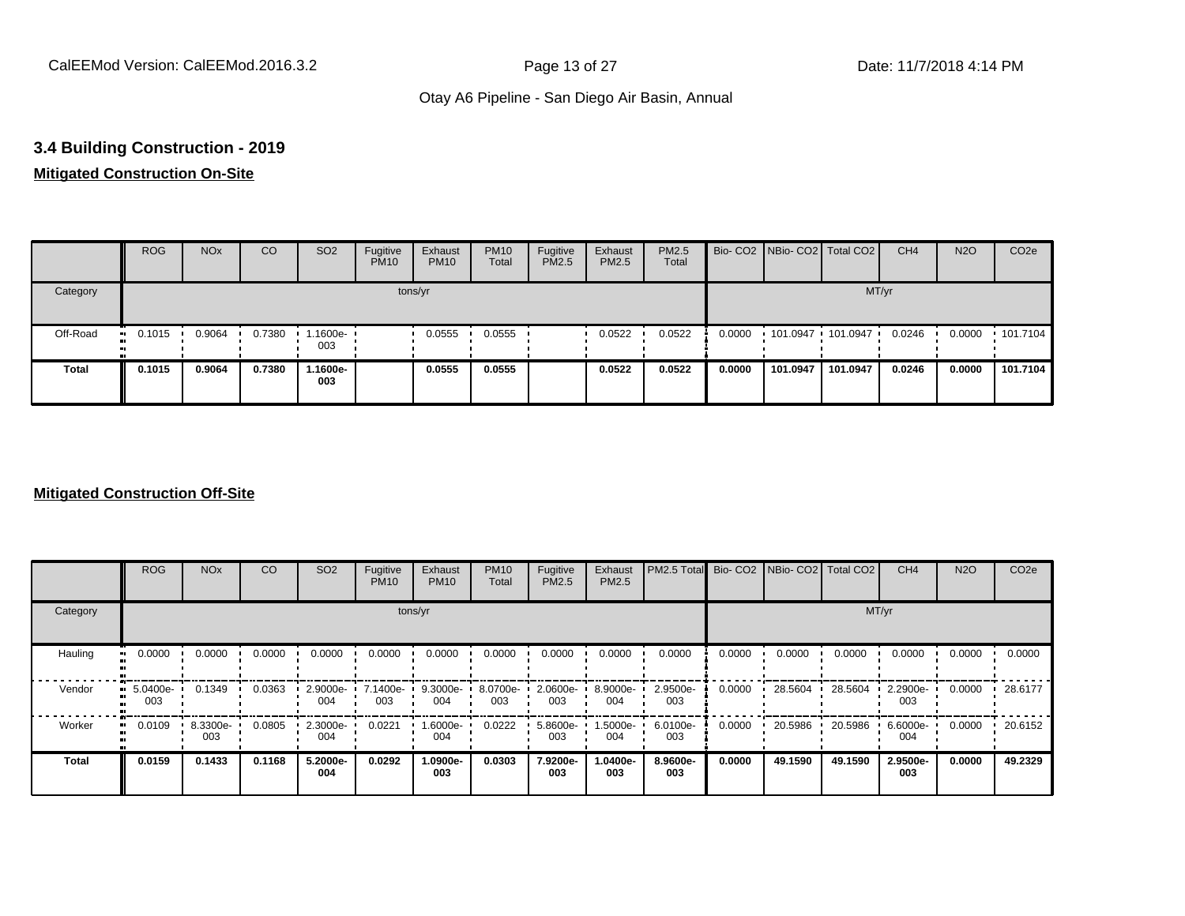## 3.4 Building Construction - 2019

**Mitigated Construction On-Site**

| | ROG | NOx | CO | SO2 | Fugitive PM10 | Exhaust PM10 | PM10 Total | Fugitive PM2.5 | Exhaust PM2.5 | PM2.5 Total | Bio- CO2 | NBio- CO2 | Total CO2 | CH4 | N2O | CO2e |
|---|---|---|---|---|---|---|---|---|---|---|---|---|---|---|---|---|
| Category | tons/yr | | | | | | | | | | MT/yr | | | | | |
| Off-Road | 0.1015 | 0.9064 | 0.7380 | 1.1600e-003 | | 0.0555 | 0.0555 | | 0.0522 | 0.0522 | 0.0000 | 101.0947 | 101.0947 | 0.0246 | 0.0000 | 101.7104 |
| **Total** | **0.1015** | **0.9064** | **0.7380** | **1.1600e-003** | | **0.0555** | **0.0555** | | **0.0522** | **0.0522** | **0.0000** | **101.0947** | **101.0947** | **0.0246** | **0.0000** | **101.7104** |

**Mitigated Construction Off-Site**

| | ROG | NOx | CO | SO2 | Fugitive PM10 | Exhaust PM10 | PM10 Total | Fugitive PM2.5 | Exhaust PM2.5 | PM2.5 Total | Bio- CO2 | NBio- CO2 | Total CO2 | CH4 | N2O | CO2e |
|---|---|---|---|---|---|---|---|---|---|---|---|---|---|---|---|---|
| Category | tons/yr | | | | | | | | | | MT/yr | | | | | |
| Hauling | 0.0000 | 0.0000 | 0.0000 | 0.0000 | 0.0000 | 0.0000 | 0.0000 | 0.0000 | 0.0000 | 0.0000 | 0.0000 | 0.0000 | 0.0000 | 0.0000 | 0.0000 | 0.0000 |
| Vendor | 5.0400e-003 | 0.1349 | 0.0363 | 2.9000e-004 | 7.1400e-003 | 9.3000e-004 | 8.0700e-003 | 2.0600e-003 | 8.9000e-004 | 2.9500e-003 | 0.0000 | 28.5604 | 28.5604 | 2.2900e-003 | 0.0000 | 28.6177 |
| Worker | 0.0109 | 8.3300e-003 | 0.0805 | 2.3000e-004 | 0.0221 | 1.6000e-004 | 0.0222 | 5.8600e-003 | 1.5000e-004 | 6.0100e-003 | 0.0000 | 20.5986 | 20.5986 | 6.6000e-004 | 0.0000 | 20.6152 |
| **Total** | **0.0159** | **0.1433** | **0.1168** | **5.2000e-004** | **0.0292** | **1.0900e-003** | **0.0303** | **7.9200e-003** | **1.0400e-003** | **8.9600e-003** | **0.0000** | **49.1590** | **49.1590** | **2.9500e-003** | **0.0000** | **49.2329** |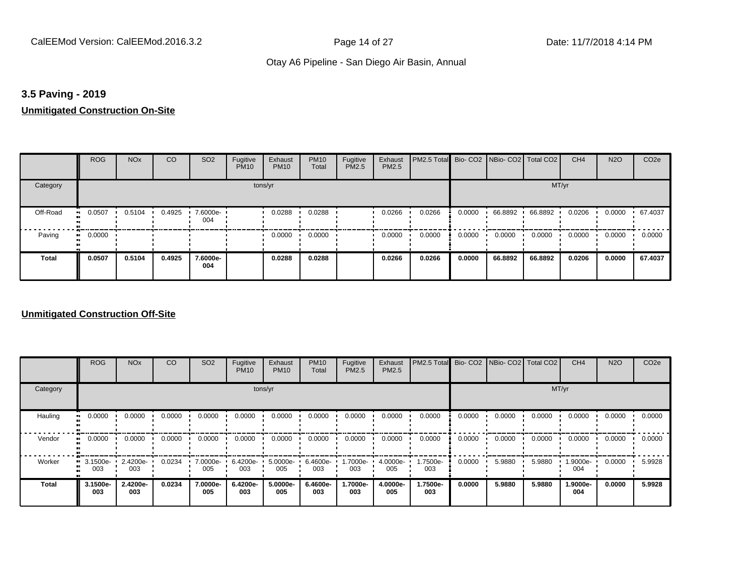## 3.5 Paving - 2019

**Unmitigated Construction On-Site**

| | ROG | NOx | CO | SO2 | Fugitive PM10 | Exhaust PM10 | PM10 Total | Fugitive PM2.5 | Exhaust PM2.5 | PM2.5 Total | Bio- CO2 | NBio- CO2 | Total CO2 | CH4 | N2O | CO2e |
|---|---|---|---|---|---|---|---|---|---|---|---|---|---|---|---|---|
| Category | tons/yr | | | | | | | | | | MT/yr | | | | | |
| Off-Road | 0.0507 | 0.5104 | 0.4925 | 7.6000e-004 | | 0.0288 | 0.0288 | | 0.0266 | 0.0266 | 0.0000 | 66.8892 | 66.8892 | 0.0206 | 0.0000 | 67.4037 |
| Paving | 0.0000 | | | | | 0.0000 | 0.0000 | | 0.0000 | 0.0000 | 0.0000 | 0.0000 | 0.0000 | 0.0000 | 0.0000 | 0.0000 |
| **Total** | **0.0507** | **0.5104** | **0.4925** | **7.6000e-004** | | **0.0288** | **0.0288** | | **0.0266** | **0.0266** | **0.0000** | **66.8892** | **66.8892** | **0.0206** | **0.0000** | **67.4037** |

**Unmitigated Construction Off-Site**

| | ROG | NOx | CO | SO2 | Fugitive PM10 | Exhaust PM10 | PM10 Total | Fugitive PM2.5 | Exhaust PM2.5 | PM2.5 Total | Bio- CO2 | NBio- CO2 | Total CO2 | CH4 | N2O | CO2e |
|---|---|---|---|---|---|---|---|---|---|---|---|---|---|---|---|---|
| Category | tons/yr | | | | | | | | | | MT/yr | | | | | |
| Hauling | 0.0000 | 0.0000 | 0.0000 | 0.0000 | 0.0000 | 0.0000 | 0.0000 | 0.0000 | 0.0000 | 0.0000 | 0.0000 | 0.0000 | 0.0000 | 0.0000 | 0.0000 | 0.0000 |
| Vendor | 0.0000 | 0.0000 | 0.0000 | 0.0000 | 0.0000 | 0.0000 | 0.0000 | 0.0000 | 0.0000 | 0.0000 | 0.0000 | 0.0000 | 0.0000 | 0.0000 | 0.0000 | 0.0000 |
| Worker | 3.1500e-003 | 2.4200e-003 | 0.0234 | 7.0000e-005 | 6.4200e-003 | 5.0000e-005 | 6.4600e-003 | 1.7000e-003 | 4.0000e-005 | 1.7500e-003 | 0.0000 | 5.9880 | 5.9880 | 1.9000e-004 | 0.0000 | 5.9928 |
| **Total** | **3.1500e-003** | **2.4200e-003** | **0.0234** | **7.0000e-005** | **6.4200e-003** | **5.0000e-005** | **6.4600e-003** | **1.7000e-003** | **4.0000e-005** | **1.7500e-003** | **0.0000** | **5.9880** | **5.9880** | **1.9000e-004** | **0.0000** | **5.9928** |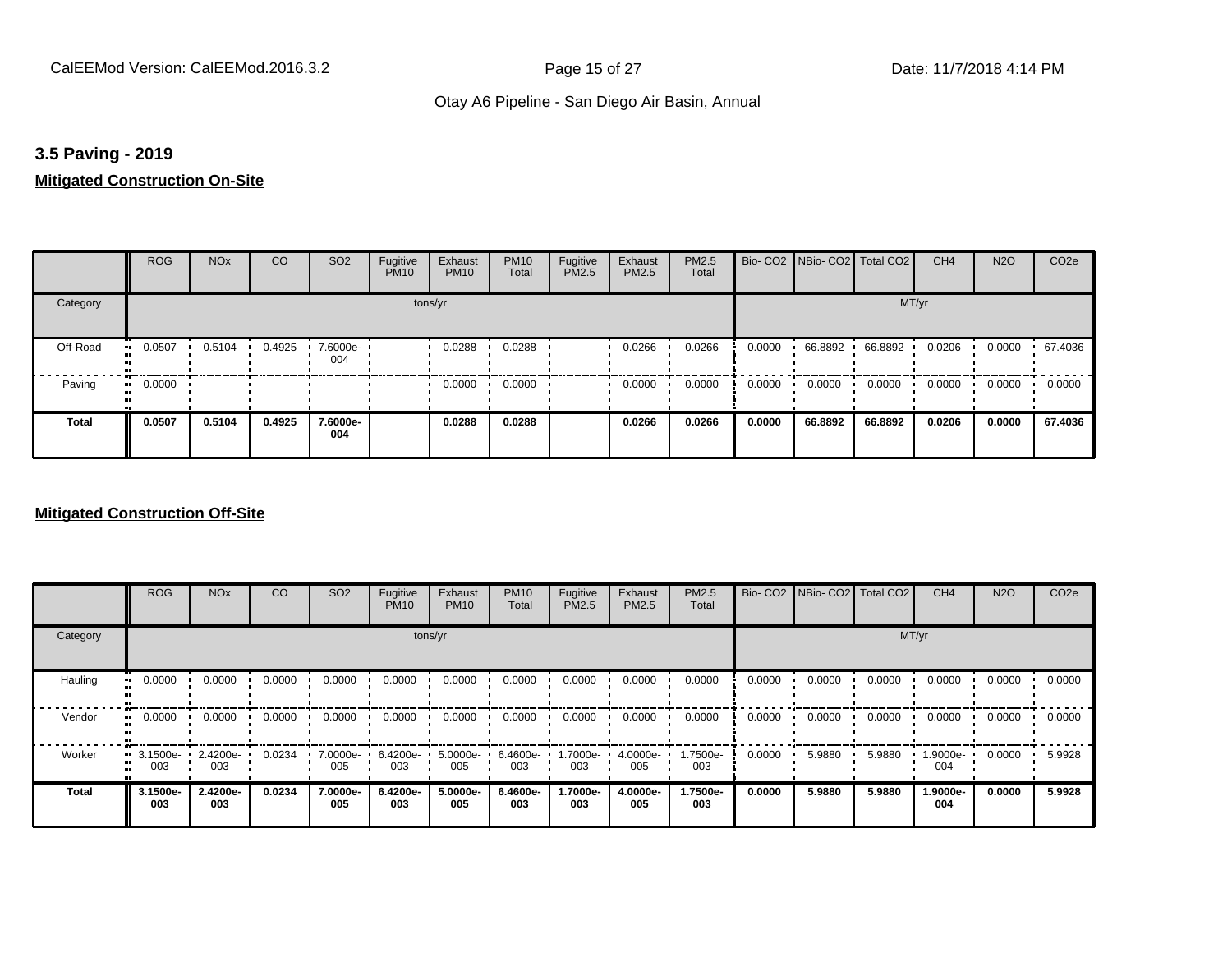### 3.5 Paving - 2019

**Mitigated Construction On-Site**

| | ROG | NOx | CO | SO2 | Fugitive PM10 | Exhaust PM10 | PM10 Total | Fugitive PM2.5 | Exhaust PM2.5 | PM2.5 Total | Bio- CO2 | NBio- CO2 | Total CO2 | CH4 | N2O | CO2e |
|---|---|---|---|---|---|---|---|---|---|---|---|---|---|---|---|---|
| Category | | | | | tons/yr | | | | | | | | MT/yr | | | |
| Off-Road | 0.0507 | 0.5104 | 0.4925 | 7.6000e-004 | | 0.0288 | 0.0288 | | 0.0266 | 0.0266 | 0.0000 | 66.8892 | 66.8892 | 0.0206 | 0.0000 | 67.4036 |
| Paving | 0.0000 | | | | | 0.0000 | 0.0000 | | 0.0000 | 0.0000 | 0.0000 | 0.0000 | 0.0000 | 0.0000 | 0.0000 | 0.0000 |
| **Total** | **0.0507** | **0.5104** | **0.4925** | **7.6000e-004** | | **0.0288** | **0.0288** | | **0.0266** | **0.0266** | **0.0000** | **66.8892** | **66.8892** | **0.0206** | **0.0000** | **67.4036** |

**Mitigated Construction Off-Site**

| | ROG | NOx | CO | SO2 | Fugitive PM10 | Exhaust PM10 | PM10 Total | Fugitive PM2.5 | Exhaust PM2.5 | PM2.5 Total | Bio- CO2 | NBio- CO2 | Total CO2 | CH4 | N2O | CO2e |
|---|---|---|---|---|---|---|---|---|---|---|---|---|---|---|---|---|
| Category | | | | | tons/yr | | | | | | | | MT/yr | | | |
| Hauling | 0.0000 | 0.0000 | 0.0000 | 0.0000 | 0.0000 | 0.0000 | 0.0000 | 0.0000 | 0.0000 | 0.0000 | 0.0000 | 0.0000 | 0.0000 | 0.0000 | 0.0000 | 0.0000 |
| Vendor | 0.0000 | 0.0000 | 0.0000 | 0.0000 | 0.0000 | 0.0000 | 0.0000 | 0.0000 | 0.0000 | 0.0000 | 0.0000 | 0.0000 | 0.0000 | 0.0000 | 0.0000 | 0.0000 |
| Worker | 3.1500e-003 | 2.4200e-003 | 0.0234 | 7.0000e-005 | 6.4200e-003 | 5.0000e-005 | 6.4600e-003 | 1.7000e-003 | 4.0000e-005 | 1.7500e-003 | 0.0000 | 5.9880 | 5.9880 | 1.9000e-004 | 0.0000 | 5.9928 |
| **Total** | **3.1500e-003** | **2.4200e-003** | **0.0234** | **7.0000e-005** | **6.4200e-003** | **5.0000e-005** | **6.4600e-003** | **1.7000e-003** | **4.0000e-005** | **1.7500e-003** | **0.0000** | **5.9880** | **5.9880** | **1.9000e-004** | **0.0000** | **5.9928** |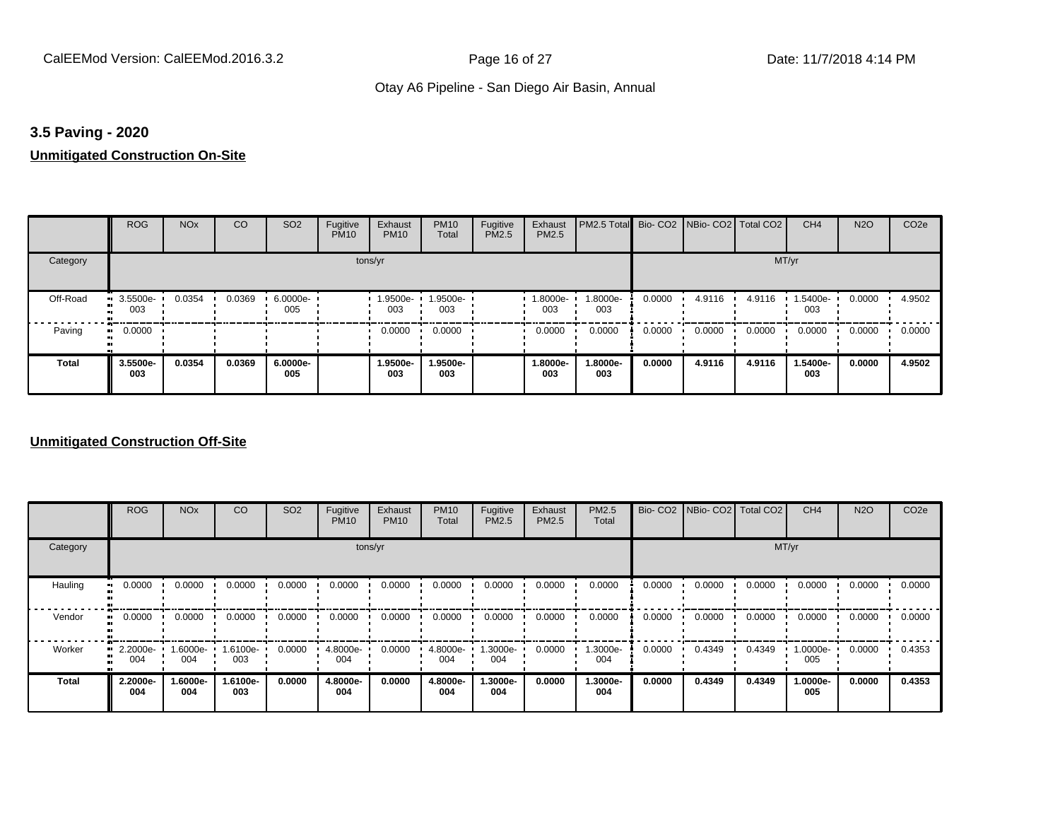### 3.5 Paving - 2020

**Unmitigated Construction On-Site**

| | ROG | NOx | CO | SO2 | Fugitive PM10 | Exhaust PM10 | PM10 Total | Fugitive PM2.5 | Exhaust PM2.5 | PM2.5 Total | Bio- CO2 | NBio- CO2 | Total CO2 | CH4 | N2O | CO2e |
|---|---|---|---|---|---|---|---|---|---|---|---|---|---|---|---|---|
| Category | tons/yr | | | | | | | | | | MT/yr | | | | | |
| Off-Road | 3.5500e-003 | 0.0354 | 0.0369 | 6.0000e-005 | | 1.9500e-003 | 1.9500e-003 | | 1.8000e-003 | 1.8000e-003 | 0.0000 | 4.9116 | 4.9116 | 1.5400e-003 | 0.0000 | 4.9502 |
| Paving | 0.0000 | | | | | 0.0000 | 0.0000 | | 0.0000 | 0.0000 | 0.0000 | 0.0000 | 0.0000 | 0.0000 | 0.0000 | 0.0000 |
| **Total** | **3.5500e-003** | **0.0354** | **0.0369** | **6.0000e-005** | | **1.9500e-003** | **1.9500e-003** | | **1.8000e-003** | **1.8000e-003** | **0.0000** | **4.9116** | **4.9116** | **1.5400e-003** | **0.0000** | **4.9502** |

**Unmitigated Construction Off-Site**

| | ROG | NOx | CO | SO2 | Fugitive PM10 | Exhaust PM10 | PM10 Total | Fugitive PM2.5 | Exhaust PM2.5 | PM2.5 Total | Bio- CO2 | NBio- CO2 | Total CO2 | CH4 | N2O | CO2e |
|---|---|---|---|---|---|---|---|---|---|---|---|---|---|---|---|---|
| Category | tons/yr | | | | | | | | | | MT/yr | | | | | |
| Hauling | 0.0000 | 0.0000 | 0.0000 | 0.0000 | 0.0000 | 0.0000 | 0.0000 | 0.0000 | 0.0000 | 0.0000 | 0.0000 | 0.0000 | 0.0000 | 0.0000 | 0.0000 | 0.0000 |
| Vendor | 0.0000 | 0.0000 | 0.0000 | 0.0000 | 0.0000 | 0.0000 | 0.0000 | 0.0000 | 0.0000 | 0.0000 | 0.0000 | 0.0000 | 0.0000 | 0.0000 | 0.0000 | 0.0000 |
| Worker | 2.2000e-004 | 1.6000e-004 | 1.6100e-003 | 0.0000 | 4.8000e-004 | 0.0000 | 4.8000e-004 | 1.3000e-004 | 0.0000 | 1.3000e-004 | 0.0000 | 0.4349 | 0.4349 | 1.0000e-005 | 0.0000 | 0.4353 |
| **Total** | **2.2000e-004** | **1.6000e-004** | **1.6100e-003** | **0.0000** | **4.8000e-004** | **0.0000** | **4.8000e-004** | **1.3000e-004** | **0.0000** | **1.3000e-004** | **0.0000** | **0.4349** | **0.4349** | **1.0000e-005** | **0.0000** | **0.4353** |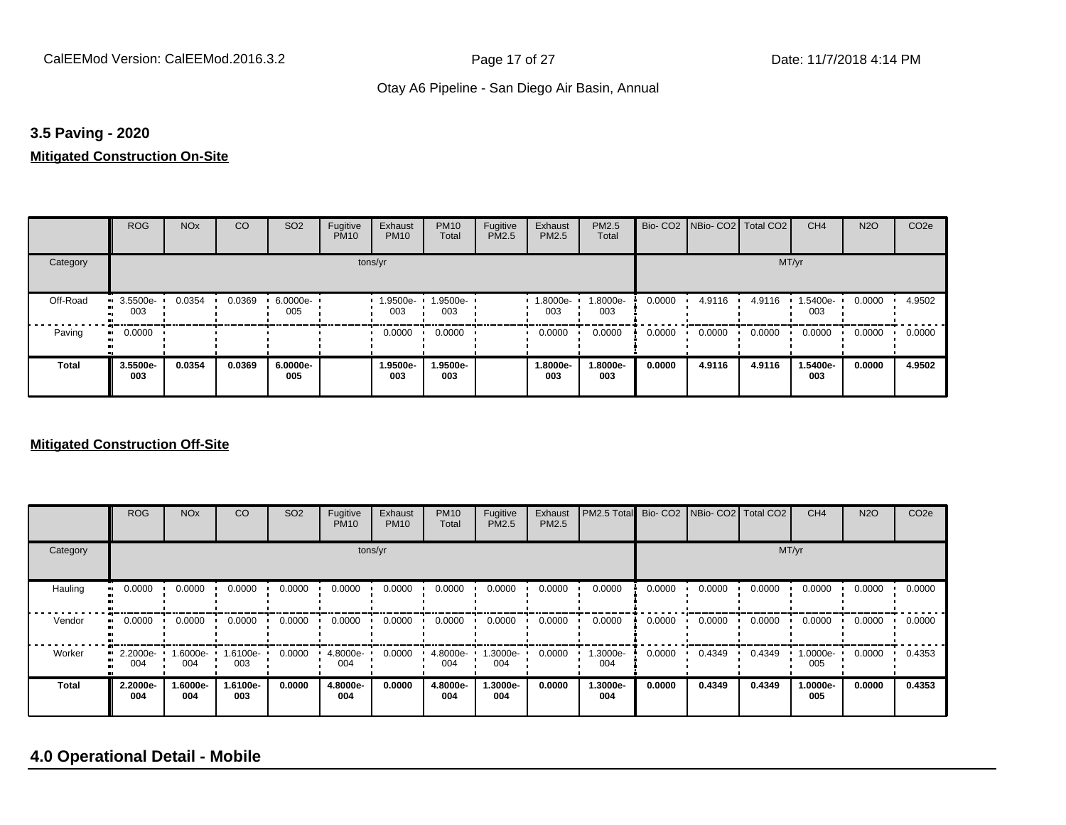### 3.5 Paving - 2020

**Mitigated Construction On-Site**

| | ROG | NOx | CO | SO2 | Fugitive PM10 | Exhaust PM10 | PM10 Total | Fugitive PM2.5 | Exhaust PM2.5 | PM2.5 Total | Bio- CO2 | NBio- CO2 | Total CO2 | CH4 | N2O | CO2e |
|---|---|---|---|---|---|---|---|---|---|---|---|---|---|---|---|---|
| Category | tons/yr | | | | | | | | | | MT/yr | | | | | |
| Off-Road | 3.5500e-003 | 0.0354 | 0.0369 | 6.0000e-005 | | 1.9500e-003 | 1.9500e-003 | | 1.8000e-003 | 1.8000e-003 | 0.0000 | 4.9116 | 4.9116 | 1.5400e-003 | 0.0000 | 4.9502 |
| Paving | 0.0000 | | | | | 0.0000 | 0.0000 | | 0.0000 | 0.0000 | 0.0000 | 0.0000 | 0.0000 | 0.0000 | 0.0000 | 0.0000 |
| **Total** | **3.5500e-003** | **0.0354** | **0.0369** | **6.0000e-005** | | **1.9500e-003** | **1.9500e-003** | | **1.8000e-003** | **1.8000e-003** | **0.0000** | **4.9116** | **4.9116** | **1.5400e-003** | **0.0000** | **4.9502** |

**Mitigated Construction Off-Site**

| | ROG | NOx | CO | SO2 | Fugitive PM10 | Exhaust PM10 | PM10 Total | Fugitive PM2.5 | Exhaust PM2.5 | PM2.5 Total | Bio- CO2 | NBio- CO2 | Total CO2 | CH4 | N2O | CO2e |
|---|---|---|---|---|---|---|---|---|---|---|---|---|---|---|---|---|
| Category | tons/yr | | | | | | | | | | MT/yr | | | | | |
| Hauling | 0.0000 | 0.0000 | 0.0000 | 0.0000 | 0.0000 | 0.0000 | 0.0000 | 0.0000 | 0.0000 | 0.0000 | 0.0000 | 0.0000 | 0.0000 | 0.0000 | 0.0000 | 0.0000 |
| Vendor | 0.0000 | 0.0000 | 0.0000 | 0.0000 | 0.0000 | 0.0000 | 0.0000 | 0.0000 | 0.0000 | 0.0000 | 0.0000 | 0.0000 | 0.0000 | 0.0000 | 0.0000 | 0.0000 |
| Worker | 2.2000e-004 | 1.6000e-004 | 1.6100e-003 | 0.0000 | 4.8000e-004 | 0.0000 | 4.8000e-004 | 1.3000e-004 | 0.0000 | 1.3000e-004 | 0.0000 | 0.4349 | 0.4349 | 1.0000e-005 | 0.0000 | 0.4353 |
| **Total** | **2.2000e-004** | **1.6000e-004** | **1.6100e-003** | **0.0000** | **4.8000e-004** | **0.0000** | **4.8000e-004** | **1.3000e-004** | **0.0000** | **1.3000e-004** | **0.0000** | **0.4349** | **0.4349** | **1.0000e-005** | **0.0000** | **0.4353** |

## 4.0 Operational Detail - Mobile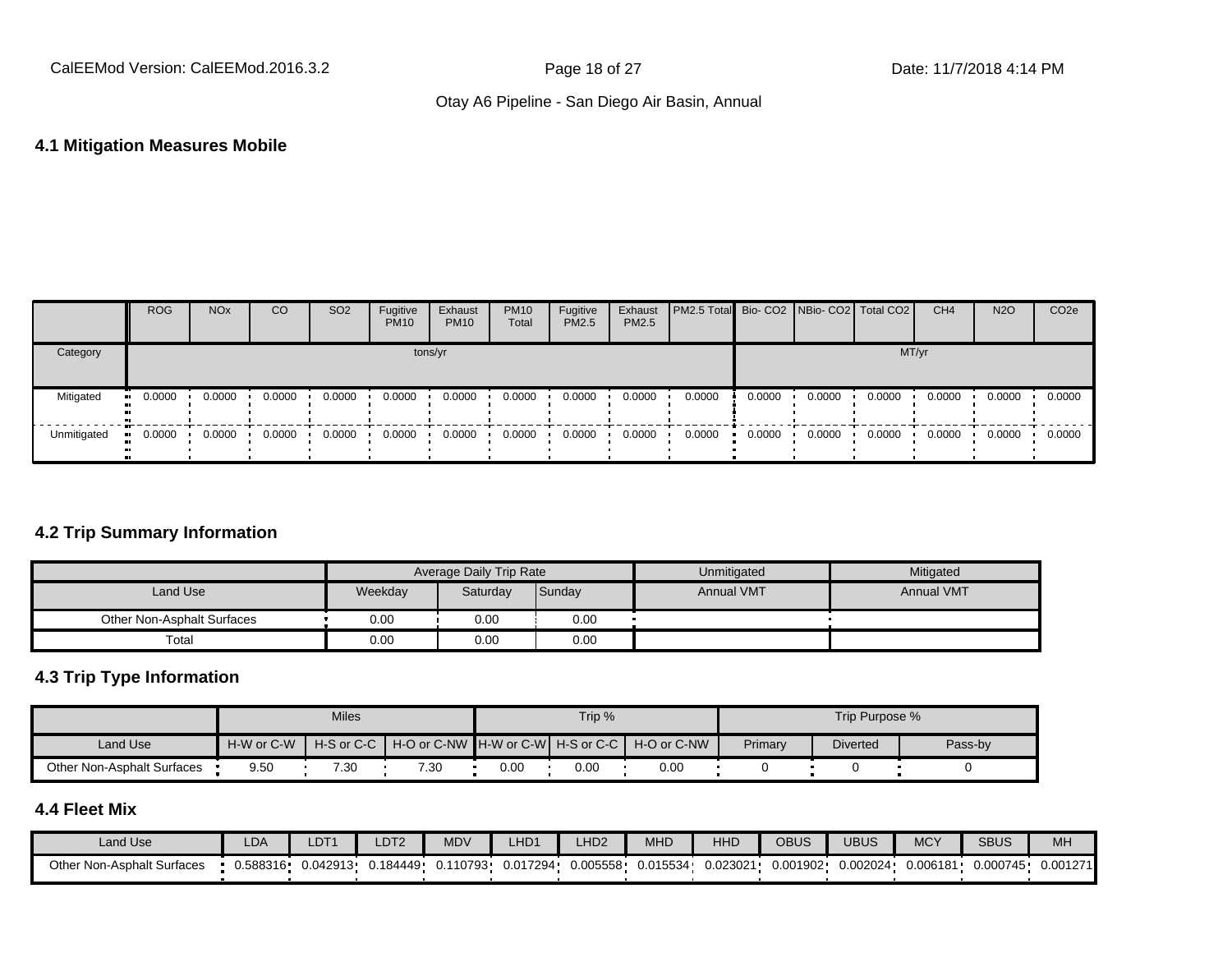### 4.1 Mitigation Measures Mobile

| | ROG | NOx | CO | SO2 | Fugitive PM10 | Exhaust PM10 | PM10 Total | Fugitive PM2.5 | Exhaust PM2.5 | PM2.5 Total | Bio- CO2 | NBio- CO2 | Total CO2 | CH4 | N2O | CO2e |
|---|---|---|---|---|---|---|---|---|---|---|---|---|---|---|---|---|
| Category | tons/yr | | | | | | | | | | MT/yr | | | | | |
| Mitigated | 0.0000 | 0.0000 | 0.0000 | 0.0000 | 0.0000 | 0.0000 | 0.0000 | 0.0000 | 0.0000 | 0.0000 | 0.0000 | 0.0000 | 0.0000 | 0.0000 | 0.0000 | 0.0000 |
| Unmitigated | 0.0000 | 0.0000 | 0.0000 | 0.0000 | 0.0000 | 0.0000 | 0.0000 | 0.0000 | 0.0000 | 0.0000 | 0.0000 | 0.0000 | 0.0000 | 0.0000 | 0.0000 | 0.0000 |

### 4.2 Trip Summary Information

| | Average Daily Trip Rate | | | Unmitigated | Mitigated |
|---|---|---|---|---|---|
| Land Use | Weekday | Saturday | Sunday | Annual VMT | Annual VMT |
| Other Non-Asphalt Surfaces | 0.00 | 0.00 | 0.00 | | |
| Total | 0.00 | 0.00 | 0.00 | | |

### 4.3 Trip Type Information

| | Miles | | | Trip % | | | Trip Purpose % | | |
|---|---|---|---|---|---|---|---|---|---|
| Land Use | H-W or C-W | H-S or C-C | H-O or C-NW | H-W or C-W | H-S or C-C | H-O or C-NW | Primary | Diverted | Pass-by |
| Other Non-Asphalt Surfaces | 9.50 | 7.30 | 7.30 | 0.00 | 0.00 | 0.00 | 0 | 0 | 0 |

### 4.4 Fleet Mix

| Land Use | LDA | LDT1 | LDT2 | MDV | LHD1 | LHD2 | MHD | HHD | OBUS | UBUS | MCY | SBUS | MH |
|---|---|---|---|---|---|---|---|---|---|---|---|---|---|
| Other Non-Asphalt Surfaces | 0.588316 | 0.042913 | 0.184449 | 0.110793 | 0.017294 | 0.005558 | 0.015534 | 0.023021 | 0.001902 | 0.002024 | 0.006181 | 0.000745 | 0.001271 |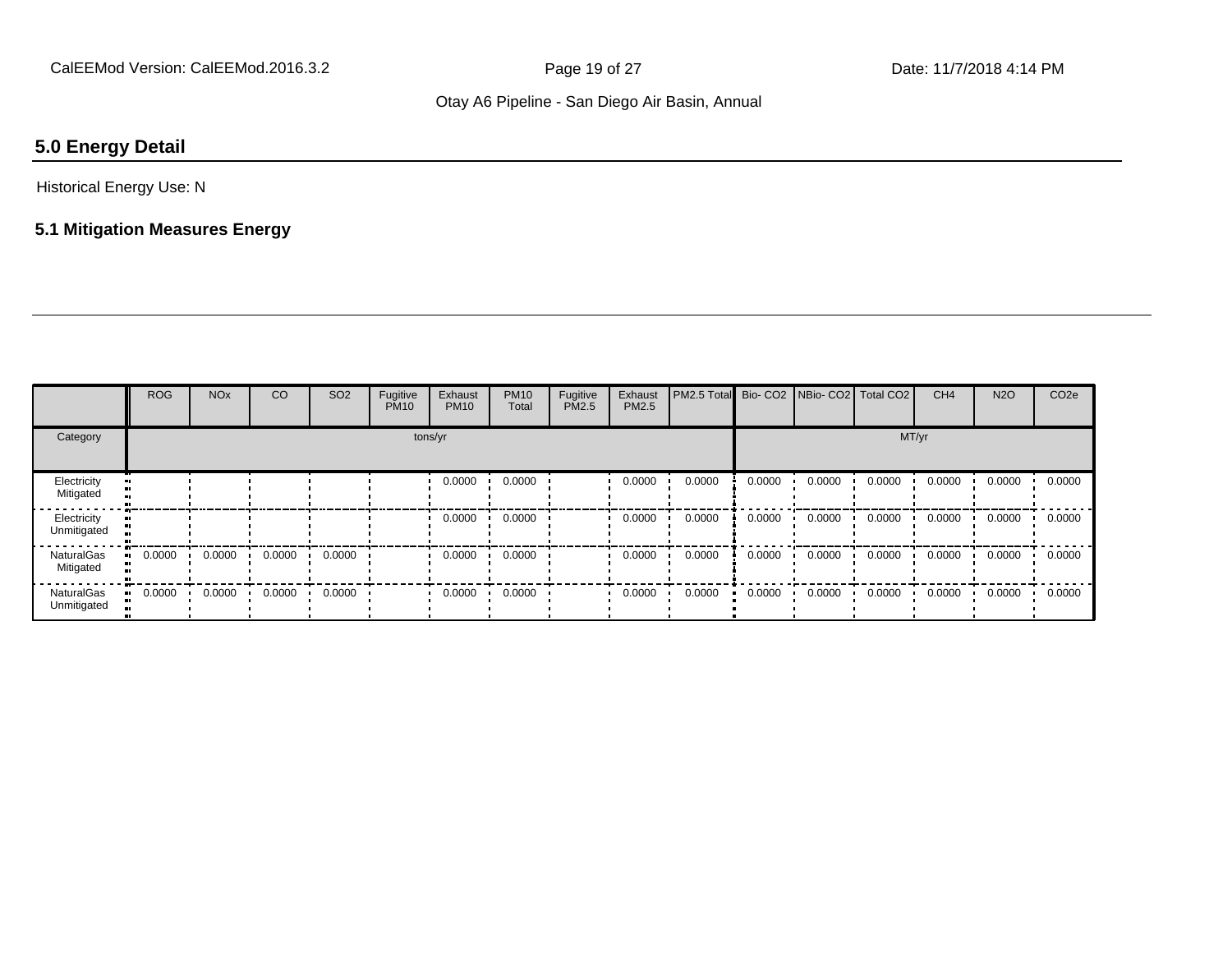## 5.0 Energy Detail

Historical Energy Use: N

### 5.1 Mitigation Measures Energy

| | ROG | NOx | CO | SO2 | Fugitive PM10 | Exhaust PM10 | PM10 Total | Fugitive PM2.5 | Exhaust PM2.5 | PM2.5 Total | Bio- CO2 | NBio- CO2 | Total CO2 | CH4 | N2O | CO2e |
|---|---|---|---|---|---|---|---|---|---|---|---|---|---|---|---|---|
| Category | tons/yr | | | | | | | | | | MT/yr | | | | | |
| Electricity Mitigated | | | | | | 0.0000 | 0.0000 | | 0.0000 | 0.0000 | 0.0000 | 0.0000 | 0.0000 | 0.0000 | 0.0000 | 0.0000 |
| Electricity Unmitigated | | | | | | 0.0000 | 0.0000 | | 0.0000 | 0.0000 | 0.0000 | 0.0000 | 0.0000 | 0.0000 | 0.0000 | 0.0000 |
| NaturalGas Mitigated | 0.0000 | 0.0000 | 0.0000 | 0.0000 | | 0.0000 | 0.0000 | | 0.0000 | 0.0000 | 0.0000 | 0.0000 | 0.0000 | 0.0000 | 0.0000 | 0.0000 |
| NaturalGas Unmitigated | 0.0000 | 0.0000 | 0.0000 | 0.0000 | | 0.0000 | 0.0000 | | 0.0000 | 0.0000 | 0.0000 | 0.0000 | 0.0000 | 0.0000 | 0.0000 | 0.0000 |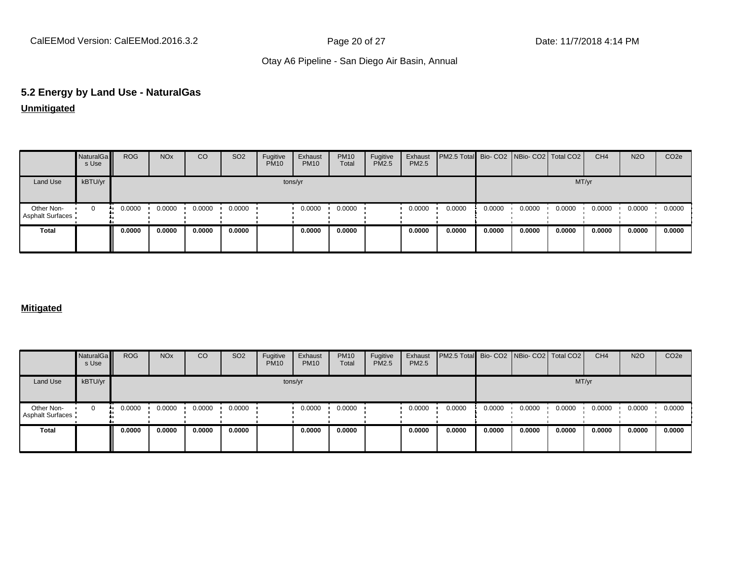## 5.2 Energy by Land Use - NaturalGas

**Unmitigated**

| | NaturalGas Use | ROG | NOx | CO | SO2 | Fugitive PM10 | Exhaust PM10 | PM10 Total | Fugitive PM2.5 | Exhaust PM2.5 | PM2.5 Total | Bio- CO2 | NBio- CO2 | Total CO2 | CH4 | N2O | CO2e |
|---|---|---|---|---|---|---|---|---|---|---|---|---|---|---|---|---|---|
| Land Use | kBTU/yr | tons/yr | | | | | | | | | | MT/yr | | | | | |
| Other Non-Asphalt Surfaces | 0 | 0.0000 | 0.0000 | 0.0000 | 0.0000 | | 0.0000 | 0.0000 | | 0.0000 | 0.0000 | 0.0000 | 0.0000 | 0.0000 | 0.0000 | 0.0000 | 0.0000 |
| **Total** | | **0.0000** | **0.0000** | **0.0000** | **0.0000** | | **0.0000** | **0.0000** | | **0.0000** | **0.0000** | **0.0000** | **0.0000** | **0.0000** | **0.0000** | **0.0000** | **0.0000** |

**Mitigated**

| | NaturalGas Use | ROG | NOx | CO | SO2 | Fugitive PM10 | Exhaust PM10 | PM10 Total | Fugitive PM2.5 | Exhaust PM2.5 | PM2.5 Total | Bio- CO2 | NBio- CO2 | Total CO2 | CH4 | N2O | CO2e |
|---|---|---|---|---|---|---|---|---|---|---|---|---|---|---|---|---|---|
| Land Use | kBTU/yr | tons/yr | | | | | | | | | | MT/yr | | | | | |
| Other Non-Asphalt Surfaces | 0 | 0.0000 | 0.0000 | 0.0000 | 0.0000 | | 0.0000 | 0.0000 | | 0.0000 | 0.0000 | 0.0000 | 0.0000 | 0.0000 | 0.0000 | 0.0000 | 0.0000 |
| **Total** | | **0.0000** | **0.0000** | **0.0000** | **0.0000** | | **0.0000** | **0.0000** | | **0.0000** | **0.0000** | **0.0000** | **0.0000** | **0.0000** | **0.0000** | **0.0000** | **0.0000** |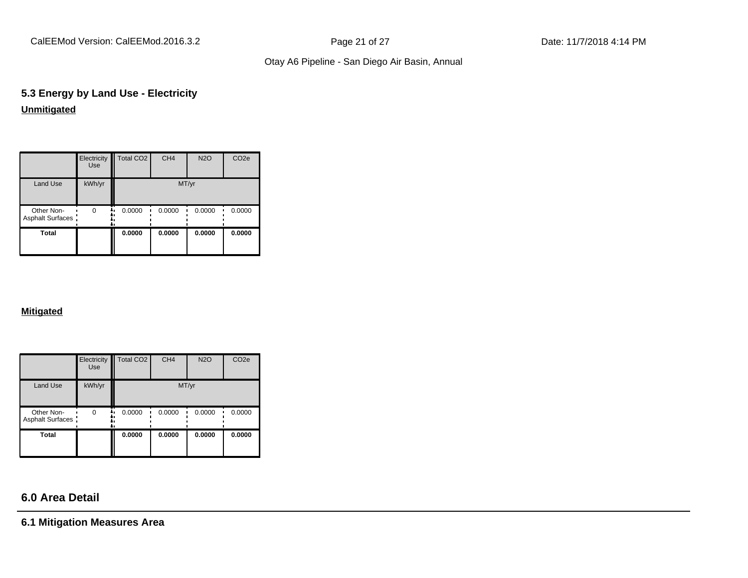## 5.3 Energy by Land Use - Electricity

**Unmitigated**

| | Electricity Use | Total CO2 | CH4 | N2O | CO2e |
|---|---|---|---|---|---|
| Land Use | kWh/yr | MT/yr | | | |
| Other Non-Asphalt Surfaces | 0 | 0.0000 | 0.0000 | 0.0000 | 0.0000 |
| **Total** | | **0.0000** | **0.0000** | **0.0000** | **0.0000** |

**Mitigated**

| | Electricity Use | Total CO2 | CH4 | N2O | CO2e |
|---|---|---|---|---|---|
| Land Use | kWh/yr | MT/yr | | | |
| Other Non-Asphalt Surfaces | 0 | 0.0000 | 0.0000 | 0.0000 | 0.0000 |
| **Total** | | **0.0000** | **0.0000** | **0.0000** | **0.0000** |

## 6.0 Area Detail

### 6.1 Mitigation Measures Area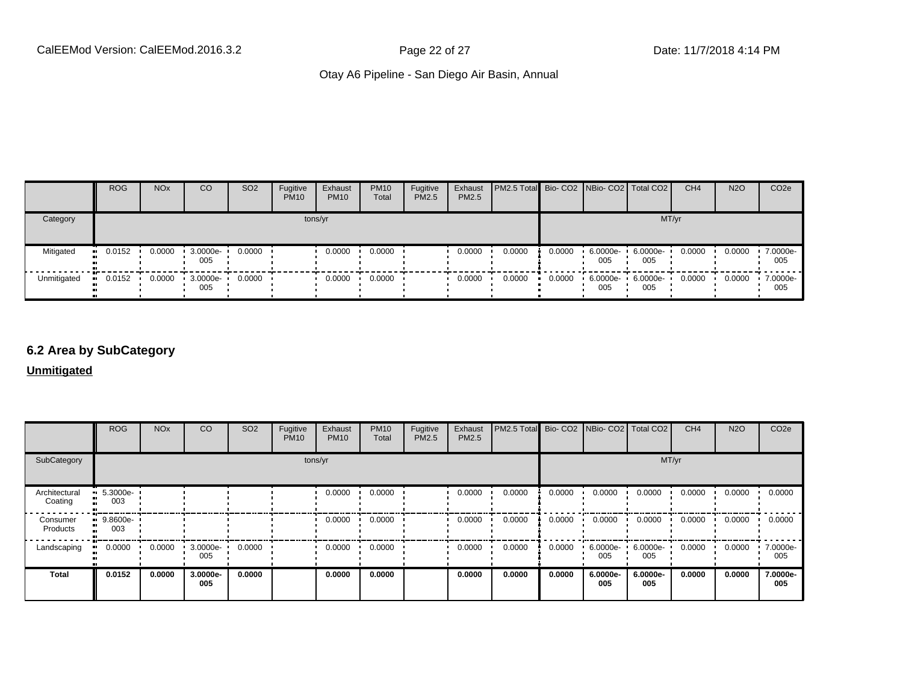| | ROG | NOx | CO | SO2 | Fugitive PM10 | Exhaust PM10 | PM10 Total | Fugitive PM2.5 | Exhaust PM2.5 | PM2.5 Total | Bio- CO2 | NBio- CO2 | Total CO2 | CH4 | N2O | CO2e |
|---|---|---|---|---|---|---|---|---|---|---|---|---|---|---|---|---|
| Category | tons/yr | | | | | | | | | | MT/yr | | | | | |
| Mitigated | 0.0152 | 0.0000 | 3.0000e-005 | 0.0000 | | 0.0000 | 0.0000 | | 0.0000 | 0.0000 | 0.0000 | 6.0000e-005 | 6.0000e-005 | 0.0000 | 0.0000 | 7.0000e-005 |
| Unmitigated | 0.0152 | 0.0000 | 3.0000e-005 | 0.0000 | | 0.0000 | 0.0000 | | 0.0000 | 0.0000 | 0.0000 | 6.0000e-005 | 6.0000e-005 | 0.0000 | 0.0000 | 7.0000e-005 |

## 6.2 Area by SubCategory

**Unmitigated**

| | ROG | NOx | CO | SO2 | Fugitive PM10 | Exhaust PM10 | PM10 Total | Fugitive PM2.5 | Exhaust PM2.5 | PM2.5 Total | Bio- CO2 | NBio- CO2 | Total CO2 | CH4 | N2O | CO2e |
|---|---|---|---|---|---|---|---|---|---|---|---|---|---|---|---|---|
| SubCategory | tons/yr | | | | | | | | | | MT/yr | | | | | |
| Architectural Coating | 5.3000e-003 | | | | | 0.0000 | 0.0000 | | 0.0000 | 0.0000 | 0.0000 | 0.0000 | 0.0000 | 0.0000 | 0.0000 | 0.0000 |
| Consumer Products | 9.8600e-003 | | | | | 0.0000 | 0.0000 | | 0.0000 | 0.0000 | 0.0000 | 0.0000 | 0.0000 | 0.0000 | 0.0000 | 0.0000 |
| Landscaping | 0.0000 | 0.0000 | 3.0000e-005 | 0.0000 | | 0.0000 | 0.0000 | | 0.0000 | 0.0000 | 0.0000 | 6.0000e-005 | 6.0000e-005 | 0.0000 | 0.0000 | 7.0000e-005 |
| **Total** | **0.0152** | **0.0000** | **3.0000e-005** | **0.0000** | | **0.0000** | **0.0000** | | **0.0000** | **0.0000** | **0.0000** | **6.0000e-005** | **6.0000e-005** | **0.0000** | **0.0000** | **7.0000e-005** |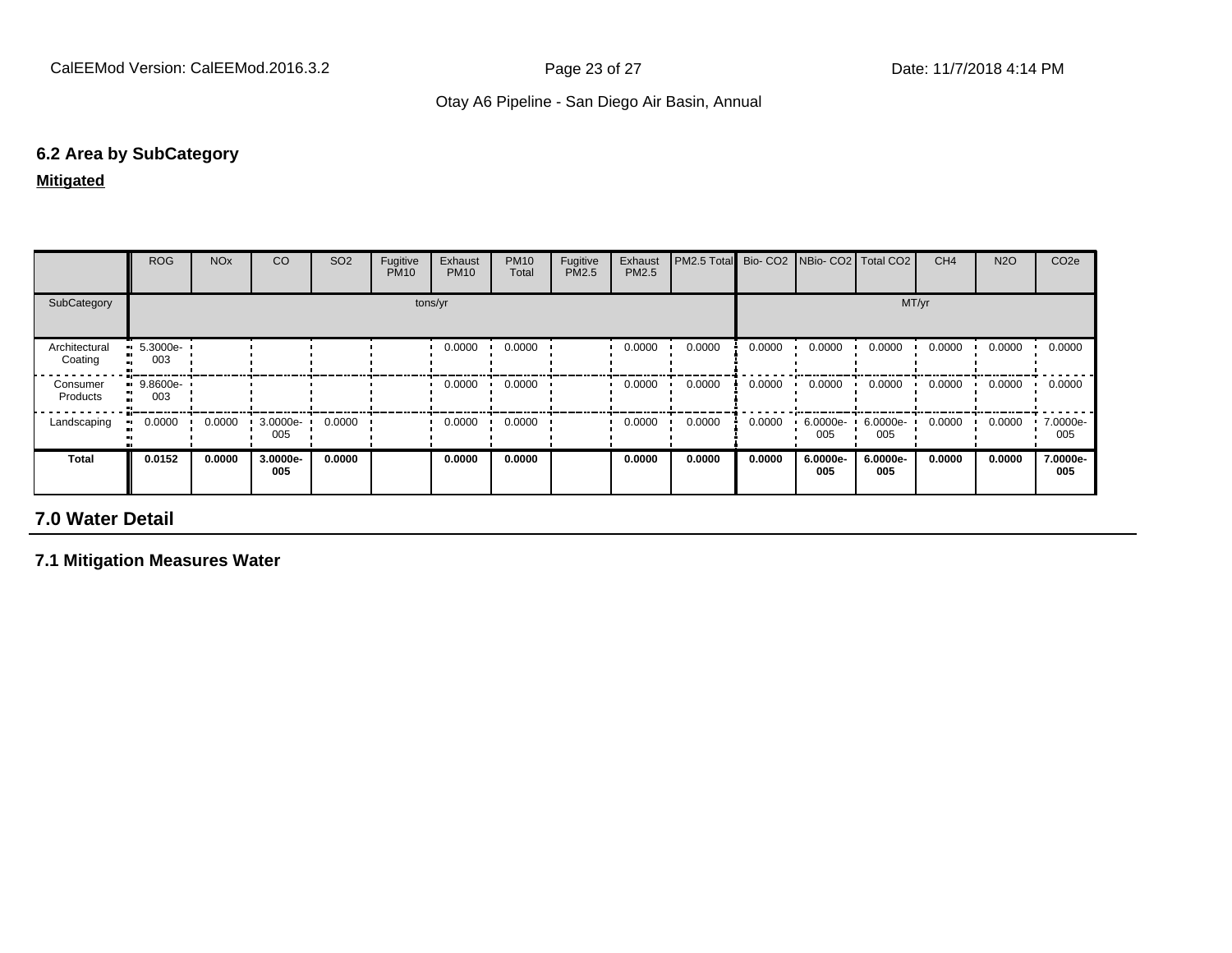## 6.2 Area by SubCategory

**Mitigated**

| | ROG | NOx | CO | SO2 | Fugitive PM10 | Exhaust PM10 | PM10 Total | Fugitive PM2.5 | Exhaust PM2.5 | PM2.5 Total | Bio- CO2 | NBio- CO2 | Total CO2 | CH4 | N2O | CO2e |
|---|---|---|---|---|---|---|---|---|---|---|---|---|---|---|---|---|
| SubCategory | tons/yr | | | | | | | | | | MT/yr | | | | | |
| Architectural Coating | 5.3000e-003 | | | | | 0.0000 | 0.0000 | | 0.0000 | 0.0000 | 0.0000 | 0.0000 | 0.0000 | 0.0000 | 0.0000 | 0.0000 |
| Consumer Products | 9.8600e-003 | | | | | 0.0000 | 0.0000 | | 0.0000 | 0.0000 | 0.0000 | 0.0000 | 0.0000 | 0.0000 | 0.0000 | 0.0000 |
| Landscaping | 0.0000 | 0.0000 | 3.0000e-005 | 0.0000 | | 0.0000 | 0.0000 | | 0.0000 | 0.0000 | 0.0000 | 6.0000e-005 | 6.0000e-005 | 0.0000 | 0.0000 | 7.0000e-005 |
| **Total** | **0.0152** | **0.0000** | **3.0000e-005** | **0.0000** | | **0.0000** | **0.0000** | | **0.0000** | **0.0000** | **0.0000** | **6.0000e-005** | **6.0000e-005** | **0.0000** | **0.0000** | **7.0000e-005** |

# 7.0 Water Detail

## 7.1 Mitigation Measures Water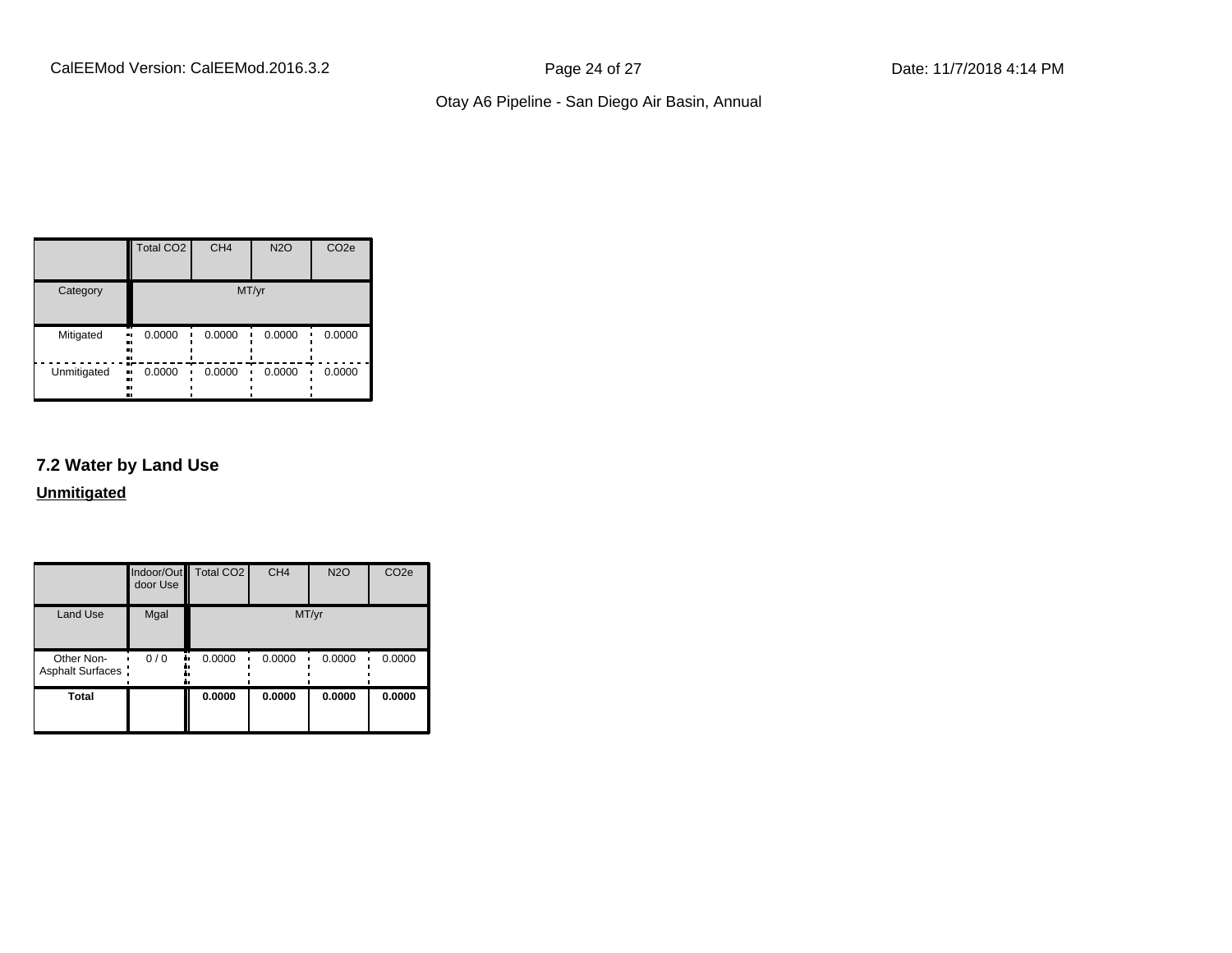| | Total CO2 | CH4 | N2O | CO2e |
|---|---|---|---|---|
| Category | MT/yr | | | |
| Mitigated | 0.0000 | 0.0000 | 0.0000 | 0.0000 |
| Unmitigated | 0.0000 | 0.0000 | 0.0000 | 0.0000 |

## 7.2 Water by Land Use

**Unmitigated**

| | Indoor/Outdoor Use | Total CO2 | CH4 | N2O | CO2e |
|---|---|---|---|---|---|
| Land Use | Mgal | MT/yr | | | |
| Other Non-Asphalt Surfaces | 0 / 0 | 0.0000 | 0.0000 | 0.0000 | 0.0000 |
| **Total** | | **0.0000** | **0.0000** | **0.0000** | **0.0000** |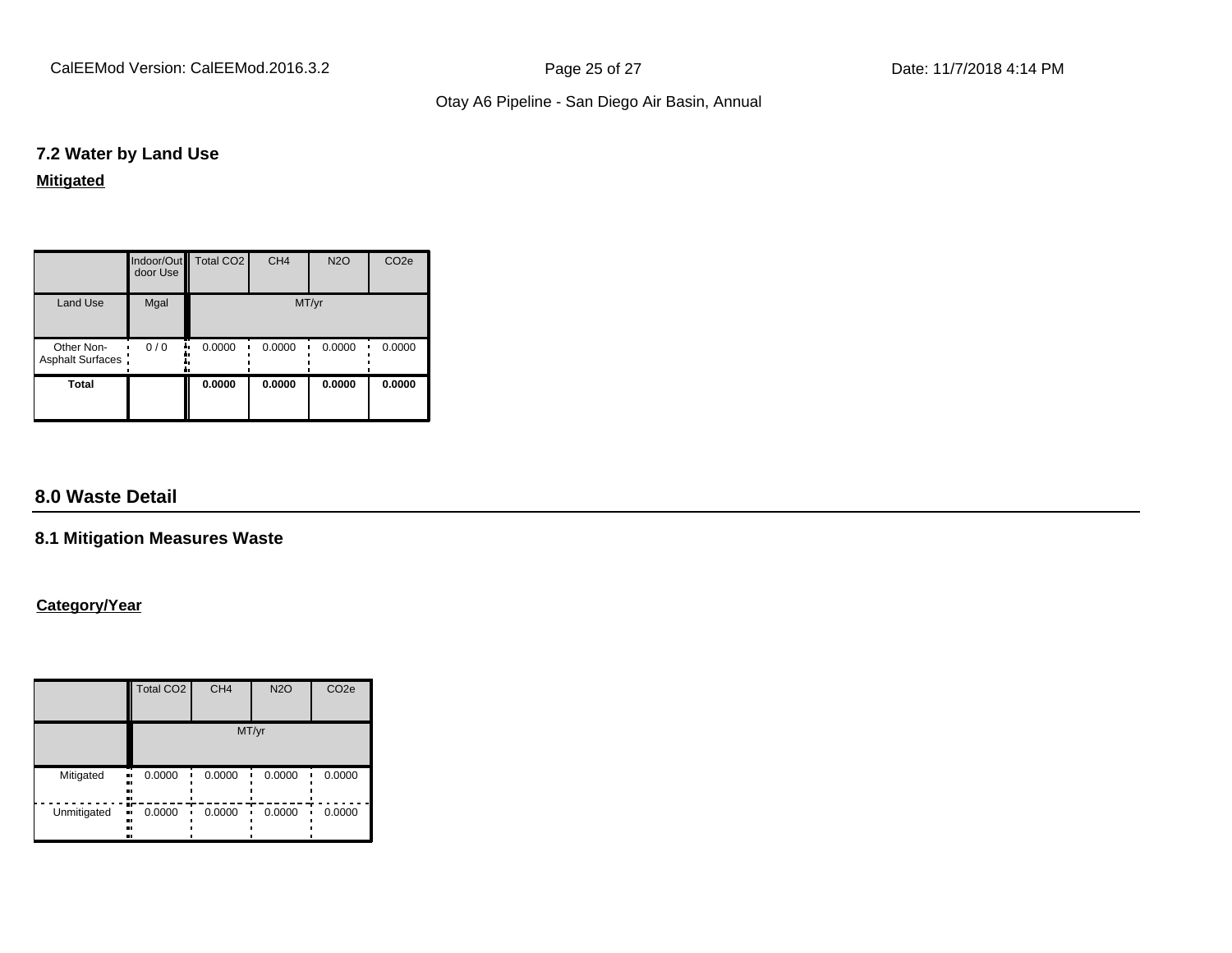### 7.2 Water by Land Use

**Mitigated**

| | Indoor/Outdoor Use | Total CO2 | CH4 | N2O | CO2e |
|---|---|---|---|---|---|
| Land Use | Mgal | MT/yr | | | |
| Other Non-Asphalt Surfaces | 0 / 0 | 0.0000 | 0.0000 | 0.0000 | 0.0000 |
| **Total** | | **0.0000** | **0.0000** | **0.0000** | **0.0000** |

## 8.0 Waste Detail

### 8.1 Mitigation Measures Waste

**Category/Year**

| | Total CO2 | CH4 | N2O | CO2e |
|---|---|---|---|---|
| | MT/yr | | | |
| Mitigated | 0.0000 | 0.0000 | 0.0000 | 0.0000 |
| Unmitigated | 0.0000 | 0.0000 | 0.0000 | 0.0000 |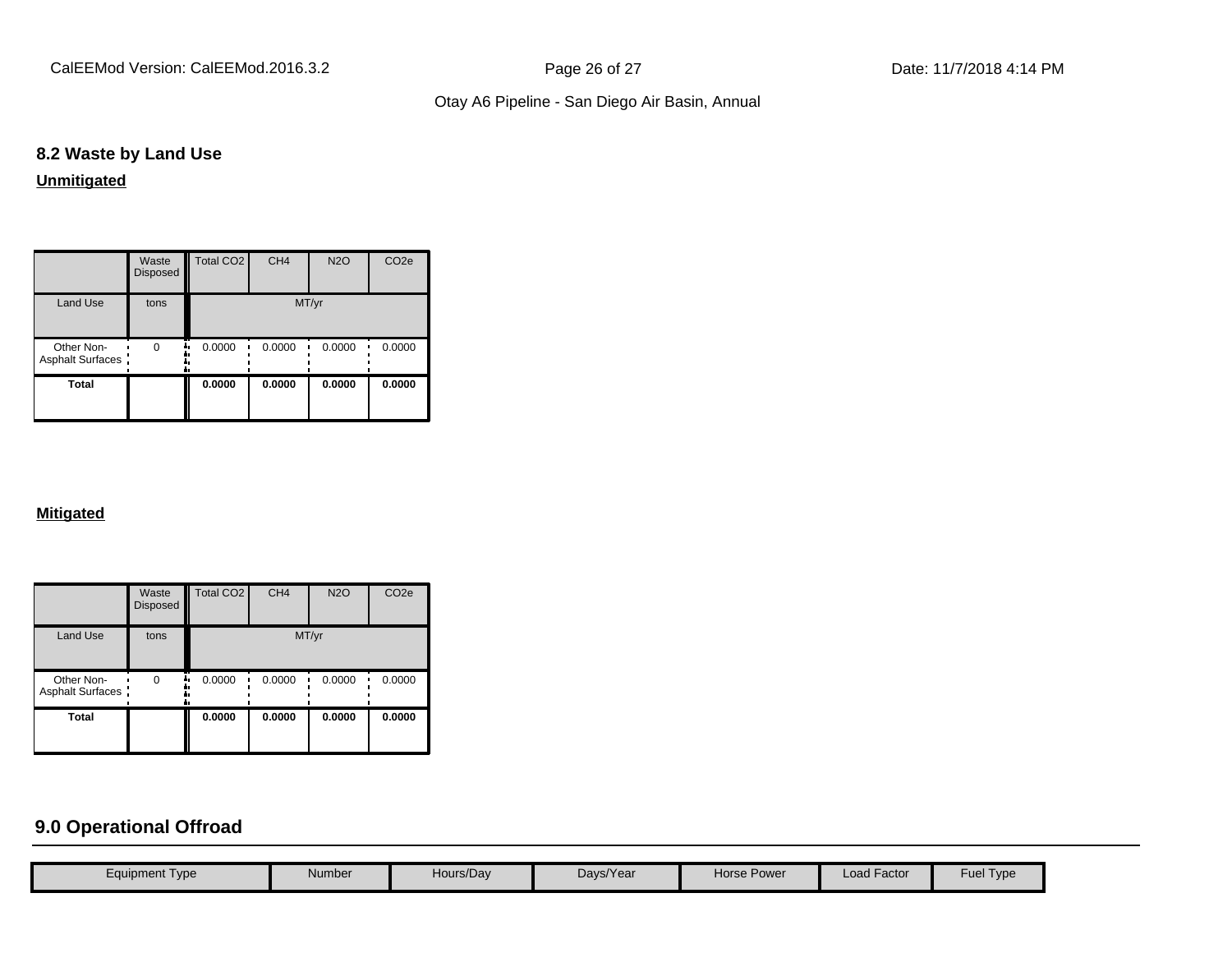## 8.2 Waste by Land Use

**Unmitigated**

| | Waste Disposed | Total CO2 | CH4 | N2O | CO2e |
|---|---|---|---|---|---|
| Land Use | tons | MT/yr | | | |
| Other Non-Asphalt Surfaces | 0 | 0.0000 | 0.0000 | 0.0000 | 0.0000 |
| **Total** | | **0.0000** | **0.0000** | **0.0000** | **0.0000** |

**Mitigated**

| | Waste Disposed | Total CO2 | CH4 | N2O | CO2e |
|---|---|---|---|---|---|
| Land Use | tons | MT/yr | | | |
| Other Non-Asphalt Surfaces | 0 | 0.0000 | 0.0000 | 0.0000 | 0.0000 |
| **Total** | | **0.0000** | **0.0000** | **0.0000** | **0.0000** |

## 9.0 Operational Offroad

| Equipment Type | Number | Hours/Day | Days/Year | Horse Power | Load Factor | Fuel Type |
|---|---|---|---|---|---|---|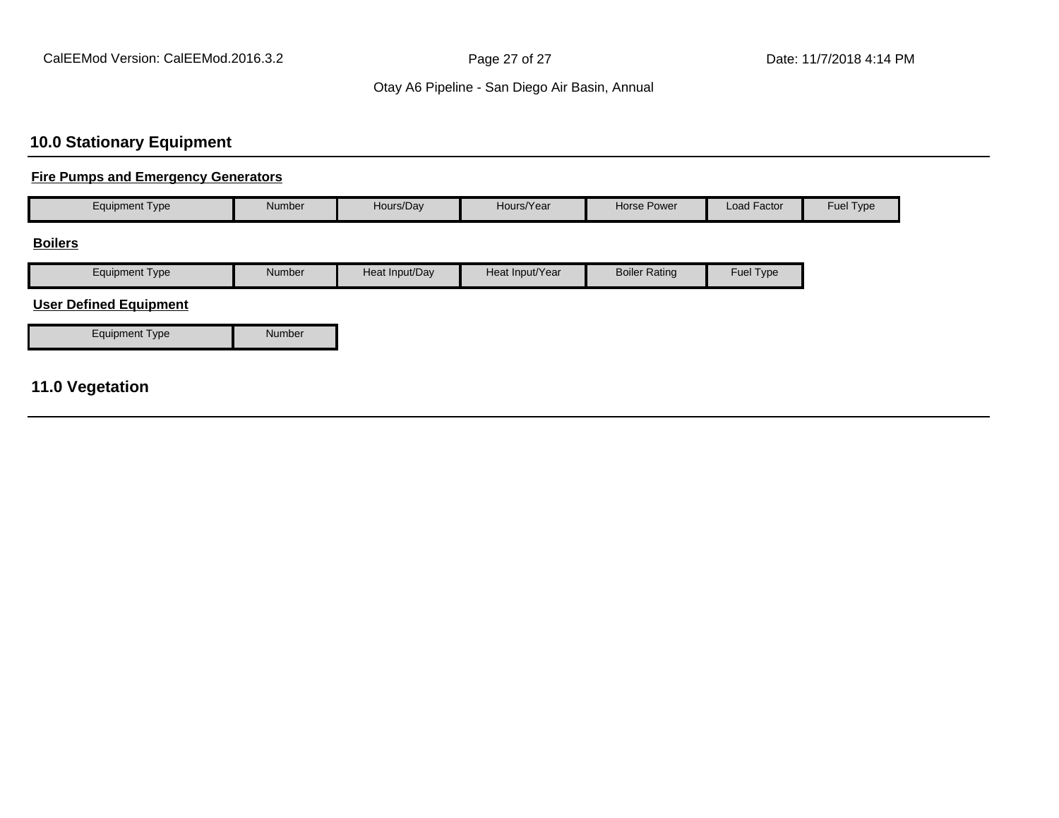## 10.0 Stationary Equipment

**Fire Pumps and Emergency Generators**

| Equipment Type | Number | Hours/Day | Hours/Year | Horse Power | Load Factor | Fuel Type |
|---|---|---|---|---|---|---|

**Boilers**

| Equipment Type | Number | Heat Input/Day | Heat Input/Year | Boiler Rating | Fuel Type |
|---|---|---|---|---|---|

**User Defined Equipment**

| Equipment Type | Number |
|---|---|

## 11.0 Vegetation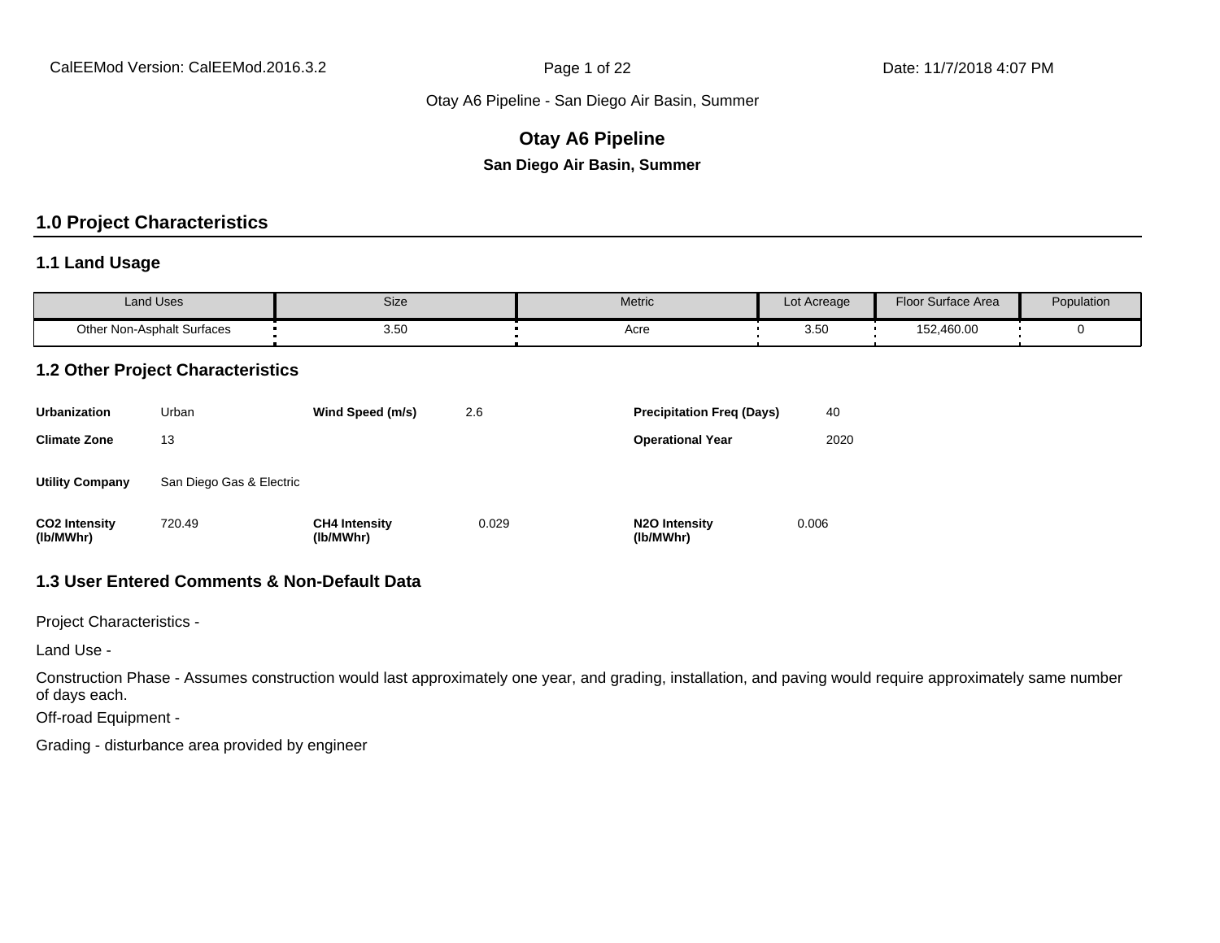Otay A6 Pipeline - San Diego Air Basin, Summer

# Otay A6 Pipeline

**San Diego Air Basin, Summer**

## 1.0 Project Characteristics

### 1.1 Land Usage

| Land Uses | Size | Metric | Lot Acreage | Floor Surface Area | Population |
|---|---|---|---|---|---|
| Other Non-Asphalt Surfaces | 3.50 | Acre | 3.50 | 152,460.00 | 0 |

### 1.2 Other Project Characteristics

| | | | | | |
|---|---|---|---|---|---|
| **Urbanization** | Urban | **Wind Speed (m/s)** | 2.6 | **Precipitation Freq (Days)** | 40 |
| **Climate Zone** | 13 | | | **Operational Year** | 2020 |
| **Utility Company** | San Diego Gas & Electric | | | | |
| **CO2 Intensity (lb/MWhr)** | 720.49 | **CH4 Intensity (lb/MWhr)** | 0.029 | **N2O Intensity (lb/MWhr)** | 0.006 |

### 1.3 User Entered Comments & Non-Default Data

Project Characteristics -

Land Use -

Construction Phase - Assumes construction would last approximately one year, and grading, installation, and paving would require approximately same number of days each.

Off-road Equipment -

Grading - disturbance area provided by engineer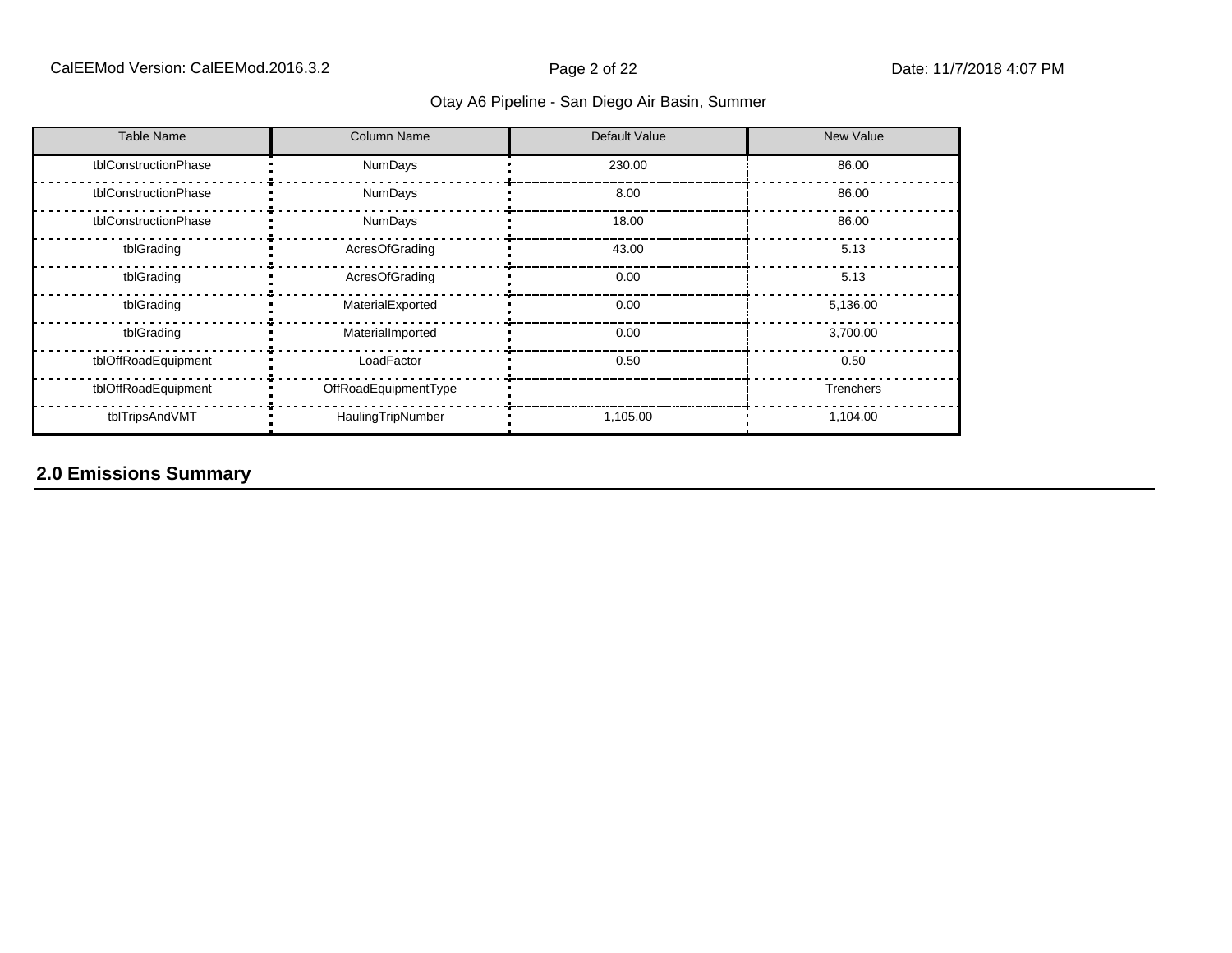Otay A6 Pipeline - San Diego Air Basin, Summer

| Table Name | Column Name | Default Value | New Value |
|---|---|---|---|
| tblConstructionPhase | NumDays | 230.00 | 86.00 |
| tblConstructionPhase | NumDays | 8.00 | 86.00 |
| tblConstructionPhase | NumDays | 18.00 | 86.00 |
| tblGrading | AcresOfGrading | 43.00 | 5.13 |
| tblGrading | AcresOfGrading | 0.00 | 5.13 |
| tblGrading | MaterialExported | 0.00 | 5,136.00 |
| tblGrading | MaterialImported | 0.00 | 3,700.00 |
| tblOffRoadEquipment | LoadFactor | 0.50 | 0.50 |
| tblOffRoadEquipment | OffRoadEquipmentType | | Trenchers |
| tblTripsAndVMT | HaulingTripNumber | 1,105.00 | 1,104.00 |

## 2.0 Emissions Summary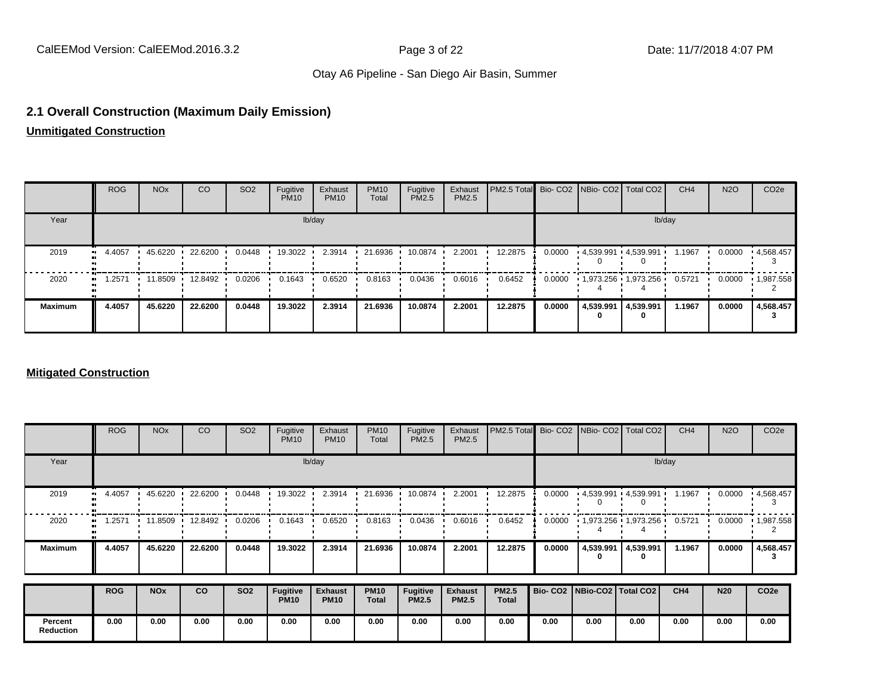## 2.1 Overall Construction (Maximum Daily Emission)

**Unmitigated Construction**

| | ROG | NOx | CO | SO2 | Fugitive PM10 | Exhaust PM10 | PM10 Total | Fugitive PM2.5 | Exhaust PM2.5 | PM2.5 Total | Bio- CO2 | NBio- CO2 | Total CO2 | CH4 | N2O | CO2e |
|---|---|---|---|---|---|---|---|---|---|---|---|---|---|---|---|---|
| Year | lb/day | | | | | | | | | | lb/day | | | | | |
| 2019 | 4.4057 | 45.6220 | 22.6200 | 0.0448 | 19.3022 | 2.3914 | 21.6936 | 10.0874 | 2.2001 | 12.2875 | 0.0000 | 4,539.9910 | 4,539.9910 | 1.1967 | 0.0000 | 4,568.4573 |
| 2020 | 1.2571 | 11.8509 | 12.8492 | 0.0206 | 0.1643 | 0.6520 | 0.8163 | 0.0436 | 0.6016 | 0.6452 | 0.0000 | 1,973.2564 | 1,973.2564 | 0.5721 | 0.0000 | 1,987.5582 |
| **Maximum** | **4.4057** | **45.6220** | **22.6200** | **0.0448** | **19.3022** | **2.3914** | **21.6936** | **10.0874** | **2.2001** | **12.2875** | **0.0000** | **4,539.9910** | **4,539.9910** | **1.1967** | **0.0000** | **4,568.4573** |

**Mitigated Construction**

| | ROG | NOx | CO | SO2 | Fugitive PM10 | Exhaust PM10 | PM10 Total | Fugitive PM2.5 | Exhaust PM2.5 | PM2.5 Total | Bio- CO2 | NBio- CO2 | Total CO2 | CH4 | N2O | CO2e |
|---|---|---|---|---|---|---|---|---|---|---|---|---|---|---|---|---|
| Year | lb/day | | | | | | | | | | lb/day | | | | | |
| 2019 | 4.4057 | 45.6220 | 22.6200 | 0.0448 | 19.3022 | 2.3914 | 21.6936 | 10.0874 | 2.2001 | 12.2875 | 0.0000 | 4,539.9910 | 4,539.9910 | 1.1967 | 0.0000 | 4,568.4573 |
| 2020 | 1.2571 | 11.8509 | 12.8492 | 0.0206 | 0.1643 | 0.6520 | 0.8163 | 0.0436 | 0.6016 | 0.6452 | 0.0000 | 1,973.2564 | 1,973.2564 | 0.5721 | 0.0000 | 1,987.5582 |
| **Maximum** | **4.4057** | **45.6220** | **22.6200** | **0.0448** | **19.3022** | **2.3914** | **21.6936** | **10.0874** | **2.2001** | **12.2875** | **0.0000** | **4,539.9910** | **4,539.9910** | **1.1967** | **0.0000** | **4,568.4573** |

| | **ROG** | **NOx** | **CO** | **SO2** | **Fugitive PM10** | **Exhaust PM10** | **PM10 Total** | **Fugitive PM2.5** | **Exhaust PM2.5** | **PM2.5 Total** | **Bio- CO2** | **NBio-CO2** | **Total CO2** | **CH4** | **N20** | **CO2e** |
|---|---|---|---|---|---|---|---|---|---|---|---|---|---|---|---|---|
| **Percent Reduction** | **0.00** | **0.00** | **0.00** | **0.00** | **0.00** | **0.00** | **0.00** | **0.00** | **0.00** | **0.00** | **0.00** | **0.00** | **0.00** | **0.00** | **0.00** | **0.00** |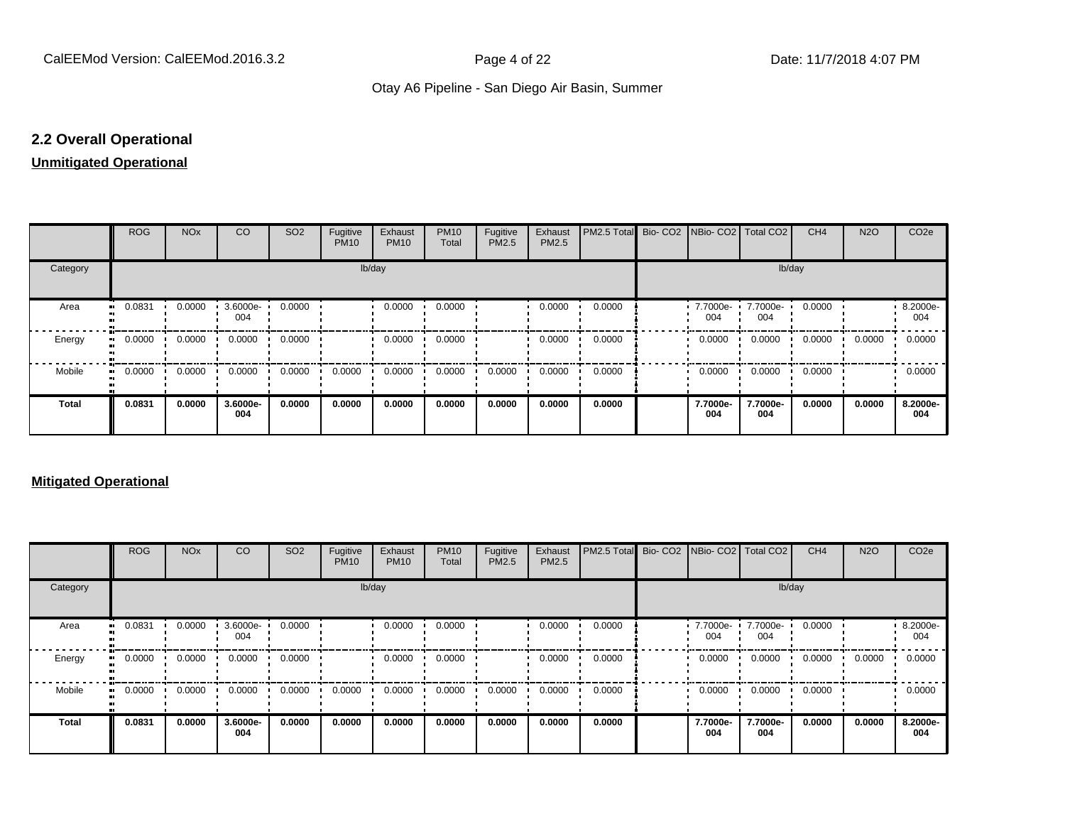## 2.2 Overall Operational

**Unmitigated Operational**

| | ROG | NOx | CO | SO2 | Fugitive PM10 | Exhaust PM10 | PM10 Total | Fugitive PM2.5 | Exhaust PM2.5 | PM2.5 Total | Bio- CO2 | NBio- CO2 | Total CO2 | CH4 | N2O | CO2e |
|---|---|---|---|---|---|---|---|---|---|---|---|---|---|---|---|---|
| Category | | | | | lb/day | | | | | | | | | lb/day | | |
| Area | 0.0831 | 0.0000 | 3.6000e-004 | 0.0000 | | 0.0000 | 0.0000 | | 0.0000 | 0.0000 | | 7.7000e-004 | 7.7000e-004 | 0.0000 | | 8.2000e-004 |
| Energy | 0.0000 | 0.0000 | 0.0000 | 0.0000 | | 0.0000 | 0.0000 | | 0.0000 | 0.0000 | | 0.0000 | 0.0000 | 0.0000 | 0.0000 | 0.0000 |
| Mobile | 0.0000 | 0.0000 | 0.0000 | 0.0000 | 0.0000 | 0.0000 | 0.0000 | 0.0000 | 0.0000 | 0.0000 | | 0.0000 | 0.0000 | 0.0000 | | 0.0000 |
| **Total** | **0.0831** | **0.0000** | **3.6000e-004** | **0.0000** | **0.0000** | **0.0000** | **0.0000** | **0.0000** | **0.0000** | **0.0000** | | **7.7000e-004** | **7.7000e-004** | **0.0000** | **0.0000** | **8.2000e-004** |

**Mitigated Operational**

| | ROG | NOx | CO | SO2 | Fugitive PM10 | Exhaust PM10 | PM10 Total | Fugitive PM2.5 | Exhaust PM2.5 | PM2.5 Total | Bio- CO2 | NBio- CO2 | Total CO2 | CH4 | N2O | CO2e |
|---|---|---|---|---|---|---|---|---|---|---|---|---|---|---|---|---|
| Category | | | | | lb/day | | | | | | | | | lb/day | | |
| Area | 0.0831 | 0.0000 | 3.6000e-004 | 0.0000 | | 0.0000 | 0.0000 | | 0.0000 | 0.0000 | | 7.7000e-004 | 7.7000e-004 | 0.0000 | | 8.2000e-004 |
| Energy | 0.0000 | 0.0000 | 0.0000 | 0.0000 | | 0.0000 | 0.0000 | | 0.0000 | 0.0000 | | 0.0000 | 0.0000 | 0.0000 | 0.0000 | 0.0000 |
| Mobile | 0.0000 | 0.0000 | 0.0000 | 0.0000 | 0.0000 | 0.0000 | 0.0000 | 0.0000 | 0.0000 | 0.0000 | | 0.0000 | 0.0000 | 0.0000 | | 0.0000 |
| **Total** | **0.0831** | **0.0000** | **3.6000e-004** | **0.0000** | **0.0000** | **0.0000** | **0.0000** | **0.0000** | **0.0000** | **0.0000** | | **7.7000e-004** | **7.7000e-004** | **0.0000** | **0.0000** | **8.2000e-004** |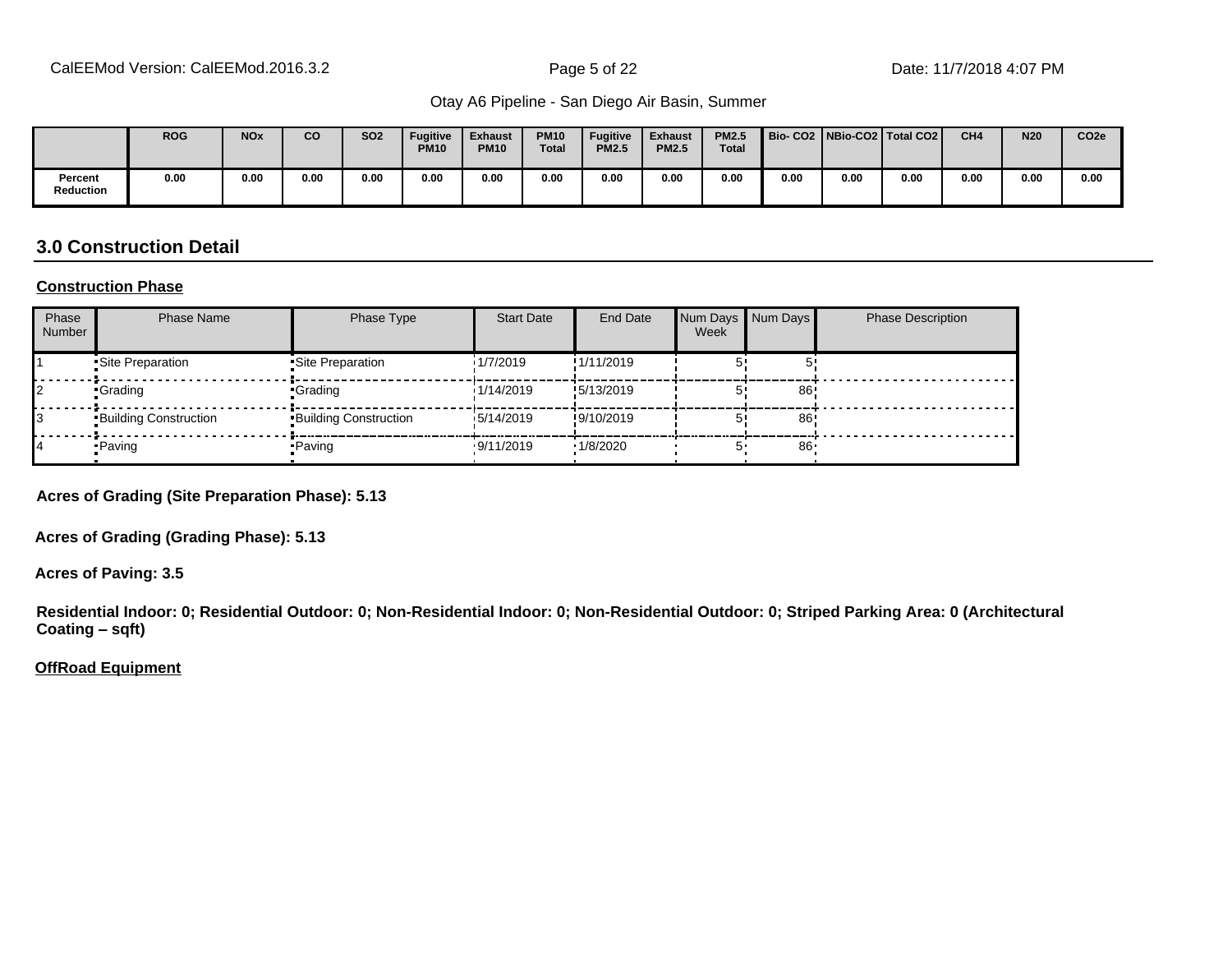| | ROG | NOx | CO | SO2 | Fugitive PM10 | Exhaust PM10 | PM10 Total | Fugitive PM2.5 | Exhaust PM2.5 | PM2.5 Total | Bio- CO2 | NBio-CO2 | Total CO2 | CH4 | N20 | CO2e |
|---|---|---|---|---|---|---|---|---|---|---|---|---|---|---|---|---|
| Percent Reduction | 0.00 | 0.00 | 0.00 | 0.00 | 0.00 | 0.00 | 0.00 | 0.00 | 0.00 | 0.00 | 0.00 | 0.00 | 0.00 | 0.00 | 0.00 | 0.00 |

## 3.0 Construction Detail

**Construction Phase**

| Phase Number | Phase Name | Phase Type | Start Date | End Date | Num Days Week | Num Days | Phase Description |
|---|---|---|---|---|---|---|---|
| 1 | Site Preparation | Site Preparation | 1/7/2019 | 1/11/2019 | 5 | 5 | |
| 2 | Grading | Grading | 1/14/2019 | 5/13/2019 | 5 | 86 | |
| 3 | Building Construction | Building Construction | 5/14/2019 | 9/10/2019 | 5 | 86 | |
| 4 | Paving | Paving | 9/11/2019 | 1/8/2020 | 5 | 86 | |

**Acres of Grading (Site Preparation Phase): 5.13**

**Acres of Grading (Grading Phase): 5.13**

**Acres of Paving: 3.5**

**Residential Indoor: 0; Residential Outdoor: 0; Non-Residential Indoor: 0; Non-Residential Outdoor: 0; Striped Parking Area: 0 (Architectural Coating – sqft)**

**OffRoad Equipment**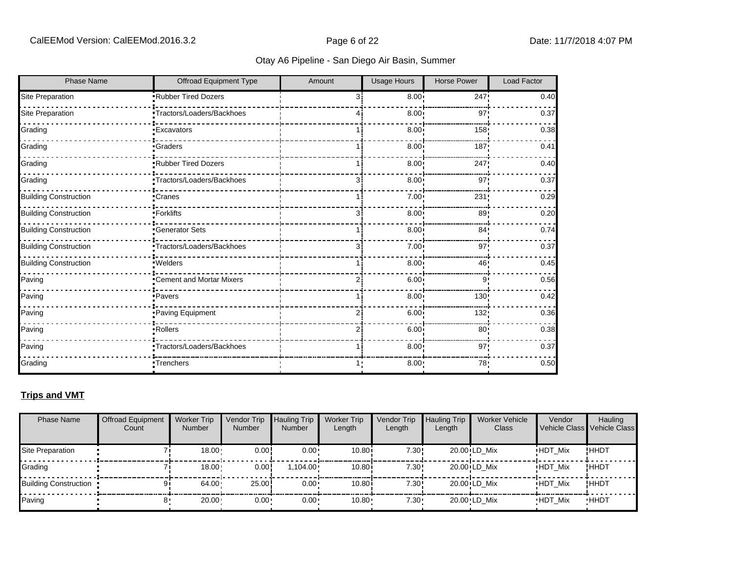| Phase Name | Offroad Equipment Type | Amount | Usage Hours | Horse Power | Load Factor |
|---|---|---|---|---|---|
| Site Preparation | Rubber Tired Dozers | 3 | 8.00 | 247 | 0.40 |
| Site Preparation | Tractors/Loaders/Backhoes | 4 | 8.00 | 97 | 0.37 |
| Grading | Excavators | 1 | 8.00 | 158 | 0.38 |
| Grading | Graders | 1 | 8.00 | 187 | 0.41 |
| Grading | Rubber Tired Dozers | 1 | 8.00 | 247 | 0.40 |
| Grading | Tractors/Loaders/Backhoes | 3 | 8.00 | 97 | 0.37 |
| Building Construction | Cranes | 1 | 7.00 | 231 | 0.29 |
| Building Construction | Forklifts | 3 | 8.00 | 89 | 0.20 |
| Building Construction | Generator Sets | 1 | 8.00 | 84 | 0.74 |
| Building Construction | Tractors/Loaders/Backhoes | 3 | 7.00 | 97 | 0.37 |
| Building Construction | Welders | 1 | 8.00 | 46 | 0.45 |
| Paving | Cement and Mortar Mixers | 2 | 6.00 | 9 | 0.56 |
| Paving | Pavers | 1 | 8.00 | 130 | 0.42 |
| Paving | Paving Equipment | 2 | 6.00 | 132 | 0.36 |
| Paving | Rollers | 2 | 6.00 | 80 | 0.38 |
| Paving | Tractors/Loaders/Backhoes | 1 | 8.00 | 97 | 0.37 |
| Grading | Trenchers | 1 | 8.00 | 78 | 0.50 |

**Trips and VMT**

| Phase Name | Offroad Equipment Count | Worker Trip Number | Vendor Trip Number | Hauling Trip Number | Worker Trip Length | Vendor Trip Length | Hauling Trip Length | Worker Vehicle Class | Vendor Vehicle Class | Hauling Vehicle Class |
|---|---|---|---|---|---|---|---|---|---|---|
| Site Preparation | 7 | 18.00 | 0.00 | 0.00 | 10.80 | 7.30 | 20.00 | LD_Mix | HDT_Mix | HHDT |
| Grading | 7 | 18.00 | 0.00 | 1,104.00 | 10.80 | 7.30 | 20.00 | LD_Mix | HDT_Mix | HHDT |
| Building Construction | 9 | 64.00 | 25.00 | 0.00 | 10.80 | 7.30 | 20.00 | LD_Mix | HDT_Mix | HHDT |
| Paving | 8 | 20.00 | 0.00 | 0.00 | 10.80 | 7.30 | 20.00 | LD_Mix | HDT_Mix | HHDT |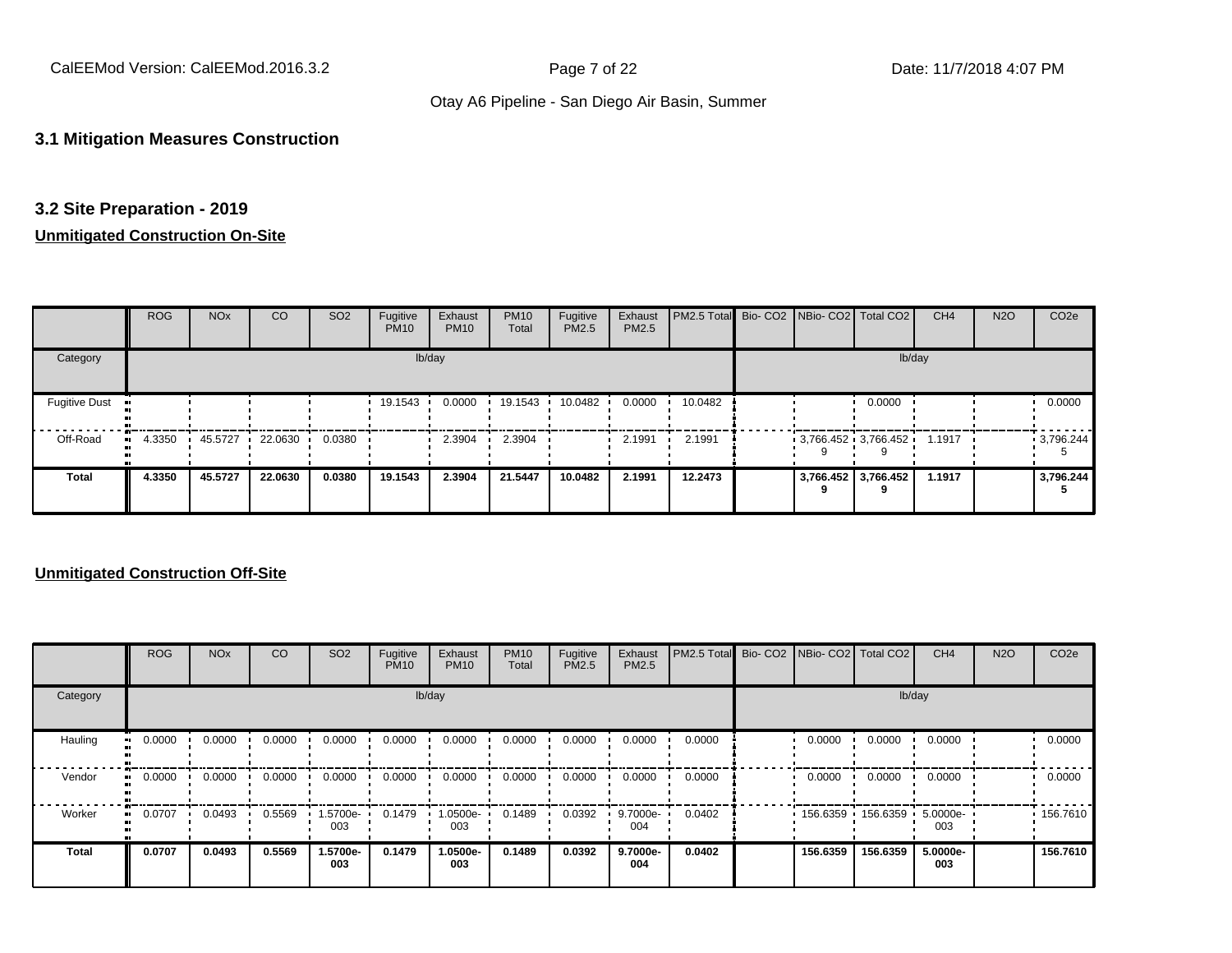### 3.1 Mitigation Measures Construction

### 3.2 Site Preparation - 2019

**Unmitigated Construction On-Site**

| | ROG | NOx | CO | SO2 | Fugitive PM10 | Exhaust PM10 | PM10 Total | Fugitive PM2.5 | Exhaust PM2.5 | PM2.5 Total | Bio- CO2 | NBio- CO2 | Total CO2 | CH4 | N2O | CO2e |
|---|---|---|---|---|---|---|---|---|---|---|---|---|---|---|---|---|
| Category | lb/day | | | | | | | | | | lb/day | | | | | |
| Fugitive Dust | | | | | 19.1543 | 0.0000 | 19.1543 | 10.0482 | 0.0000 | 10.0482 | | | 0.0000 | | | 0.0000 |
| Off-Road | 4.3350 | 45.5727 | 22.0630 | 0.0380 | | 2.3904 | 2.3904 | | 2.1991 | 2.1991 | | 3,766.4529 | 3,766.4529 | 1.1917 | | 3,796.2445 |
| **Total** | **4.3350** | **45.5727** | **22.0630** | **0.0380** | **19.1543** | **2.3904** | **21.5447** | **10.0482** | **2.1991** | **12.2473** | | **3,766.4529** | **3,766.4529** | **1.1917** | | **3,796.2445** |

**Unmitigated Construction Off-Site**

| | ROG | NOx | CO | SO2 | Fugitive PM10 | Exhaust PM10 | PM10 Total | Fugitive PM2.5 | Exhaust PM2.5 | PM2.5 Total | Bio- CO2 | NBio- CO2 | Total CO2 | CH4 | N2O | CO2e |
|---|---|---|---|---|---|---|---|---|---|---|---|---|---|---|---|---|
| Category | lb/day | | | | | | | | | | lb/day | | | | | |
| Hauling | 0.0000 | 0.0000 | 0.0000 | 0.0000 | 0.0000 | 0.0000 | 0.0000 | 0.0000 | 0.0000 | 0.0000 | | 0.0000 | 0.0000 | 0.0000 | | 0.0000 |
| Vendor | 0.0000 | 0.0000 | 0.0000 | 0.0000 | 0.0000 | 0.0000 | 0.0000 | 0.0000 | 0.0000 | 0.0000 | | 0.0000 | 0.0000 | 0.0000 | | 0.0000 |
| Worker | 0.0707 | 0.0493 | 0.5569 | 1.5700e-003 | 0.1479 | 1.0500e-003 | 0.1489 | 0.0392 | 9.7000e-004 | 0.0402 | | 156.6359 | 156.6359 | 5.0000e-003 | | 156.7610 |
| **Total** | **0.0707** | **0.0493** | **0.5569** | **1.5700e-003** | **0.1479** | **1.0500e-003** | **0.1489** | **0.0392** | **9.7000e-004** | **0.0402** | | **156.6359** | **156.6359** | **5.0000e-003** | | **156.7610** |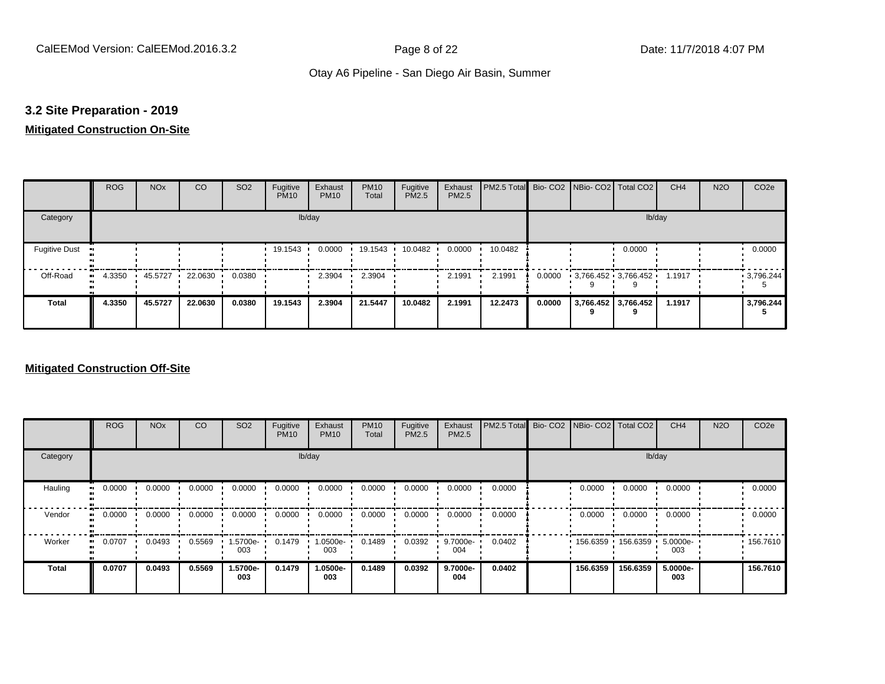### 3.2 Site Preparation - 2019

**Mitigated Construction On-Site**

| | ROG | NOx | CO | SO2 | Fugitive PM10 | Exhaust PM10 | PM10 Total | Fugitive PM2.5 | Exhaust PM2.5 | PM2.5 Total | Bio- CO2 | NBio- CO2 | Total CO2 | CH4 | N2O | CO2e |
|---|---|---|---|---|---|---|---|---|---|---|---|---|---|---|---|---|
| Category | | | | | lb/day | | | | | | | | | lb/day | | |
| Fugitive Dust | | | | | 19.1543 | 0.0000 | 19.1543 | 10.0482 | 0.0000 | 10.0482 | | | 0.0000 | | | 0.0000 |
| Off-Road | 4.3350 | 45.5727 | 22.0630 | 0.0380 | | 2.3904 | 2.3904 | | 2.1991 | 2.1991 | 0.0000 | 3,766.4529 | 3,766.4529 | 1.1917 | | 3,796.2445 |
| **Total** | **4.3350** | **45.5727** | **22.0630** | **0.0380** | **19.1543** | **2.3904** | **21.5447** | **10.0482** | **2.1991** | **12.2473** | **0.0000** | **3,766.4529** | **3,766.4529** | **1.1917** | | **3,796.2445** |

**Mitigated Construction Off-Site**

| | ROG | NOx | CO | SO2 | Fugitive PM10 | Exhaust PM10 | PM10 Total | Fugitive PM2.5 | Exhaust PM2.5 | PM2.5 Total | Bio- CO2 | NBio- CO2 | Total CO2 | CH4 | N2O | CO2e |
|---|---|---|---|---|---|---|---|---|---|---|---|---|---|---|---|---|
| Category | | | | | lb/day | | | | | | | | | lb/day | | |
| Hauling | 0.0000 | 0.0000 | 0.0000 | 0.0000 | 0.0000 | 0.0000 | 0.0000 | 0.0000 | 0.0000 | 0.0000 | | 0.0000 | 0.0000 | 0.0000 | | 0.0000 |
| Vendor | 0.0000 | 0.0000 | 0.0000 | 0.0000 | 0.0000 | 0.0000 | 0.0000 | 0.0000 | 0.0000 | 0.0000 | | 0.0000 | 0.0000 | 0.0000 | | 0.0000 |
| Worker | 0.0707 | 0.0493 | 0.5569 | 1.5700e-003 | 0.1479 | 1.0500e-003 | 0.1489 | 0.0392 | 9.7000e-004 | 0.0402 | | 156.6359 | 156.6359 | 5.0000e-003 | | 156.7610 |
| **Total** | **0.0707** | **0.0493** | **0.5569** | **1.5700e-003** | **0.1479** | **1.0500e-003** | **0.1489** | **0.0392** | **9.7000e-004** | **0.0402** | | **156.6359** | **156.6359** | **5.0000e-003** | | **156.7610** |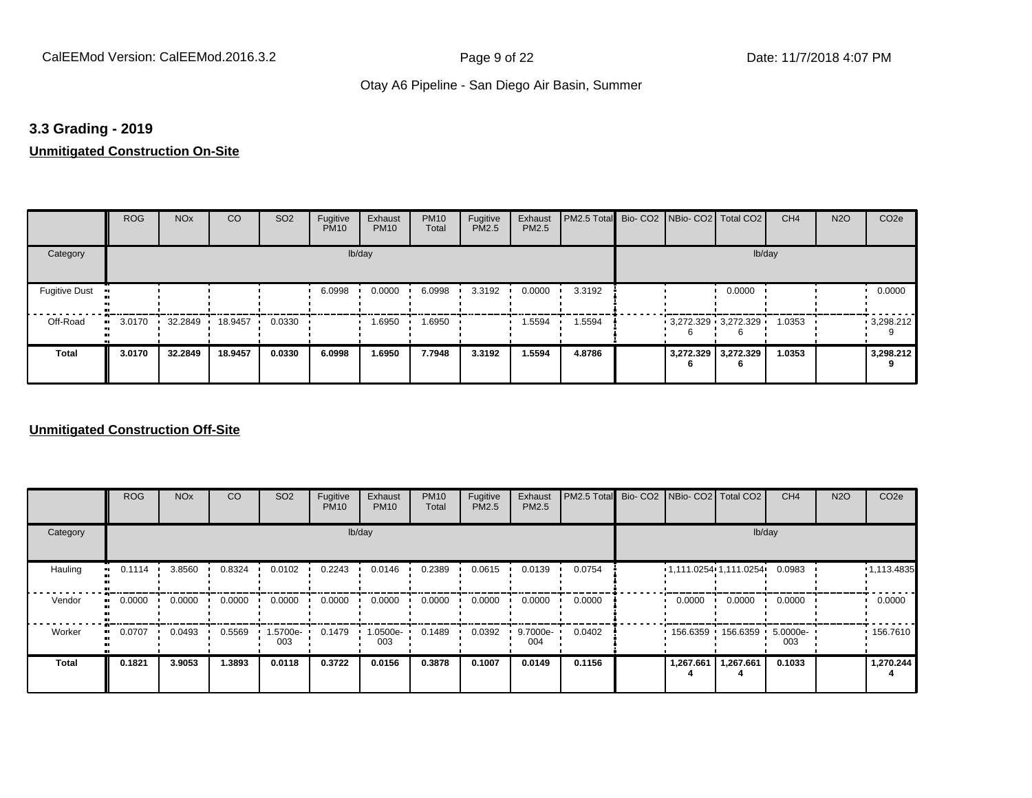## 3.3 Grading - 2019

**Unmitigated Construction On-Site**

| | ROG | NOx | CO | SO2 | Fugitive PM10 | Exhaust PM10 | PM10 Total | Fugitive PM2.5 | Exhaust PM2.5 | PM2.5 Total | Bio- CO2 | NBio- CO2 | Total CO2 | CH4 | N2O | CO2e |
|---|---|---|---|---|---|---|---|---|---|---|---|---|---|---|---|---|
| Category | lb/day | | | | | | | | | | lb/day | | | | | |
| Fugitive Dust | | | | | 6.0998 | 0.0000 | 6.0998 | 3.3192 | 0.0000 | 3.3192 | | | 0.0000 | | | 0.0000 |
| Off-Road | 3.0170 | 32.2849 | 18.9457 | 0.0330 | | 1.6950 | 1.6950 | | 1.5594 | 1.5594 | | 3,272.3296 | 3,272.3296 | 1.0353 | | 3,298.2129 |
| **Total** | **3.0170** | **32.2849** | **18.9457** | **0.0330** | **6.0998** | **1.6950** | **7.7948** | **3.3192** | **1.5594** | **4.8786** | | **3,272.3296** | **3,272.3296** | **1.0353** | | **3,298.2129** |

**Unmitigated Construction Off-Site**

| | ROG | NOx | CO | SO2 | Fugitive PM10 | Exhaust PM10 | PM10 Total | Fugitive PM2.5 | Exhaust PM2.5 | PM2.5 Total | Bio- CO2 | NBio- CO2 | Total CO2 | CH4 | N2O | CO2e |
|---|---|---|---|---|---|---|---|---|---|---|---|---|---|---|---|---|
| Category | lb/day | | | | | | | | | | lb/day | | | | | |
| Hauling | 0.1114 | 3.8560 | 0.8324 | 0.0102 | 0.2243 | 0.0146 | 0.2389 | 0.0615 | 0.0139 | 0.0754 | | 1,111.0254 | 1,111.0254 | 0.0983 | | 1,113.4835 |
| Vendor | 0.0000 | 0.0000 | 0.0000 | 0.0000 | 0.0000 | 0.0000 | 0.0000 | 0.0000 | 0.0000 | 0.0000 | | 0.0000 | 0.0000 | 0.0000 | | 0.0000 |
| Worker | 0.0707 | 0.0493 | 0.5569 | 1.5700e-003 | 0.1479 | 1.0500e-003 | 0.1489 | 0.0392 | 9.7000e-004 | 0.0402 | | 156.6359 | 156.6359 | 5.0000e-003 | | 156.7610 |
| **Total** | **0.1821** | **3.9053** | **1.3893** | **0.0118** | **0.3722** | **0.0156** | **0.3878** | **0.1007** | **0.0149** | **0.1156** | | **1,267.6614** | **1,267.6614** | **0.1033** | | **1,270.2444** |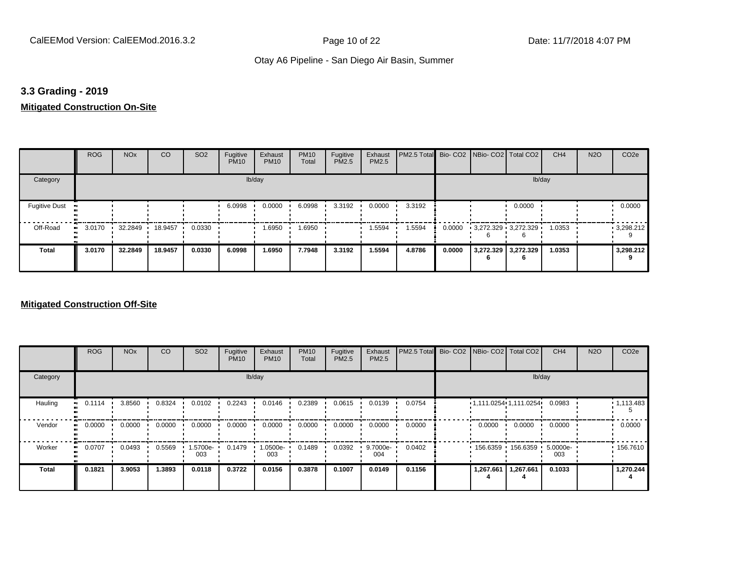## 3.3 Grading - 2019

### Mitigated Construction On-Site

| | ROG | NOx | CO | SO2 | Fugitive PM10 | Exhaust PM10 | PM10 Total | Fugitive PM2.5 | Exhaust PM2.5 | PM2.5 Total | Bio- CO2 | NBio- CO2 | Total CO2 | CH4 | N2O | CO2e |
|---|---|---|---|---|---|---|---|---|---|---|---|---|---|---|---|---|
| Category | | | | | lb/day | | | | | | | | lb/day | | | |
| Fugitive Dust | | | | | 6.0998 | 0.0000 | 6.0998 | 3.3192 | 0.0000 | 3.3192 | | | 0.0000 | | | 0.0000 |
| Off-Road | 3.0170 | 32.2849 | 18.9457 | 0.0330 | | 1.6950 | 1.6950 | | 1.5594 | 1.5594 | 0.0000 | 3,272.3296 | 3,272.3296 | 1.0353 | | 3,298.2129 |
| **Total** | **3.0170** | **32.2849** | **18.9457** | **0.0330** | **6.0998** | **1.6950** | **7.7948** | **3.3192** | **1.5594** | **4.8786** | **0.0000** | **3,272.3296** | **3,272.3296** | **1.0353** | | **3,298.2129** |

### Mitigated Construction Off-Site

| | ROG | NOx | CO | SO2 | Fugitive PM10 | Exhaust PM10 | PM10 Total | Fugitive PM2.5 | Exhaust PM2.5 | PM2.5 Total | Bio- CO2 | NBio- CO2 | Total CO2 | CH4 | N2O | CO2e |
|---|---|---|---|---|---|---|---|---|---|---|---|---|---|---|---|---|
| Category | | | | | lb/day | | | | | | | | lb/day | | | |
| Hauling | 0.1114 | 3.8560 | 0.8324 | 0.0102 | 0.2243 | 0.0146 | 0.2389 | 0.0615 | 0.0139 | 0.0754 | | 1,111.0254 | 1,111.0254 | 0.0983 | | 1,113.4835 |
| Vendor | 0.0000 | 0.0000 | 0.0000 | 0.0000 | 0.0000 | 0.0000 | 0.0000 | 0.0000 | 0.0000 | 0.0000 | | 0.0000 | 0.0000 | 0.0000 | | 0.0000 |
| Worker | 0.0707 | 0.0493 | 0.5569 | 1.5700e-003 | 0.1479 | 1.0500e-003 | 0.1489 | 0.0392 | 9.7000e-004 | 0.0402 | | 156.6359 | 156.6359 | 5.0000e-003 | | 156.7610 |
| **Total** | **0.1821** | **3.9053** | **1.3893** | **0.0118** | **0.3722** | **0.0156** | **0.3878** | **0.1007** | **0.0149** | **0.1156** | | **1,267.6614** | **1,267.6614** | **0.1033** | | **1,270.2444** |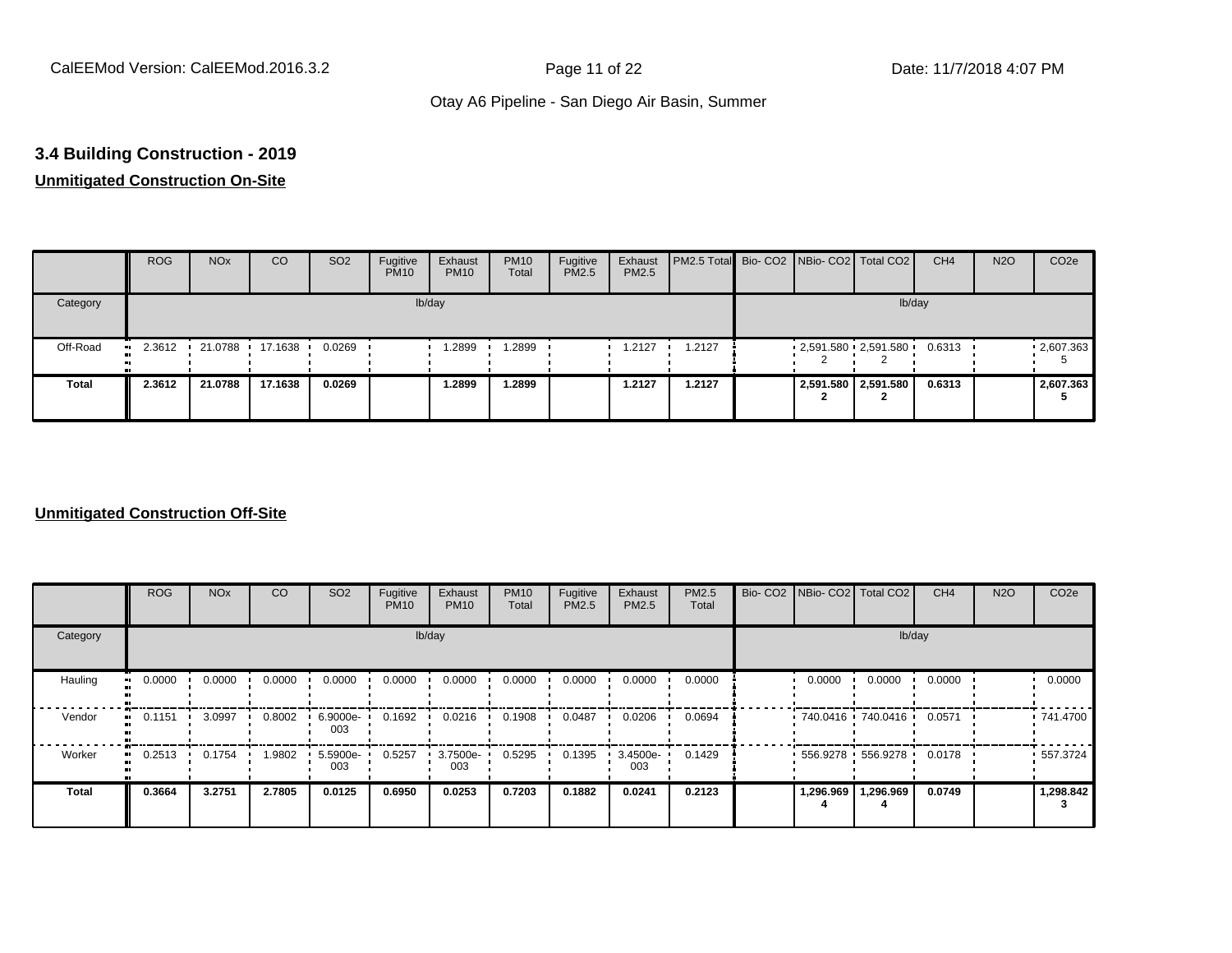### 3.4 Building Construction - 2019

**Unmitigated Construction On-Site**

| | ROG | NOx | CO | SO2 | Fugitive PM10 | Exhaust PM10 | PM10 Total | Fugitive PM2.5 | Exhaust PM2.5 | PM2.5 Total | Bio- CO2 | NBio- CO2 | Total CO2 | CH4 | N2O | CO2e |
|---|---|---|---|---|---|---|---|---|---|---|---|---|---|---|---|---|
| Category | lb/day | | | | | | | | | | lb/day | | | | | |
| Off-Road | 2.3612 | 21.0788 | 17.1638 | 0.0269 | | 1.2899 | 1.2899 | | 1.2127 | 1.2127 | | 2,591.5802 | 2,591.5802 | 0.6313 | | 2,607.3635 |
| **Total** | **2.3612** | **21.0788** | **17.1638** | **0.0269** | | **1.2899** | **1.2899** | | **1.2127** | **1.2127** | | **2,591.5802** | **2,591.5802** | **0.6313** | | **2,607.3635** |

**Unmitigated Construction Off-Site**

| | ROG | NOx | CO | SO2 | Fugitive PM10 | Exhaust PM10 | PM10 Total | Fugitive PM2.5 | Exhaust PM2.5 | PM2.5 Total | Bio- CO2 | NBio- CO2 | Total CO2 | CH4 | N2O | CO2e |
|---|---|---|---|---|---|---|---|---|---|---|---|---|---|---|---|---|
| Category | lb/day | | | | | | | | | | lb/day | | | | | |
| Hauling | 0.0000 | 0.0000 | 0.0000 | 0.0000 | 0.0000 | 0.0000 | 0.0000 | 0.0000 | 0.0000 | 0.0000 | | 0.0000 | 0.0000 | 0.0000 | | 0.0000 |
| Vendor | 0.1151 | 3.0997 | 0.8002 | 6.9000e-003 | 0.1692 | 0.0216 | 0.1908 | 0.0487 | 0.0206 | 0.0694 | | 740.0416 | 740.0416 | 0.0571 | | 741.4700 |
| Worker | 0.2513 | 0.1754 | 1.9802 | 5.5900e-003 | 0.5257 | 3.7500e-003 | 0.5295 | 0.1395 | 3.4500e-003 | 0.1429 | | 556.9278 | 556.9278 | 0.0178 | | 557.3724 |
| **Total** | **0.3664** | **3.2751** | **2.7805** | **0.0125** | **0.6950** | **0.0253** | **0.7203** | **0.1882** | **0.0241** | **0.2123** | | **1,296.9694** | **1,296.9694** | **0.0749** | | **1,298.8423** |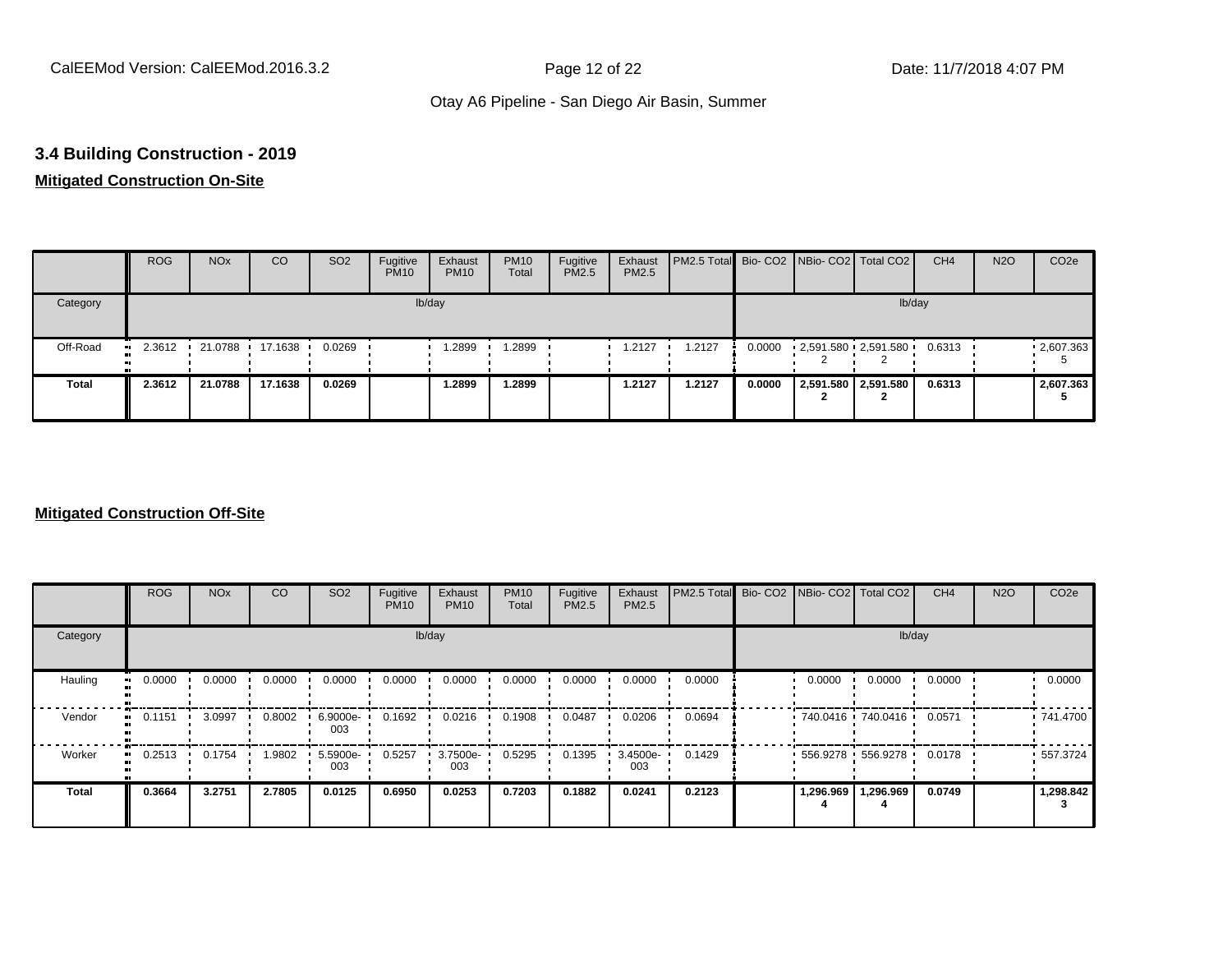## 3.4 Building Construction - 2019

**Mitigated Construction On-Site**

| | ROG | NOx | CO | SO2 | Fugitive PM10 | Exhaust PM10 | PM10 Total | Fugitive PM2.5 | Exhaust PM2.5 | PM2.5 Total | Bio- CO2 | NBio- CO2 | Total CO2 | CH4 | N2O | CO2e |
|---|---|---|---|---|---|---|---|---|---|---|---|---|---|---|---|---|
| Category | lb/day | | | | | | | | | | lb/day | | | | | |
| Off-Road | 2.3612 | 21.0788 | 17.1638 | 0.0269 | | 1.2899 | 1.2899 | | 1.2127 | 1.2127 | 0.0000 | 2,591.5802 | 2,591.5802 | 0.6313 | | 2,607.3635 |
| **Total** | **2.3612** | **21.0788** | **17.1638** | **0.0269** | | **1.2899** | **1.2899** | | **1.2127** | **1.2127** | **0.0000** | **2,591.5802** | **2,591.5802** | **0.6313** | | **2,607.3635** |

**Mitigated Construction Off-Site**

| | ROG | NOx | CO | SO2 | Fugitive PM10 | Exhaust PM10 | PM10 Total | Fugitive PM2.5 | Exhaust PM2.5 | PM2.5 Total | Bio- CO2 | NBio- CO2 | Total CO2 | CH4 | N2O | CO2e |
|---|---|---|---|---|---|---|---|---|---|---|---|---|---|---|---|---|
| Category | lb/day | | | | | | | | | | lb/day | | | | | |
| Hauling | 0.0000 | 0.0000 | 0.0000 | 0.0000 | 0.0000 | 0.0000 | 0.0000 | 0.0000 | 0.0000 | 0.0000 | | 0.0000 | 0.0000 | 0.0000 | | 0.0000 |
| Vendor | 0.1151 | 3.0997 | 0.8002 | 6.9000e-003 | 0.1692 | 0.0216 | 0.1908 | 0.0487 | 0.0206 | 0.0694 | | 740.0416 | 740.0416 | 0.0571 | | 741.4700 |
| Worker | 0.2513 | 0.1754 | 1.9802 | 5.5900e-003 | 0.5257 | 3.7500e-003 | 0.5295 | 0.1395 | 3.4500e-003 | 0.1429 | | 556.9278 | 556.9278 | 0.0178 | | 557.3724 |
| **Total** | **0.3664** | **3.2751** | **2.7805** | **0.0125** | **0.6950** | **0.0253** | **0.7203** | **0.1882** | **0.0241** | **0.2123** | | **1,296.9694** | **1,296.9694** | **0.0749** | | **1,298.8423** |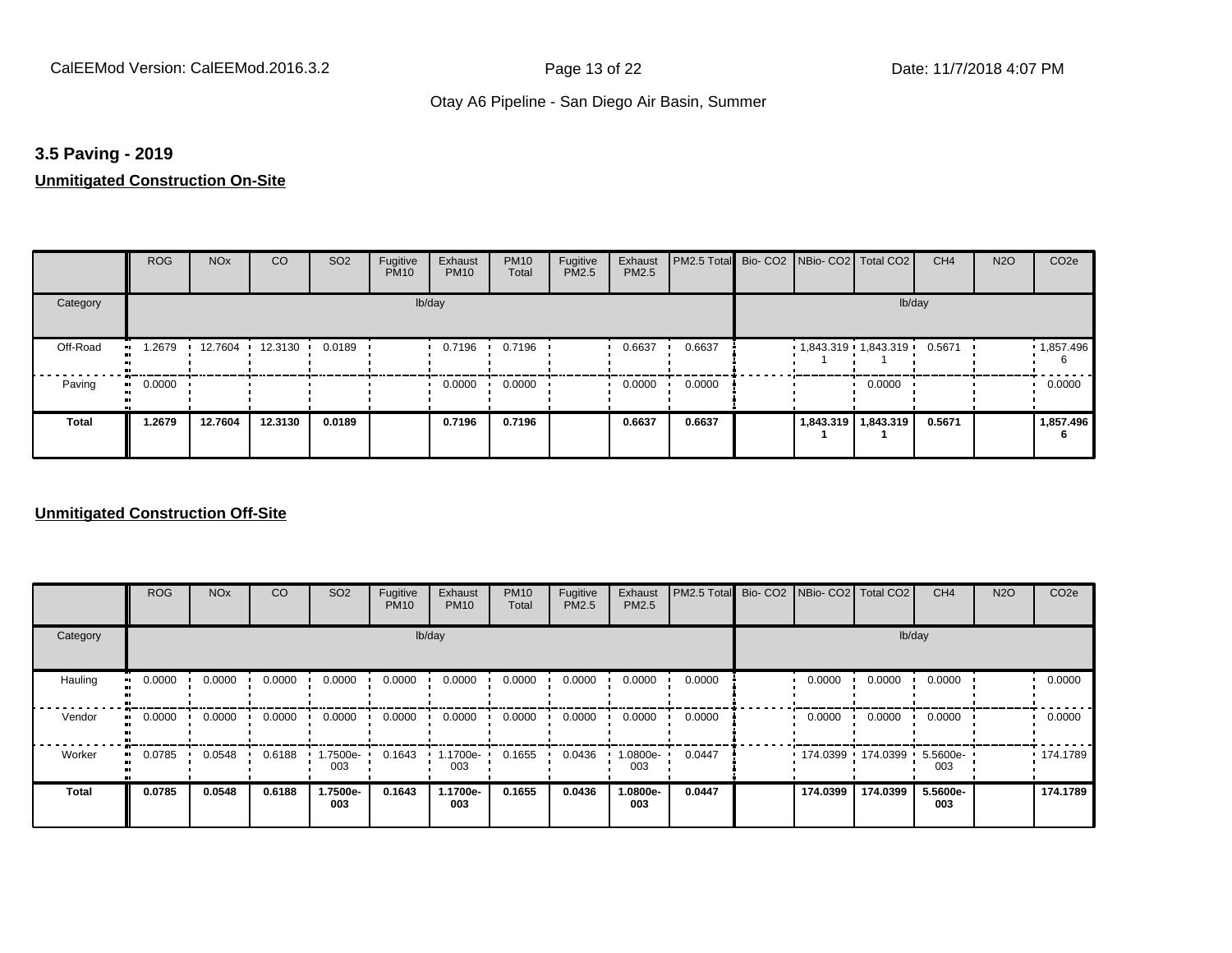### 3.5 Paving - 2019

**Unmitigated Construction On-Site**

| | ROG | NOx | CO | SO2 | Fugitive PM10 | Exhaust PM10 | PM10 Total | Fugitive PM2.5 | Exhaust PM2.5 | PM2.5 Total | Bio- CO2 | NBio- CO2 | Total CO2 | CH4 | N2O | CO2e |
|---|---|---|---|---|---|---|---|---|---|---|---|---|---|---|---|---|
| Category | lb/day | | | | | | | | | | lb/day | | | | | |
| Off-Road | 1.2679 | 12.7604 | 12.3130 | 0.0189 | | 0.7196 | 0.7196 | | 0.6637 | 0.6637 | | 1,843.319 1 | 1,843.319 1 | 0.5671 | | 1,857.496 6 |
| Paving | 0.0000 | | | | | 0.0000 | 0.0000 | | 0.0000 | 0.0000 | | | 0.0000 | | | 0.0000 |
| **Total** | **1.2679** | **12.7604** | **12.3130** | **0.0189** | | **0.7196** | **0.7196** | | **0.6637** | **0.6637** | | **1,843.319 1** | **1,843.319 1** | **0.5671** | | **1,857.496 6** |

**Unmitigated Construction Off-Site**

| | ROG | NOx | CO | SO2 | Fugitive PM10 | Exhaust PM10 | PM10 Total | Fugitive PM2.5 | Exhaust PM2.5 | PM2.5 Total | Bio- CO2 | NBio- CO2 | Total CO2 | CH4 | N2O | CO2e |
|---|---|---|---|---|---|---|---|---|---|---|---|---|---|---|---|---|
| Category | lb/day | | | | | | | | | | lb/day | | | | | |
| Hauling | 0.0000 | 0.0000 | 0.0000 | 0.0000 | 0.0000 | 0.0000 | 0.0000 | 0.0000 | 0.0000 | 0.0000 | | 0.0000 | 0.0000 | 0.0000 | | 0.0000 |
| Vendor | 0.0000 | 0.0000 | 0.0000 | 0.0000 | 0.0000 | 0.0000 | 0.0000 | 0.0000 | 0.0000 | 0.0000 | | 0.0000 | 0.0000 | 0.0000 | | 0.0000 |
| Worker | 0.0785 | 0.0548 | 0.6188 | 1.7500e-003 | 0.1643 | 1.1700e-003 | 0.1655 | 0.0436 | 1.0800e-003 | 0.0447 | | 174.0399 | 174.0399 | 5.5600e-003 | | 174.1789 |
| **Total** | **0.0785** | **0.0548** | **0.6188** | **1.7500e-003** | **0.1643** | **1.1700e-003** | **0.1655** | **0.0436** | **1.0800e-003** | **0.0447** | | **174.0399** | **174.0399** | **5.5600e-003** | | **174.1789** |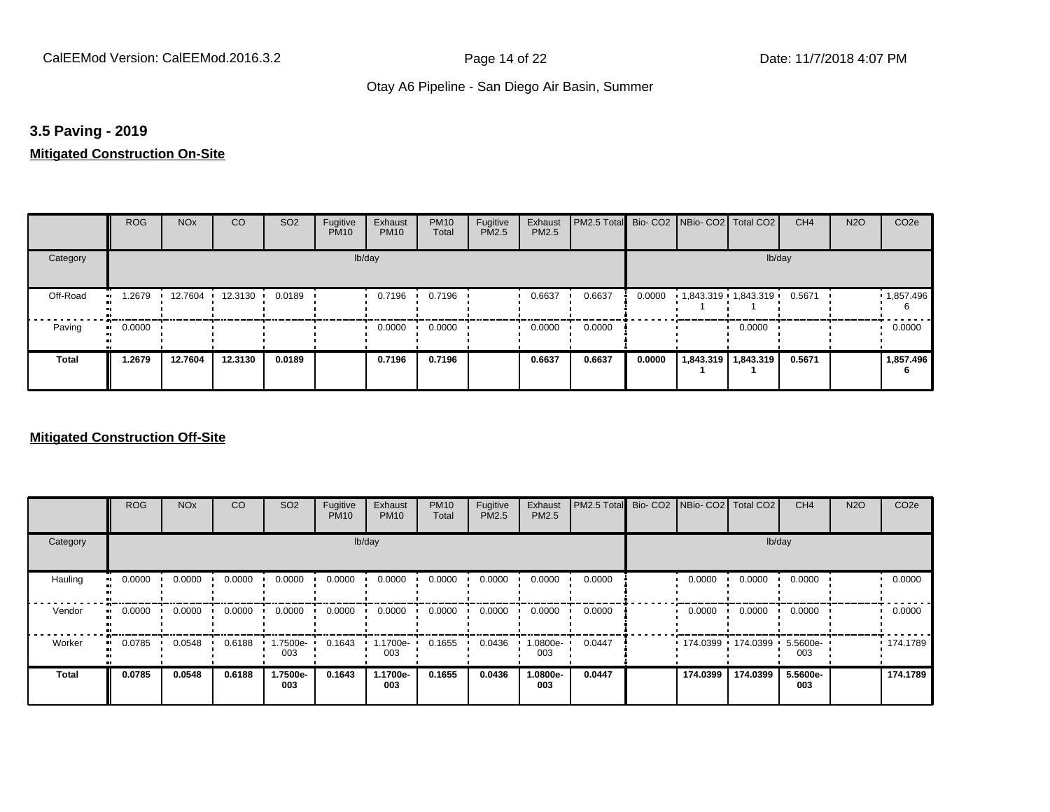## 3.5 Paving - 2019

### Mitigated Construction On-Site

| | ROG | NOx | CO | SO2 | Fugitive PM10 | Exhaust PM10 | PM10 Total | Fugitive PM2.5 | Exhaust PM2.5 | PM2.5 Total | Bio- CO2 | NBio- CO2 | Total CO2 | CH4 | N2O | CO2e |
|---|---|---|---|---|---|---|---|---|---|---|---|---|---|---|---|---|
| Category | lb/day | | | | | | | | | | lb/day | | | | | |
| Off-Road | 1.2679 | 12.7604 | 12.3130 | 0.0189 | | 0.7196 | 0.7196 | | 0.6637 | 0.6637 | 0.0000 | 1,843.3191 | 1,843.3191 | 0.5671 | | 1,857.4966 |
| Paving | 0.0000 | | | | | 0.0000 | 0.0000 | | 0.0000 | 0.0000 | | | 0.0000 | | | 0.0000 |
| **Total** | **1.2679** | **12.7604** | **12.3130** | **0.0189** | | **0.7196** | **0.7196** | | **0.6637** | **0.6637** | **0.0000** | **1,843.3191** | **1,843.3191** | **0.5671** | | **1,857.4966** |

### Mitigated Construction Off-Site

| | ROG | NOx | CO | SO2 | Fugitive PM10 | Exhaust PM10 | PM10 Total | Fugitive PM2.5 | Exhaust PM2.5 | PM2.5 Total | Bio- CO2 | NBio- CO2 | Total CO2 | CH4 | N2O | CO2e |
|---|---|---|---|---|---|---|---|---|---|---|---|---|---|---|---|---|
| Category | lb/day | | | | | | | | | | lb/day | | | | | |
| Hauling | 0.0000 | 0.0000 | 0.0000 | 0.0000 | 0.0000 | 0.0000 | 0.0000 | 0.0000 | 0.0000 | 0.0000 | | 0.0000 | 0.0000 | 0.0000 | | 0.0000 |
| Vendor | 0.0000 | 0.0000 | 0.0000 | 0.0000 | 0.0000 | 0.0000 | 0.0000 | 0.0000 | 0.0000 | 0.0000 | | 0.0000 | 0.0000 | 0.0000 | | 0.0000 |
| Worker | 0.0785 | 0.0548 | 0.6188 | 1.7500e-003 | 0.1643 | 1.1700e-003 | 0.1655 | 0.0436 | 1.0800e-003 | 0.0447 | | 174.0399 | 174.0399 | 5.5600e-003 | | 174.1789 |
| **Total** | **0.0785** | **0.0548** | **0.6188** | **1.7500e-003** | **0.1643** | **1.1700e-003** | **0.1655** | **0.0436** | **1.0800e-003** | **0.0447** | | **174.0399** | **174.0399** | **5.5600e-003** | | **174.1789** |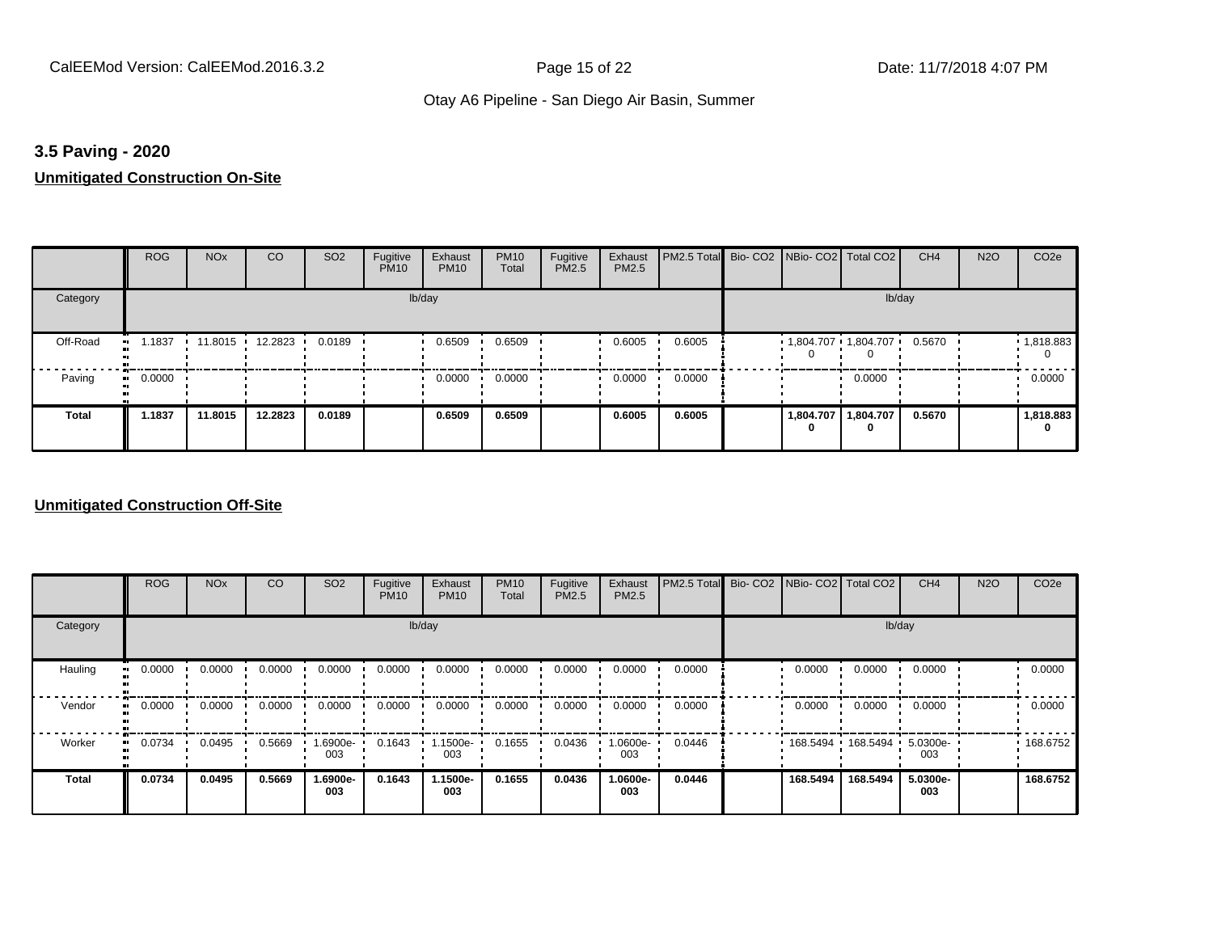### 3.5 Paving - 2020

**Unmitigated Construction On-Site**

| | ROG | NOx | CO | SO2 | Fugitive PM10 | Exhaust PM10 | PM10 Total | Fugitive PM2.5 | Exhaust PM2.5 | PM2.5 Total | Bio- CO2 | NBio- CO2 | Total CO2 | CH4 | N2O | CO2e |
|---|---|---|---|---|---|---|---|---|---|---|---|---|---|---|---|---|
| Category | lb/day | | | | | | | | | | lb/day | | | | | |
| Off-Road | 1.1837 | 11.8015 | 12.2823 | 0.0189 | | 0.6509 | 0.6509 | | 0.6005 | 0.6005 | | 1,804.707 0 | 1,804.707 0 | 0.5670 | | 1,818.883 0 |
| Paving | 0.0000 | | | | | 0.0000 | 0.0000 | | 0.0000 | 0.0000 | | | 0.0000 | | | 0.0000 |
| **Total** | **1.1837** | **11.8015** | **12.2823** | **0.0189** | | **0.6509** | **0.6509** | | **0.6005** | **0.6005** | | **1,804.707 0** | **1,804.707 0** | **0.5670** | | **1,818.883 0** |

**Unmitigated Construction Off-Site**

| | ROG | NOx | CO | SO2 | Fugitive PM10 | Exhaust PM10 | PM10 Total | Fugitive PM2.5 | Exhaust PM2.5 | PM2.5 Total | Bio- CO2 | NBio- CO2 | Total CO2 | CH4 | N2O | CO2e |
|---|---|---|---|---|---|---|---|---|---|---|---|---|---|---|---|---|
| Category | lb/day | | | | | | | | | | lb/day | | | | | |
| Hauling | 0.0000 | 0.0000 | 0.0000 | 0.0000 | 0.0000 | 0.0000 | 0.0000 | 0.0000 | 0.0000 | 0.0000 | | 0.0000 | 0.0000 | 0.0000 | | 0.0000 |
| Vendor | 0.0000 | 0.0000 | 0.0000 | 0.0000 | 0.0000 | 0.0000 | 0.0000 | 0.0000 | 0.0000 | 0.0000 | | 0.0000 | 0.0000 | 0.0000 | | 0.0000 |
| Worker | 0.0734 | 0.0495 | 0.5669 | 1.6900e-003 | 0.1643 | 1.1500e-003 | 0.1655 | 0.0436 | 1.0600e-003 | 0.0446 | | 168.5494 | 168.5494 | 5.0300e-003 | | 168.6752 |
| **Total** | **0.0734** | **0.0495** | **0.5669** | **1.6900e-003** | **0.1643** | **1.1500e-003** | **0.1655** | **0.0436** | **1.0600e-003** | **0.0446** | | **168.5494** | **168.5494** | **5.0300e-003** | | **168.6752** |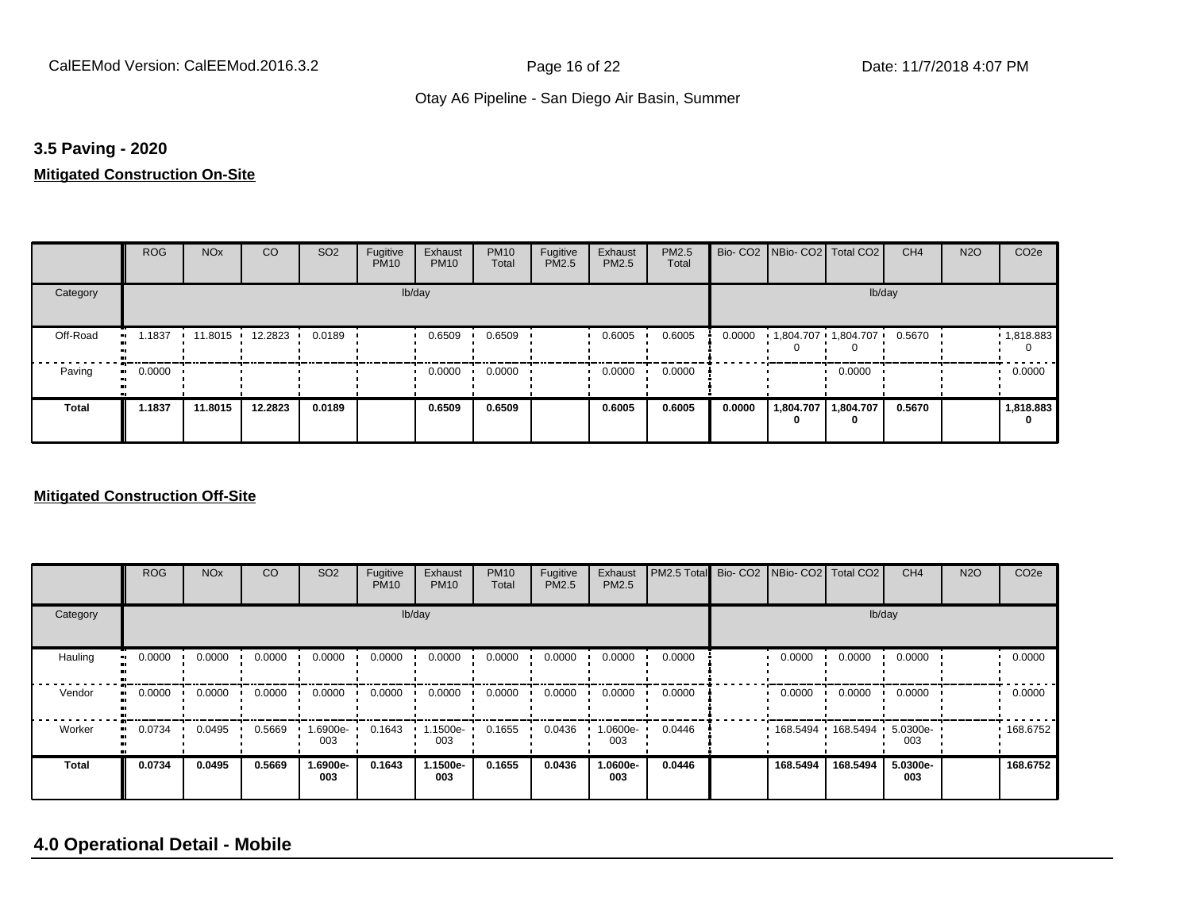### 3.5 Paving - 2020

**Mitigated Construction On-Site**

| | ROG | NOx | CO | SO2 | Fugitive PM10 | Exhaust PM10 | PM10 Total | Fugitive PM2.5 | Exhaust PM2.5 | PM2.5 Total | Bio- CO2 | NBio- CO2 | Total CO2 | CH4 | N2O | CO2e |
|---|---|---|---|---|---|---|---|---|---|---|---|---|---|---|---|---|
| Category | lb/day | | | | | | | | | | lb/day | | | | | |
| Off-Road | 1.1837 | 11.8015 | 12.2823 | 0.0189 | | 0.6509 | 0.6509 | | 0.6005 | 0.6005 | 0.0000 | 1,804.7070 | 1,804.7070 | 0.5670 | | 1,818.8830 |
| Paving | 0.0000 | | | | | 0.0000 | 0.0000 | | 0.0000 | 0.0000 | | | 0.0000 | | | 0.0000 |
| **Total** | **1.1837** | **11.8015** | **12.2823** | **0.0189** | | **0.6509** | **0.6509** | | **0.6005** | **0.6005** | **0.0000** | **1,804.7070** | **1,804.7070** | **0.5670** | | **1,818.8830** |

**Mitigated Construction Off-Site**

| | ROG | NOx | CO | SO2 | Fugitive PM10 | Exhaust PM10 | PM10 Total | Fugitive PM2.5 | Exhaust PM2.5 | PM2.5 Total | Bio- CO2 | NBio- CO2 | Total CO2 | CH4 | N2O | CO2e |
|---|---|---|---|---|---|---|---|---|---|---|---|---|---|---|---|---|
| Category | lb/day | | | | | | | | | | lb/day | | | | | |
| Hauling | 0.0000 | 0.0000 | 0.0000 | 0.0000 | 0.0000 | 0.0000 | 0.0000 | 0.0000 | 0.0000 | 0.0000 | | 0.0000 | 0.0000 | 0.0000 | | 0.0000 |
| Vendor | 0.0000 | 0.0000 | 0.0000 | 0.0000 | 0.0000 | 0.0000 | 0.0000 | 0.0000 | 0.0000 | 0.0000 | | 0.0000 | 0.0000 | 0.0000 | | 0.0000 |
| Worker | 0.0734 | 0.0495 | 0.5669 | 1.6900e-003 | 0.1643 | 1.1500e-003 | 0.1655 | 0.0436 | 1.0600e-003 | 0.0446 | | 168.5494 | 168.5494 | 5.0300e-003 | | 168.6752 |
| **Total** | **0.0734** | **0.0495** | **0.5669** | **1.6900e-003** | **0.1643** | **1.1500e-003** | **0.1655** | **0.0436** | **1.0600e-003** | **0.0446** | | **168.5494** | **168.5494** | **5.0300e-003** | | **168.6752** |

## 4.0 Operational Detail - Mobile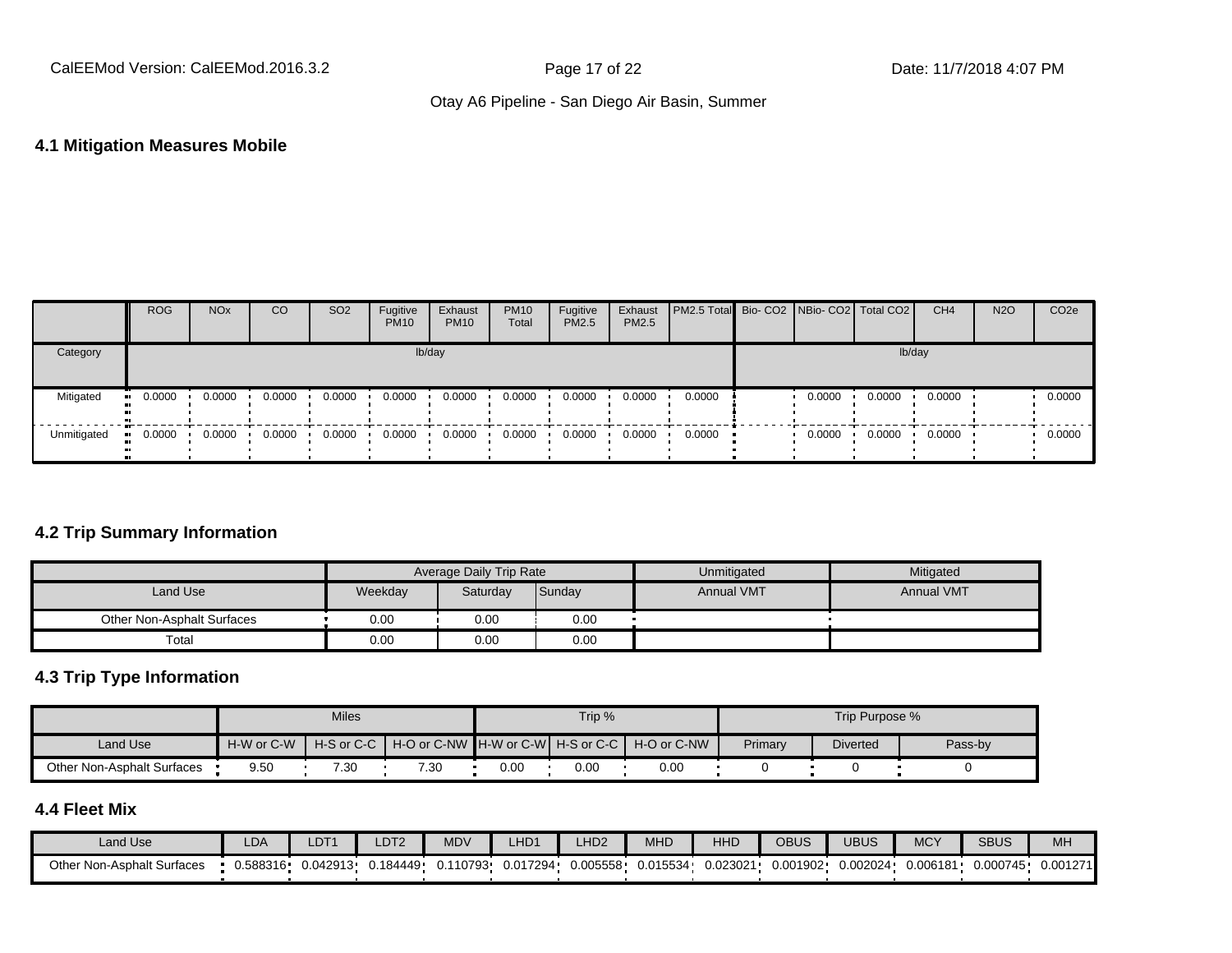## 4.1 Mitigation Measures Mobile

| | ROG | NOx | CO | SO2 | Fugitive PM10 | Exhaust PM10 | PM10 Total | Fugitive PM2.5 | Exhaust PM2.5 | PM2.5 Total | Bio- CO2 | NBio- CO2 | Total CO2 | CH4 | N2O | CO2e |
|---|---|---|---|---|---|---|---|---|---|---|---|---|---|---|---|---|
| Category | lb/day | | | | | | | | | | lb/day | | | | | |
| Mitigated | 0.0000 | 0.0000 | 0.0000 | 0.0000 | 0.0000 | 0.0000 | 0.0000 | 0.0000 | 0.0000 | 0.0000 | | 0.0000 | 0.0000 | 0.0000 | | 0.0000 |
| Unmitigated | 0.0000 | 0.0000 | 0.0000 | 0.0000 | 0.0000 | 0.0000 | 0.0000 | 0.0000 | 0.0000 | 0.0000 | | 0.0000 | 0.0000 | 0.0000 | | 0.0000 |

## 4.2 Trip Summary Information

| | Average Daily Trip Rate | | | Unmitigated | Mitigated |
|---|---|---|---|---|---|
| Land Use | Weekday | Saturday | Sunday | Annual VMT | Annual VMT |
| Other Non-Asphalt Surfaces | 0.00 | 0.00 | 0.00 | | |
| Total | 0.00 | 0.00 | 0.00 | | |

## 4.3 Trip Type Information

| | Miles | | | Trip % | | | Trip Purpose % | | |
|---|---|---|---|---|---|---|---|---|---|
| Land Use | H-W or C-W | H-S or C-C | H-O or C-NW | H-W or C-W | H-S or C-C | H-O or C-NW | Primary | Diverted | Pass-by |
| Other Non-Asphalt Surfaces | 9.50 | 7.30 | 7.30 | 0.00 | 0.00 | 0.00 | 0 | 0 | 0 |

## 4.4 Fleet Mix

| Land Use | LDA | LDT1 | LDT2 | MDV | LHD1 | LHD2 | MHD | HHD | OBUS | UBUS | MCY | SBUS | MH |
|---|---|---|---|---|---|---|---|---|---|---|---|---|---|
| Other Non-Asphalt Surfaces | 0.588316 | 0.042913 | 0.184449 | 0.110793 | 0.017294 | 0.005558 | 0.015534 | 0.023021 | 0.001902 | 0.002024 | 0.006181 | 0.000745 | 0.001271 |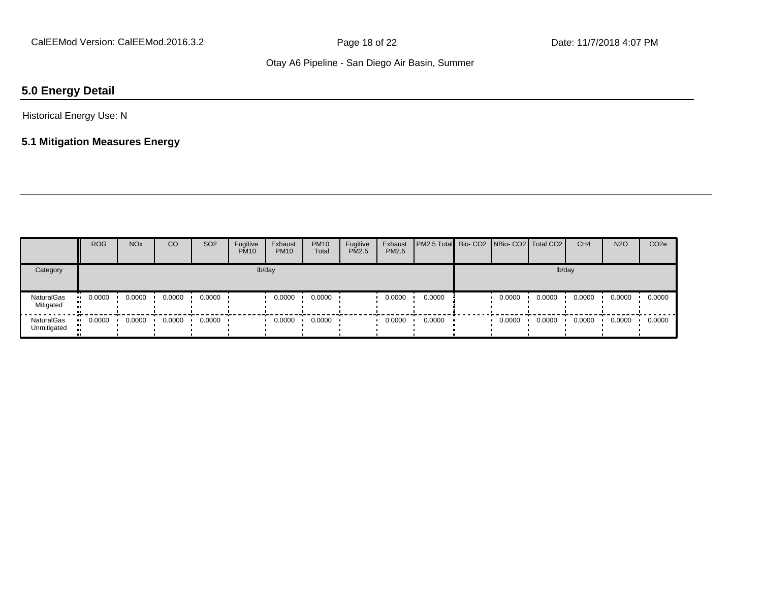## 5.0 Energy Detail

Historical Energy Use: N

### 5.1 Mitigation Measures Energy

| | ROG | NOx | CO | SO2 | Fugitive PM10 | Exhaust PM10 | PM10 Total | Fugitive PM2.5 | Exhaust PM2.5 | PM2.5 Total | Bio- CO2 | NBio- CO2 | Total CO2 | CH4 | N2O | CO2e |
|---|---|---|---|---|---|---|---|---|---|---|---|---|---|---|---|---|
| Category | lb/day | | | | | | | | | | lb/day | | | | | |
| NaturalGas Mitigated | 0.0000 | 0.0000 | 0.0000 | 0.0000 | | 0.0000 | 0.0000 | | 0.0000 | 0.0000 | | 0.0000 | 0.0000 | 0.0000 | 0.0000 | 0.0000 |
| NaturalGas Unmitigated | 0.0000 | 0.0000 | 0.0000 | 0.0000 | | 0.0000 | 0.0000 | | 0.0000 | 0.0000 | | 0.0000 | 0.0000 | 0.0000 | 0.0000 | 0.0000 |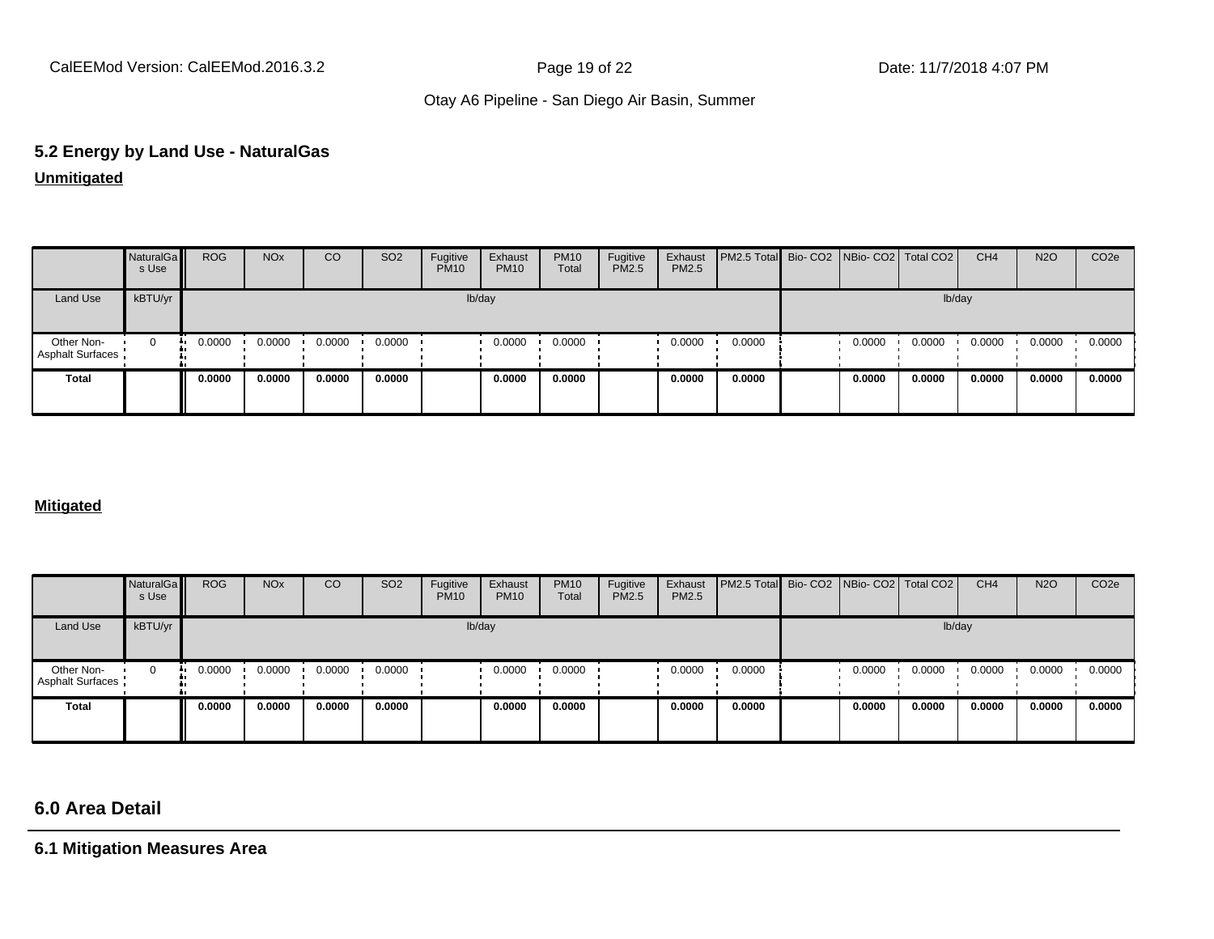## 5.2 Energy by Land Use - NaturalGas

**Unmitigated**

| | NaturalGas Use | ROG | NOx | CO | SO2 | Fugitive PM10 | Exhaust PM10 | PM10 Total | Fugitive PM2.5 | Exhaust PM2.5 | PM2.5 Total | Bio- CO2 | NBio- CO2 | Total CO2 | CH4 | N2O | CO2e |
|---|---|---|---|---|---|---|---|---|---|---|---|---|---|---|---|---|---|
| Land Use | kBTU/yr | lb/day | | | | | | | | | | lb/day | | | | | |
| Other Non-Asphalt Surfaces | 0 | 0.0000 | 0.0000 | 0.0000 | 0.0000 | | 0.0000 | 0.0000 | | 0.0000 | 0.0000 | | 0.0000 | 0.0000 | 0.0000 | 0.0000 | 0.0000 |
| **Total** | | **0.0000** | **0.0000** | **0.0000** | **0.0000** | | **0.0000** | **0.0000** | | **0.0000** | **0.0000** | | **0.0000** | **0.0000** | **0.0000** | **0.0000** | **0.0000** |

**Mitigated**

| | NaturalGas Use | ROG | NOx | CO | SO2 | Fugitive PM10 | Exhaust PM10 | PM10 Total | Fugitive PM2.5 | Exhaust PM2.5 | PM2.5 Total | Bio- CO2 | NBio- CO2 | Total CO2 | CH4 | N2O | CO2e |
|---|---|---|---|---|---|---|---|---|---|---|---|---|---|---|---|---|---|
| Land Use | kBTU/yr | lb/day | | | | | | | | | | lb/day | | | | | |
| Other Non-Asphalt Surfaces | 0 | 0.0000 | 0.0000 | 0.0000 | 0.0000 | | 0.0000 | 0.0000 | | 0.0000 | 0.0000 | | 0.0000 | 0.0000 | 0.0000 | 0.0000 | 0.0000 |
| **Total** | | **0.0000** | **0.0000** | **0.0000** | **0.0000** | | **0.0000** | **0.0000** | | **0.0000** | **0.0000** | | **0.0000** | **0.0000** | **0.0000** | **0.0000** | **0.0000** |

# 6.0 Area Detail

## 6.1 Mitigation Measures Area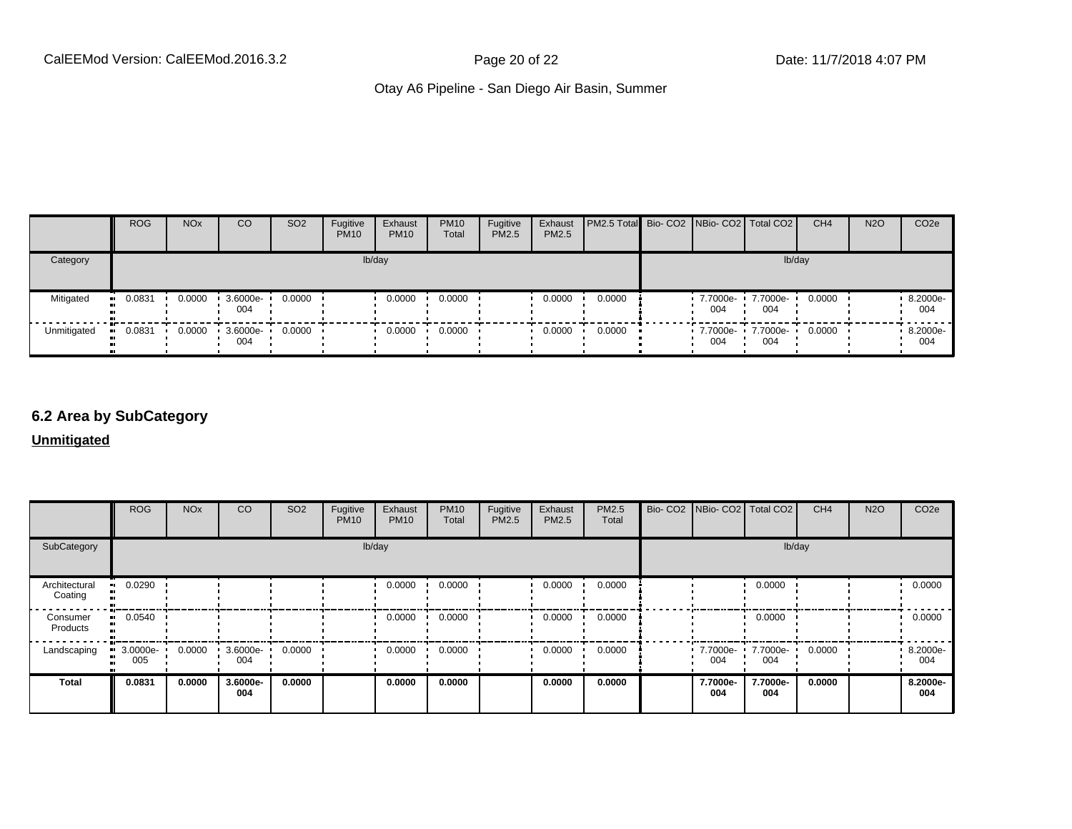| | ROG | NOx | CO | SO2 | Fugitive PM10 | Exhaust PM10 | PM10 Total | Fugitive PM2.5 | Exhaust PM2.5 | PM2.5 Total | Bio- CO2 | NBio- CO2 | Total CO2 | CH4 | N2O | CO2e |
|---|---|---|---|---|---|---|---|---|---|---|---|---|---|---|---|---|
| Category | lb/day | | | | | | | | | | lb/day | | | | | |
| Mitigated | 0.0831 | 0.0000 | 3.6000e-004 | 0.0000 | | 0.0000 | 0.0000 | | 0.0000 | 0.0000 | | 7.7000e-004 | 7.7000e-004 | 0.0000 | | 8.2000e-004 |
| Unmitigated | 0.0831 | 0.0000 | 3.6000e-004 | 0.0000 | | 0.0000 | 0.0000 | | 0.0000 | 0.0000 | | 7.7000e-004 | 7.7000e-004 | 0.0000 | | 8.2000e-004 |

## 6.2 Area by SubCategory

**Unmitigated**

| | ROG | NOx | CO | SO2 | Fugitive PM10 | Exhaust PM10 | PM10 Total | Fugitive PM2.5 | Exhaust PM2.5 | PM2.5 Total | Bio- CO2 | NBio- CO2 | Total CO2 | CH4 | N2O | CO2e |
|---|---|---|---|---|---|---|---|---|---|---|---|---|---|---|---|---|
| SubCategory | lb/day | | | | | | | | | | lb/day | | | | | |
| Architectural Coating | 0.0290 | | | | | 0.0000 | 0.0000 | | 0.0000 | 0.0000 | | | 0.0000 | | | 0.0000 |
| Consumer Products | 0.0540 | | | | | 0.0000 | 0.0000 | | 0.0000 | 0.0000 | | | 0.0000 | | | 0.0000 |
| Landscaping | 3.0000e-005 | 0.0000 | 3.6000e-004 | 0.0000 | | 0.0000 | 0.0000 | | 0.0000 | 0.0000 | | 7.7000e-004 | 7.7000e-004 | 0.0000 | | 8.2000e-004 |
| **Total** | **0.0831** | **0.0000** | **3.6000e-004** | **0.0000** | | **0.0000** | **0.0000** | | **0.0000** | **0.0000** | | **7.7000e-004** | **7.7000e-004** | **0.0000** | | **8.2000e-004** |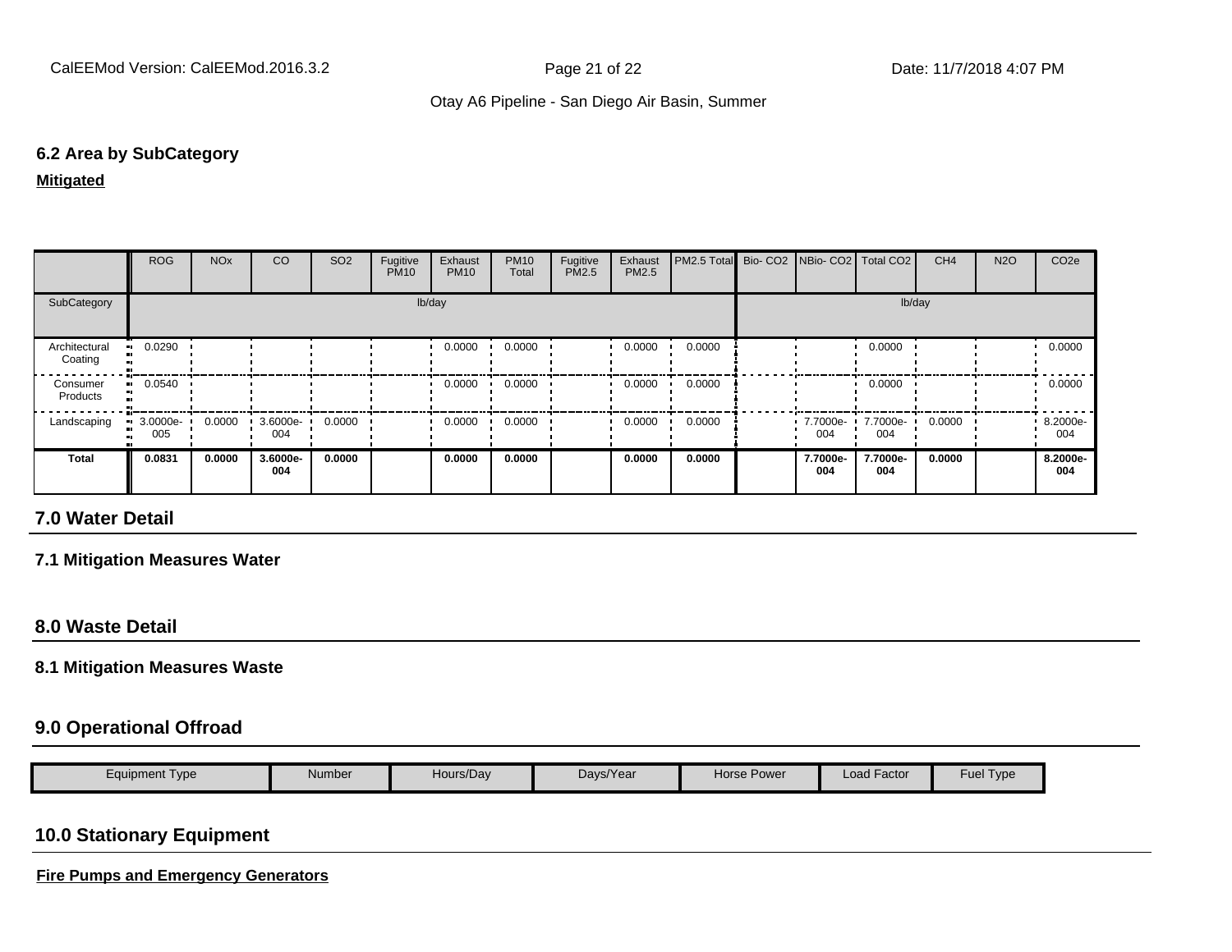### 6.2 Area by SubCategory

**Mitigated**

| | ROG | NOx | CO | SO2 | Fugitive PM10 | Exhaust PM10 | PM10 Total | Fugitive PM2.5 | Exhaust PM2.5 | PM2.5 Total | Bio- CO2 | NBio- CO2 | Total CO2 | CH4 | N2O | CO2e |
|---|---|---|---|---|---|---|---|---|---|---|---|---|---|---|---|---|
| SubCategory | lb/day | | | | | | | | | | lb/day | | | | | |
| Architectural Coating | 0.0290 | | | | | 0.0000 | 0.0000 | | 0.0000 | 0.0000 | | | 0.0000 | | | 0.0000 |
| Consumer Products | 0.0540 | | | | | 0.0000 | 0.0000 | | 0.0000 | 0.0000 | | | 0.0000 | | | 0.0000 |
| Landscaping | 3.0000e-005 | 0.0000 | 3.6000e-004 | 0.0000 | | 0.0000 | 0.0000 | | 0.0000 | 0.0000 | | 7.7000e-004 | 7.7000e-004 | 0.0000 | | 8.2000e-004 |
| **Total** | **0.0831** | **0.0000** | **3.6000e-004** | **0.0000** | | **0.0000** | **0.0000** | | **0.0000** | **0.0000** | | **7.7000e-004** | **7.7000e-004** | **0.0000** | | **8.2000e-004** |

## 7.0 Water Detail

### 7.1 Mitigation Measures Water

## 8.0 Waste Detail

### 8.1 Mitigation Measures Waste

## 9.0 Operational Offroad

| Equipment Type | Number | Hours/Day | Days/Year | Horse Power | Load Factor | Fuel Type |
|---|---|---|---|---|---|---|

## 10.0 Stationary Equipment

**Fire Pumps and Emergency Generators**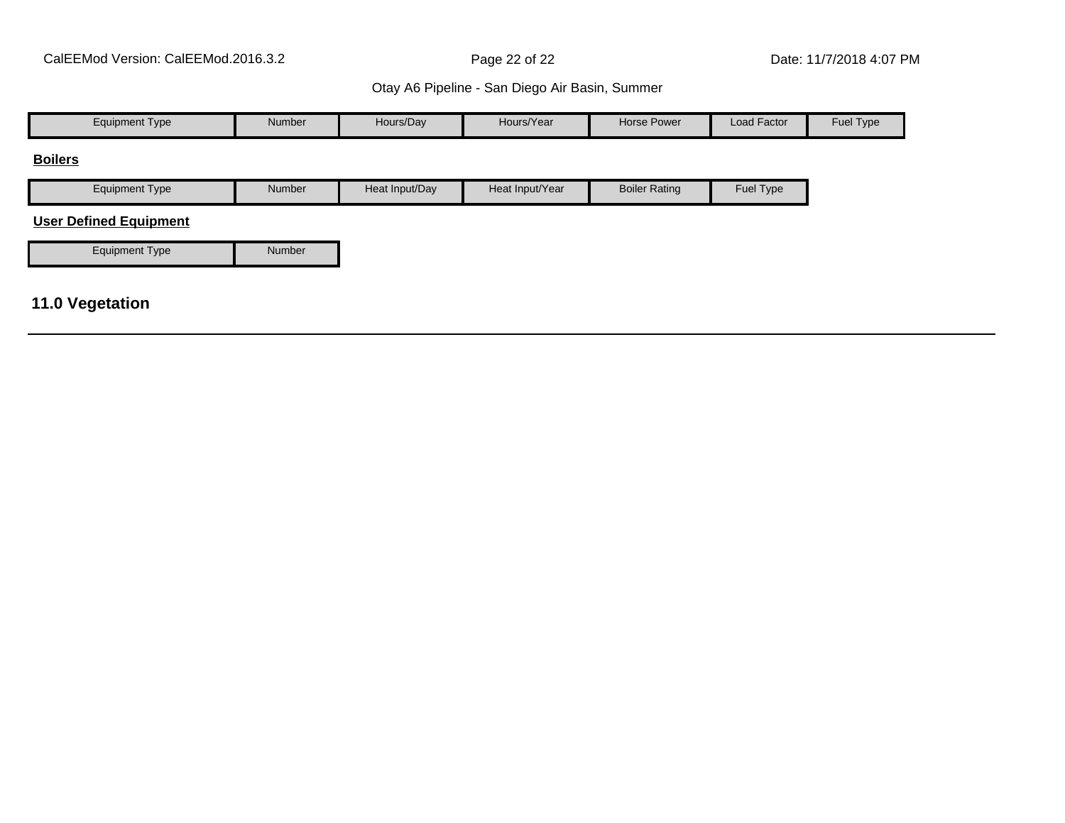| Equipment Type | Number | Hours/Day | Hours/Year | Horse Power | Load Factor | Fuel Type |
|---|---|---|---|---|---|---|

**Boilers**

| Equipment Type | Number | Heat Input/Day | Heat Input/Year | Boiler Rating | Fuel Type |
|---|---|---|---|---|---|

**User Defined Equipment**

| Equipment Type | Number |
|---|---|

## 11.0 Vegetation